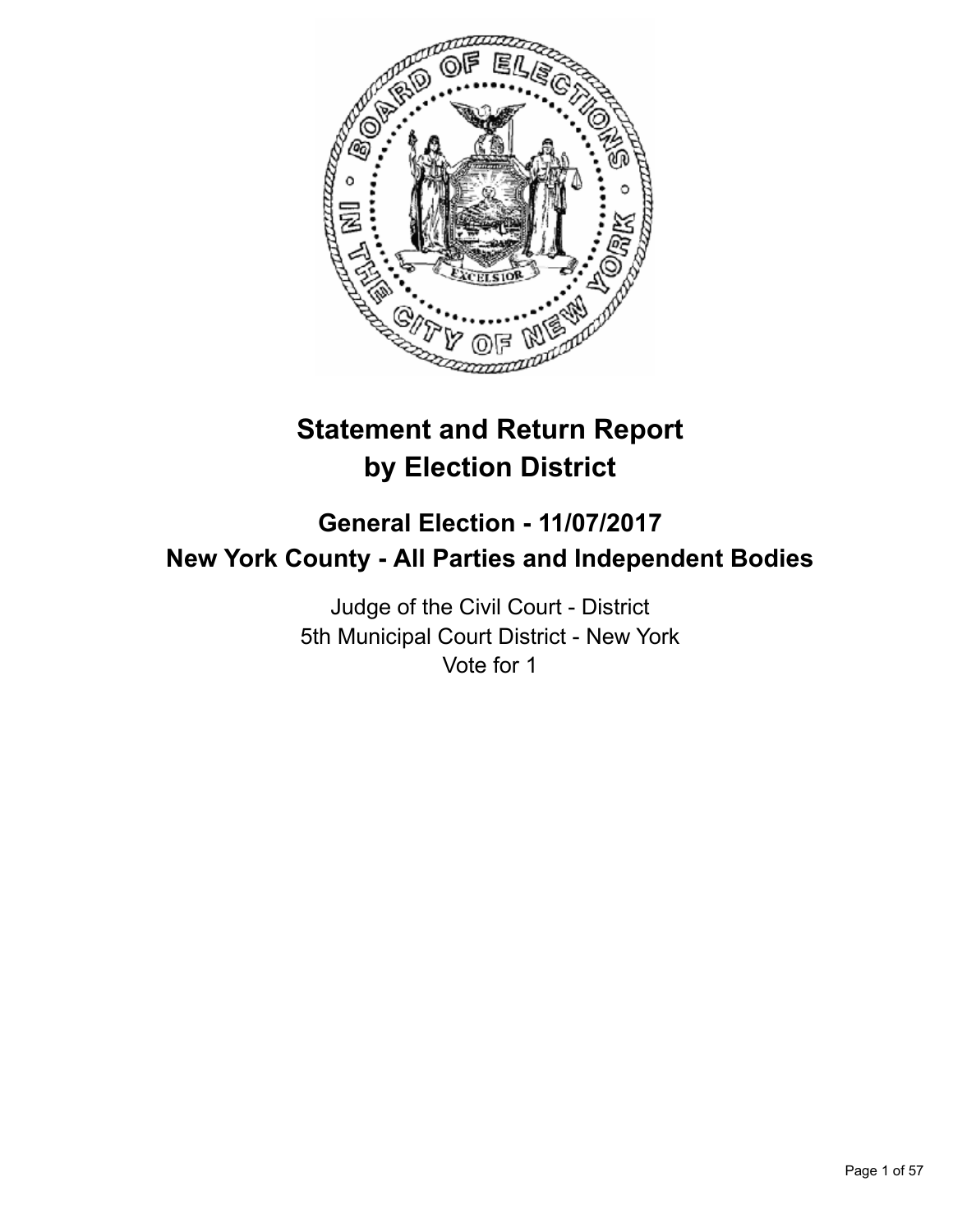# Statement and Return Report by Election District

## General Election - 11/07/2017
## New York County - All Parties and Independent Bodies

Judge of the Civil Court - District
5th Municipal Court District - New York
Vote for 1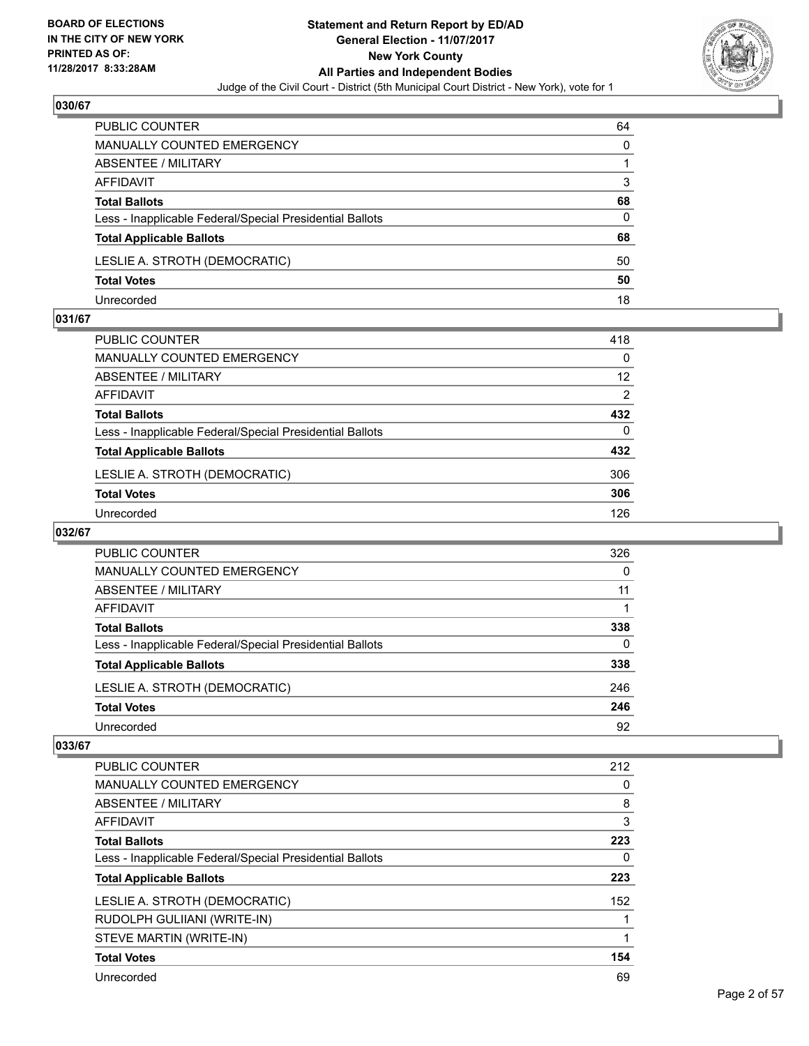## 030/67

| | |
|---|---|
| PUBLIC COUNTER | 64 |
| MANUALLY COUNTED EMERGENCY | 0 |
| ABSENTEE / MILITARY | 1 |
| AFFIDAVIT | 3 |
| **Total Ballots** | **68** |
| Less - Inapplicable Federal/Special Presidential Ballots | 0 |
| **Total Applicable Ballots** | **68** |
| LESLIE A. STROTH (DEMOCRATIC) | 50 |
| **Total Votes** | **50** |
| Unrecorded | 18 |

## 031/67

| | |
|---|---|
| PUBLIC COUNTER | 418 |
| MANUALLY COUNTED EMERGENCY | 0 |
| ABSENTEE / MILITARY | 12 |
| AFFIDAVIT | 2 |
| **Total Ballots** | **432** |
| Less - Inapplicable Federal/Special Presidential Ballots | 0 |
| **Total Applicable Ballots** | **432** |
| LESLIE A. STROTH (DEMOCRATIC) | 306 |
| **Total Votes** | **306** |
| Unrecorded | 126 |

## 032/67

| | |
|---|---|
| PUBLIC COUNTER | 326 |
| MANUALLY COUNTED EMERGENCY | 0 |
| ABSENTEE / MILITARY | 11 |
| AFFIDAVIT | 1 |
| **Total Ballots** | **338** |
| Less - Inapplicable Federal/Special Presidential Ballots | 0 |
| **Total Applicable Ballots** | **338** |
| LESLIE A. STROTH (DEMOCRATIC) | 246 |
| **Total Votes** | **246** |
| Unrecorded | 92 |

## 033/67

| | |
|---|---|
| PUBLIC COUNTER | 212 |
| MANUALLY COUNTED EMERGENCY | 0 |
| ABSENTEE / MILITARY | 8 |
| AFFIDAVIT | 3 |
| **Total Ballots** | **223** |
| Less - Inapplicable Federal/Special Presidential Ballots | 0 |
| **Total Applicable Ballots** | **223** |
| LESLIE A. STROTH (DEMOCRATIC) | 152 |
| RUDOLPH GULIIANI (WRITE-IN) | 1 |
| STEVE MARTIN (WRITE-IN) | 1 |
| **Total Votes** | **154** |
| Unrecorded | 69 |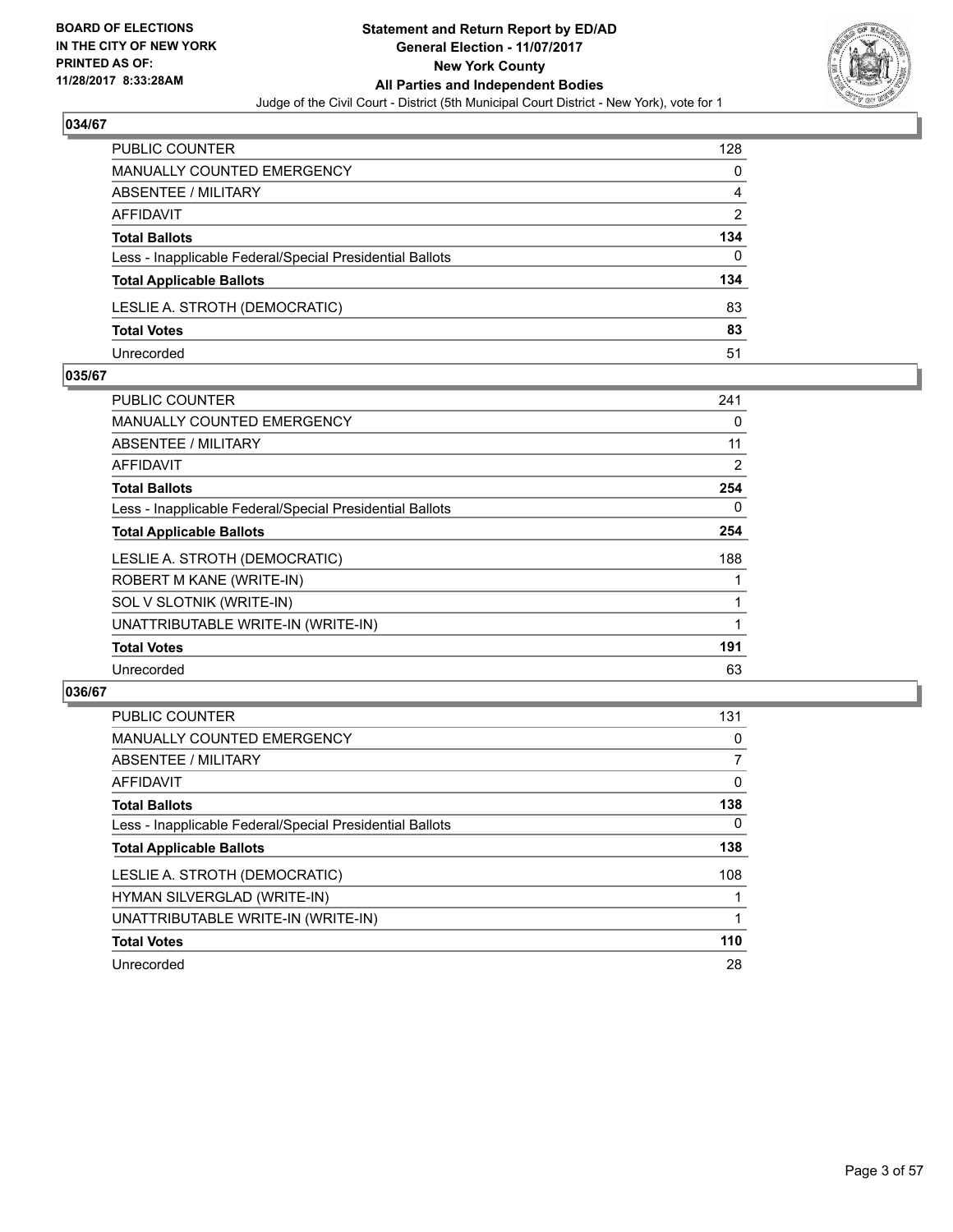**BOARD OF ELECTIONS IN THE CITY OF NEW YORK PRINTED AS OF: 11/28/2017 8:33:28AM**

**Statement and Return Report by ED/AD General Election - 11/07/2017 New York County All Parties and Independent Bodies**

Judge of the Civil Court - District (5th Municipal Court District - New York), vote for 1

### 034/67

| | |
|---|---|
| PUBLIC COUNTER | 128 |
| MANUALLY COUNTED EMERGENCY | 0 |
| ABSENTEE / MILITARY | 4 |
| AFFIDAVIT | 2 |
| **Total Ballots** | **134** |
| Less - Inapplicable Federal/Special Presidential Ballots | 0 |
| **Total Applicable Ballots** | **134** |
| LESLIE A. STROTH (DEMOCRATIC) | 83 |
| **Total Votes** | **83** |
| Unrecorded | 51 |

### 035/67

| | |
|---|---|
| PUBLIC COUNTER | 241 |
| MANUALLY COUNTED EMERGENCY | 0 |
| ABSENTEE / MILITARY | 11 |
| AFFIDAVIT | 2 |
| **Total Ballots** | **254** |
| Less - Inapplicable Federal/Special Presidential Ballots | 0 |
| **Total Applicable Ballots** | **254** |
| LESLIE A. STROTH (DEMOCRATIC) | 188 |
| ROBERT M KANE (WRITE-IN) | 1 |
| SOL V SLOTNIK (WRITE-IN) | 1 |
| UNATTRIBUTABLE WRITE-IN (WRITE-IN) | 1 |
| **Total Votes** | **191** |
| Unrecorded | 63 |

### 036/67

| | |
|---|---|
| PUBLIC COUNTER | 131 |
| MANUALLY COUNTED EMERGENCY | 0 |
| ABSENTEE / MILITARY | 7 |
| AFFIDAVIT | 0 |
| **Total Ballots** | **138** |
| Less - Inapplicable Federal/Special Presidential Ballots | 0 |
| **Total Applicable Ballots** | **138** |
| LESLIE A. STROTH (DEMOCRATIC) | 108 |
| HYMAN SILVERGLAD (WRITE-IN) | 1 |
| UNATTRIBUTABLE WRITE-IN (WRITE-IN) | 1 |
| **Total Votes** | **110** |
| Unrecorded | 28 |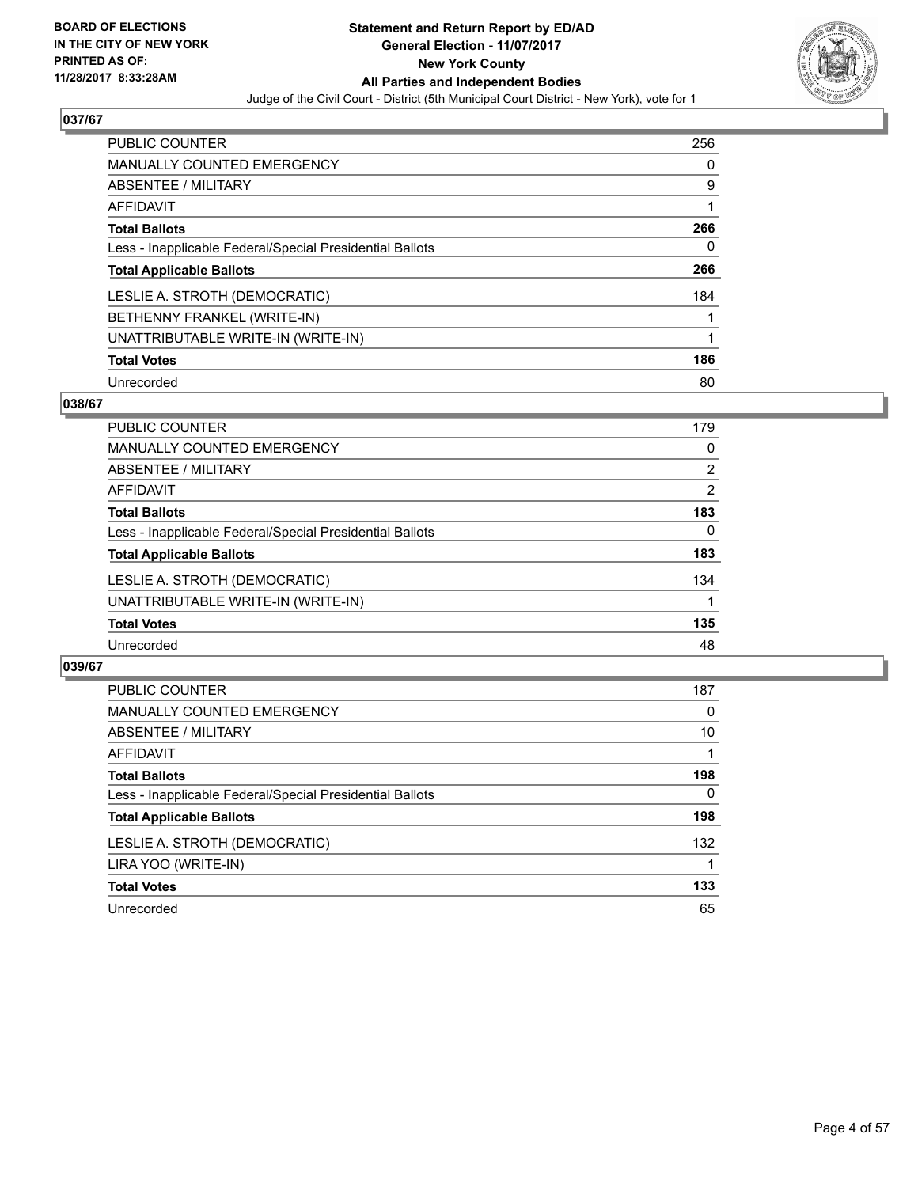**BOARD OF ELECTIONS IN THE CITY OF NEW YORK PRINTED AS OF: 11/28/2017 8:33:28AM**

**Statement and Return Report by ED/AD General Election - 11/07/2017 New York County All Parties and Independent Bodies**

Judge of the Civil Court - District (5th Municipal Court District - New York), vote for 1

## 037/67

| | |
|---|---|
| PUBLIC COUNTER | 256 |
| MANUALLY COUNTED EMERGENCY | 0 |
| ABSENTEE / MILITARY | 9 |
| AFFIDAVIT | 1 |
| **Total Ballots** | **266** |
| Less - Inapplicable Federal/Special Presidential Ballots | 0 |
| **Total Applicable Ballots** | **266** |
| LESLIE A. STROTH (DEMOCRATIC) | 184 |
| BETHENNY FRANKEL (WRITE-IN) | 1 |
| UNATTRIBUTABLE WRITE-IN (WRITE-IN) | 1 |
| **Total Votes** | **186** |
| Unrecorded | 80 |

## 038/67

| | |
|---|---|
| PUBLIC COUNTER | 179 |
| MANUALLY COUNTED EMERGENCY | 0 |
| ABSENTEE / MILITARY | 2 |
| AFFIDAVIT | 2 |
| **Total Ballots** | **183** |
| Less - Inapplicable Federal/Special Presidential Ballots | 0 |
| **Total Applicable Ballots** | **183** |
| LESLIE A. STROTH (DEMOCRATIC) | 134 |
| UNATTRIBUTABLE WRITE-IN (WRITE-IN) | 1 |
| **Total Votes** | **135** |
| Unrecorded | 48 |

## 039/67

| | |
|---|---|
| PUBLIC COUNTER | 187 |
| MANUALLY COUNTED EMERGENCY | 0 |
| ABSENTEE / MILITARY | 10 |
| AFFIDAVIT | 1 |
| **Total Ballots** | **198** |
| Less - Inapplicable Federal/Special Presidential Ballots | 0 |
| **Total Applicable Ballots** | **198** |
| LESLIE A. STROTH (DEMOCRATIC) | 132 |
| LIRA YOO (WRITE-IN) | 1 |
| **Total Votes** | **133** |
| Unrecorded | 65 |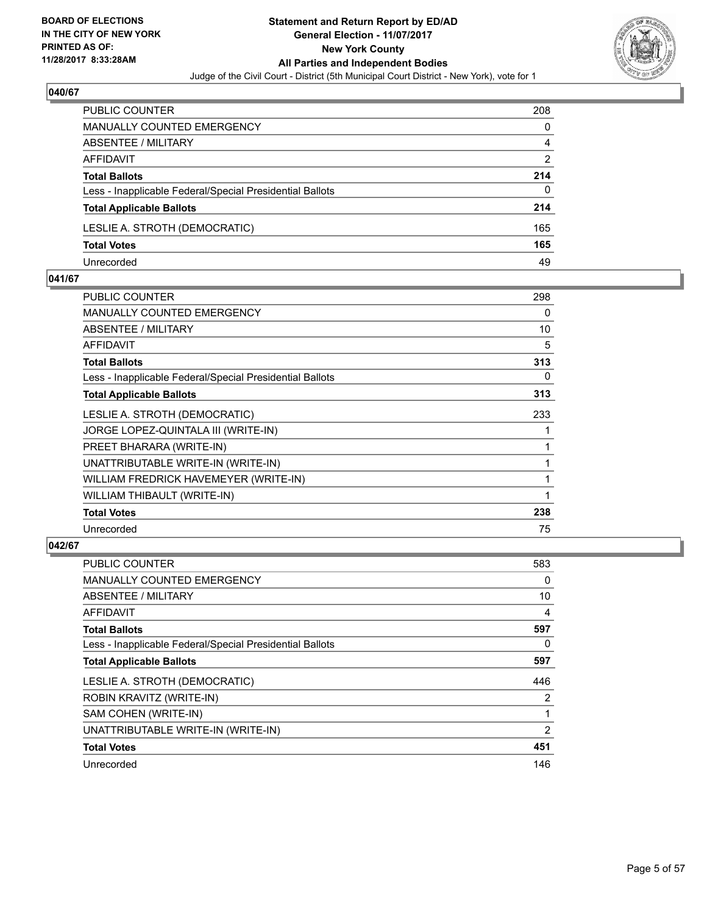**BOARD OF ELECTIONS IN THE CITY OF NEW YORK PRINTED AS OF: 11/28/2017 8:33:28AM**

**Statement and Return Report by ED/AD General Election - 11/07/2017 New York County All Parties and Independent Bodies**

Judge of the Civil Court - District (5th Municipal Court District - New York), vote for 1

## 040/67

| | |
|---|---|
| PUBLIC COUNTER | 208 |
| MANUALLY COUNTED EMERGENCY | 0 |
| ABSENTEE / MILITARY | 4 |
| AFFIDAVIT | 2 |
| **Total Ballots** | **214** |
| Less - Inapplicable Federal/Special Presidential Ballots | 0 |
| **Total Applicable Ballots** | **214** |
| LESLIE A. STROTH (DEMOCRATIC) | 165 |
| **Total Votes** | **165** |
| Unrecorded | 49 |

## 041/67

| | |
|---|---|
| PUBLIC COUNTER | 298 |
| MANUALLY COUNTED EMERGENCY | 0 |
| ABSENTEE / MILITARY | 10 |
| AFFIDAVIT | 5 |
| **Total Ballots** | **313** |
| Less - Inapplicable Federal/Special Presidential Ballots | 0 |
| **Total Applicable Ballots** | **313** |
| LESLIE A. STROTH (DEMOCRATIC) | 233 |
| JORGE LOPEZ-QUINTALA III (WRITE-IN) | 1 |
| PREET BHARARA (WRITE-IN) | 1 |
| UNATTRIBUTABLE WRITE-IN (WRITE-IN) | 1 |
| WILLIAM FREDRICK HAVEMEYER (WRITE-IN) | 1 |
| WILLIAM THIBAULT (WRITE-IN) | 1 |
| **Total Votes** | **238** |
| Unrecorded | 75 |

## 042/67

| | |
|---|---|
| PUBLIC COUNTER | 583 |
| MANUALLY COUNTED EMERGENCY | 0 |
| ABSENTEE / MILITARY | 10 |
| AFFIDAVIT | 4 |
| **Total Ballots** | **597** |
| Less - Inapplicable Federal/Special Presidential Ballots | 0 |
| **Total Applicable Ballots** | **597** |
| LESLIE A. STROTH (DEMOCRATIC) | 446 |
| ROBIN KRAVITZ (WRITE-IN) | 2 |
| SAM COHEN (WRITE-IN) | 1 |
| UNATTRIBUTABLE WRITE-IN (WRITE-IN) | 2 |
| **Total Votes** | **451** |
| Unrecorded | 146 |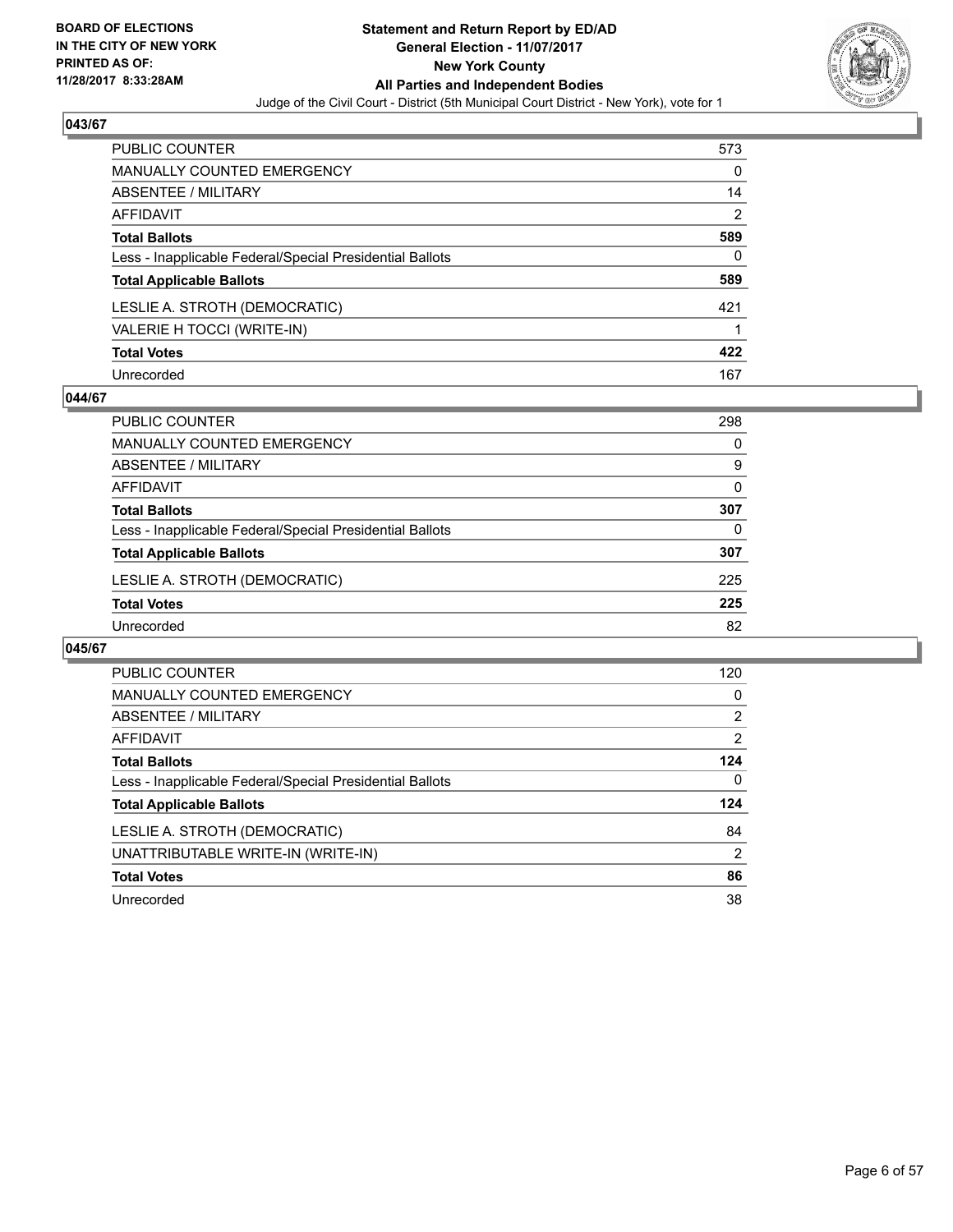**BOARD OF ELECTIONS IN THE CITY OF NEW YORK PRINTED AS OF: 11/28/2017 8:33:28AM**

**Statement and Return Report by ED/AD**
**General Election - 11/07/2017**
**New York County**
**All Parties and Independent Bodies**
Judge of the Civil Court - District (5th Municipal Court District - New York), vote for 1

## 043/67

| | |
|---|---|
| PUBLIC COUNTER | 573 |
| MANUALLY COUNTED EMERGENCY | 0 |
| ABSENTEE / MILITARY | 14 |
| AFFIDAVIT | 2 |
| **Total Ballots** | **589** |
| Less - Inapplicable Federal/Special Presidential Ballots | 0 |
| **Total Applicable Ballots** | **589** |
| LESLIE A. STROTH (DEMOCRATIC) | 421 |
| VALERIE H TOCCI (WRITE-IN) | 1 |
| **Total Votes** | **422** |
| Unrecorded | 167 |

## 044/67

| | |
|---|---|
| PUBLIC COUNTER | 298 |
| MANUALLY COUNTED EMERGENCY | 0 |
| ABSENTEE / MILITARY | 9 |
| AFFIDAVIT | 0 |
| **Total Ballots** | **307** |
| Less - Inapplicable Federal/Special Presidential Ballots | 0 |
| **Total Applicable Ballots** | **307** |
| LESLIE A. STROTH (DEMOCRATIC) | 225 |
| **Total Votes** | **225** |
| Unrecorded | 82 |

## 045/67

| | |
|---|---|
| PUBLIC COUNTER | 120 |
| MANUALLY COUNTED EMERGENCY | 0 |
| ABSENTEE / MILITARY | 2 |
| AFFIDAVIT | 2 |
| **Total Ballots** | **124** |
| Less - Inapplicable Federal/Special Presidential Ballots | 0 |
| **Total Applicable Ballots** | **124** |
| LESLIE A. STROTH (DEMOCRATIC) | 84 |
| UNATTRIBUTABLE WRITE-IN (WRITE-IN) | 2 |
| **Total Votes** | **86** |
| Unrecorded | 38 |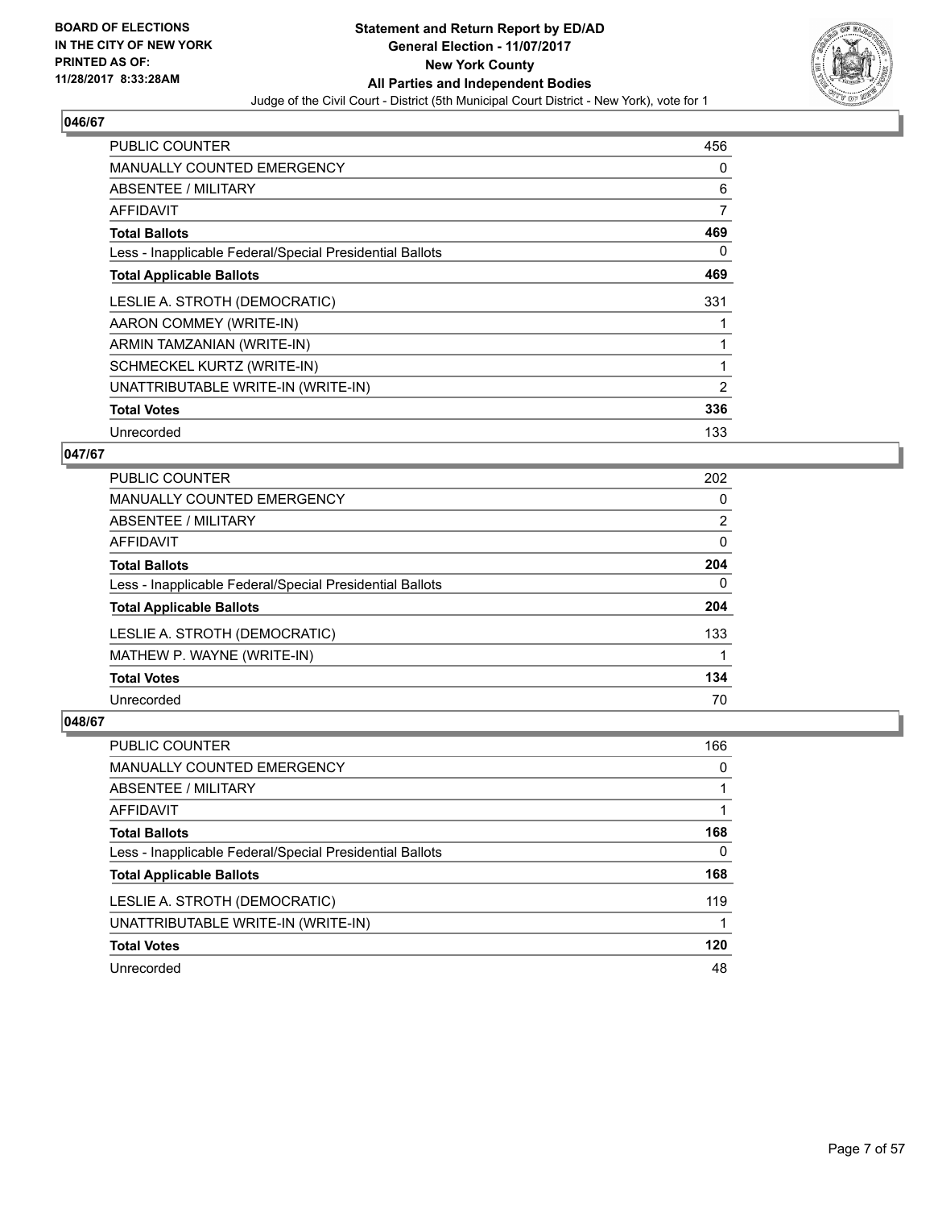**BOARD OF ELECTIONS IN THE CITY OF NEW YORK PRINTED AS OF: 11/28/2017 8:33:28AM**

# Statement and Return Report by ED/AD
## General Election - 11/07/2017
## New York County
## All Parties and Independent Bodies
Judge of the Civil Court - District (5th Municipal Court District - New York), vote for 1

### 046/67

| | |
|---|---|
| PUBLIC COUNTER | 456 |
| MANUALLY COUNTED EMERGENCY | 0 |
| ABSENTEE / MILITARY | 6 |
| AFFIDAVIT | 7 |
| **Total Ballots** | **469** |
| Less - Inapplicable Federal/Special Presidential Ballots | 0 |
| **Total Applicable Ballots** | **469** |
| LESLIE A. STROTH (DEMOCRATIC) | 331 |
| AARON COMMEY (WRITE-IN) | 1 |
| ARMIN TAMZANIAN (WRITE-IN) | 1 |
| SCHMECKEL KURTZ (WRITE-IN) | 1 |
| UNATTRIBUTABLE WRITE-IN (WRITE-IN) | 2 |
| **Total Votes** | **336** |
| Unrecorded | 133 |

### 047/67

| | |
|---|---|
| PUBLIC COUNTER | 202 |
| MANUALLY COUNTED EMERGENCY | 0 |
| ABSENTEE / MILITARY | 2 |
| AFFIDAVIT | 0 |
| **Total Ballots** | **204** |
| Less - Inapplicable Federal/Special Presidential Ballots | 0 |
| **Total Applicable Ballots** | **204** |
| LESLIE A. STROTH (DEMOCRATIC) | 133 |
| MATHEW P. WAYNE (WRITE-IN) | 1 |
| **Total Votes** | **134** |
| Unrecorded | 70 |

### 048/67

| | |
|---|---|
| PUBLIC COUNTER | 166 |
| MANUALLY COUNTED EMERGENCY | 0 |
| ABSENTEE / MILITARY | 1 |
| AFFIDAVIT | 1 |
| **Total Ballots** | **168** |
| Less - Inapplicable Federal/Special Presidential Ballots | 0 |
| **Total Applicable Ballots** | **168** |
| LESLIE A. STROTH (DEMOCRATIC) | 119 |
| UNATTRIBUTABLE WRITE-IN (WRITE-IN) | 1 |
| **Total Votes** | **120** |
| Unrecorded | 48 |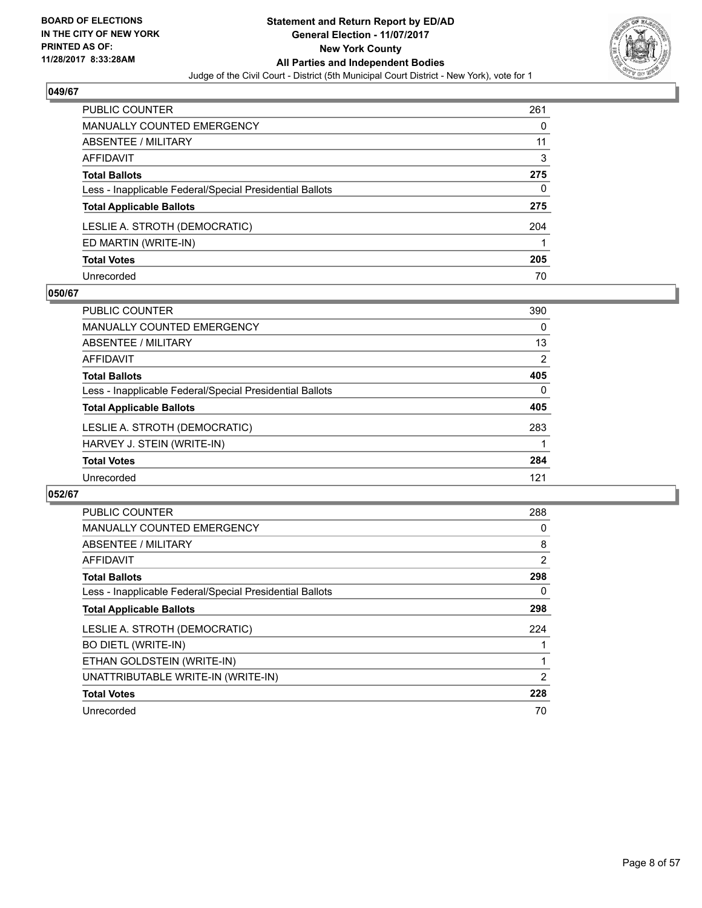**BOARD OF ELECTIONS IN THE CITY OF NEW YORK PRINTED AS OF: 11/28/2017 8:33:28AM**

**Statement and Return Report by ED/AD**
**General Election - 11/07/2017**
**New York County**
**All Parties and Independent Bodies**
Judge of the Civil Court - District (5th Municipal Court District - New York), vote for 1

## 049/67

| | |
|---|---|
| PUBLIC COUNTER | 261 |
| MANUALLY COUNTED EMERGENCY | 0 |
| ABSENTEE / MILITARY | 11 |
| AFFIDAVIT | 3 |
| **Total Ballots** | **275** |
| Less - Inapplicable Federal/Special Presidential Ballots | 0 |
| **Total Applicable Ballots** | **275** |
| LESLIE A. STROTH (DEMOCRATIC) | 204 |
| ED MARTIN (WRITE-IN) | 1 |
| **Total Votes** | **205** |
| Unrecorded | 70 |

## 050/67

| | |
|---|---|
| PUBLIC COUNTER | 390 |
| MANUALLY COUNTED EMERGENCY | 0 |
| ABSENTEE / MILITARY | 13 |
| AFFIDAVIT | 2 |
| **Total Ballots** | **405** |
| Less - Inapplicable Federal/Special Presidential Ballots | 0 |
| **Total Applicable Ballots** | **405** |
| LESLIE A. STROTH (DEMOCRATIC) | 283 |
| HARVEY J. STEIN (WRITE-IN) | 1 |
| **Total Votes** | **284** |
| Unrecorded | 121 |

## 052/67

| | |
|---|---|
| PUBLIC COUNTER | 288 |
| MANUALLY COUNTED EMERGENCY | 0 |
| ABSENTEE / MILITARY | 8 |
| AFFIDAVIT | 2 |
| **Total Ballots** | **298** |
| Less - Inapplicable Federal/Special Presidential Ballots | 0 |
| **Total Applicable Ballots** | **298** |
| LESLIE A. STROTH (DEMOCRATIC) | 224 |
| BO DIETL (WRITE-IN) | 1 |
| ETHAN GOLDSTEIN (WRITE-IN) | 1 |
| UNATTRIBUTABLE WRITE-IN (WRITE-IN) | 2 |
| **Total Votes** | **228** |
| Unrecorded | 70 |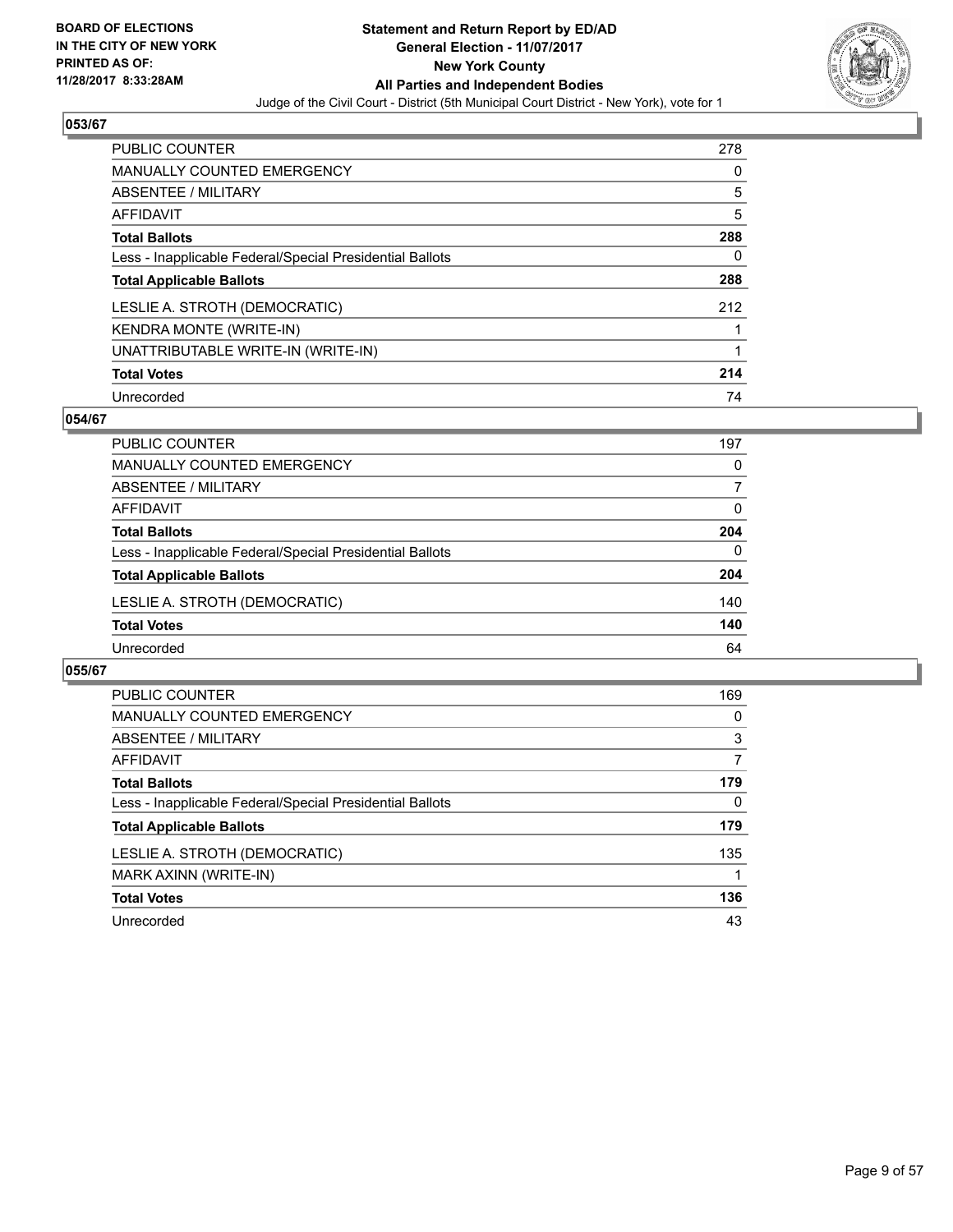BOARD OF ELECTIONS
IN THE CITY OF NEW YORK
PRINTED AS OF:
11/28/2017 8:33:28AM

**Statement and Return Report by ED/AD**
**General Election - 11/07/2017**
**New York County**
**All Parties and Independent Bodies**
Judge of the Civil Court - District (5th Municipal Court District - New York), vote for 1

### 053/67

| | |
|---|---|
| PUBLIC COUNTER | 278 |
| MANUALLY COUNTED EMERGENCY | 0 |
| ABSENTEE / MILITARY | 5 |
| AFFIDAVIT | 5 |
| **Total Ballots** | **288** |
| Less - Inapplicable Federal/Special Presidential Ballots | 0 |
| **Total Applicable Ballots** | **288** |
| LESLIE A. STROTH (DEMOCRATIC) | 212 |
| KENDRA MONTE (WRITE-IN) | 1 |
| UNATTRIBUTABLE WRITE-IN (WRITE-IN) | 1 |
| **Total Votes** | **214** |
| Unrecorded | 74 |

### 054/67

| | |
|---|---|
| PUBLIC COUNTER | 197 |
| MANUALLY COUNTED EMERGENCY | 0 |
| ABSENTEE / MILITARY | 7 |
| AFFIDAVIT | 0 |
| **Total Ballots** | **204** |
| Less - Inapplicable Federal/Special Presidential Ballots | 0 |
| **Total Applicable Ballots** | **204** |
| LESLIE A. STROTH (DEMOCRATIC) | 140 |
| **Total Votes** | **140** |
| Unrecorded | 64 |

### 055/67

| | |
|---|---|
| PUBLIC COUNTER | 169 |
| MANUALLY COUNTED EMERGENCY | 0 |
| ABSENTEE / MILITARY | 3 |
| AFFIDAVIT | 7 |
| **Total Ballots** | **179** |
| Less - Inapplicable Federal/Special Presidential Ballots | 0 |
| **Total Applicable Ballots** | **179** |
| LESLIE A. STROTH (DEMOCRATIC) | 135 |
| MARK AXINN (WRITE-IN) | 1 |
| **Total Votes** | **136** |
| Unrecorded | 43 |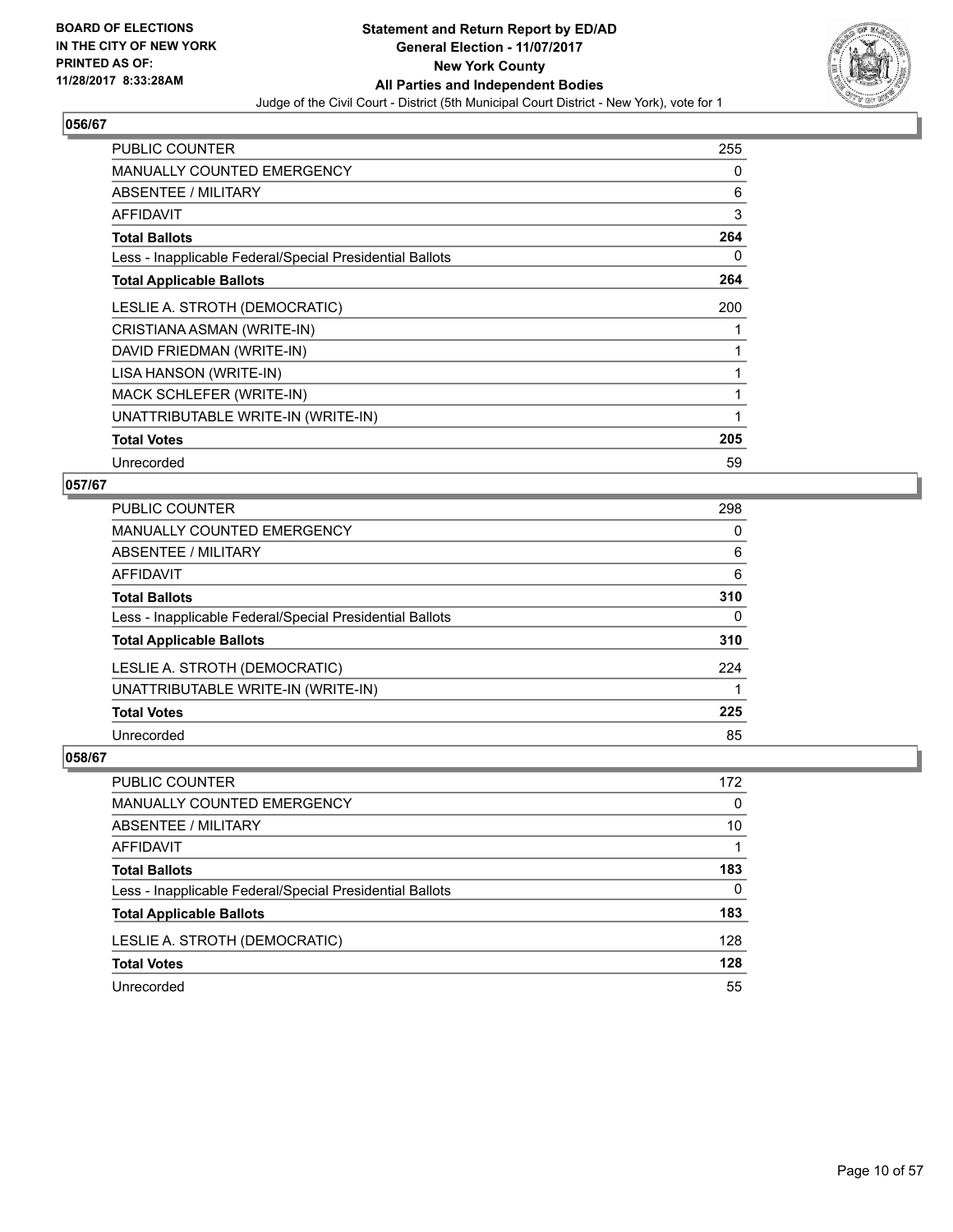BOARD OF ELECTIONS
IN THE CITY OF NEW YORK
PRINTED AS OF:
11/28/2017 8:33:28AM

# Statement and Return Report by ED/AD
## General Election - 11/07/2017
## New York County
## All Parties and Independent Bodies
Judge of the Civil Court - District (5th Municipal Court District - New York), vote for 1

### 056/67

| | |
|---|---|
| PUBLIC COUNTER | 255 |
| MANUALLY COUNTED EMERGENCY | 0 |
| ABSENTEE / MILITARY | 6 |
| AFFIDAVIT | 3 |
| **Total Ballots** | **264** |
| Less - Inapplicable Federal/Special Presidential Ballots | 0 |
| **Total Applicable Ballots** | **264** |
| LESLIE A. STROTH (DEMOCRATIC) | 200 |
| CRISTIANA ASMAN (WRITE-IN) | 1 |
| DAVID FRIEDMAN (WRITE-IN) | 1 |
| LISA HANSON (WRITE-IN) | 1 |
| MACK SCHLEFER (WRITE-IN) | 1 |
| UNATTRIBUTABLE WRITE-IN (WRITE-IN) | 1 |
| **Total Votes** | **205** |
| Unrecorded | 59 |

### 057/67

| | |
|---|---|
| PUBLIC COUNTER | 298 |
| MANUALLY COUNTED EMERGENCY | 0 |
| ABSENTEE / MILITARY | 6 |
| AFFIDAVIT | 6 |
| **Total Ballots** | **310** |
| Less - Inapplicable Federal/Special Presidential Ballots | 0 |
| **Total Applicable Ballots** | **310** |
| LESLIE A. STROTH (DEMOCRATIC) | 224 |
| UNATTRIBUTABLE WRITE-IN (WRITE-IN) | 1 |
| **Total Votes** | **225** |
| Unrecorded | 85 |

### 058/67

| | |
|---|---|
| PUBLIC COUNTER | 172 |
| MANUALLY COUNTED EMERGENCY | 0 |
| ABSENTEE / MILITARY | 10 |
| AFFIDAVIT | 1 |
| **Total Ballots** | **183** |
| Less - Inapplicable Federal/Special Presidential Ballots | 0 |
| **Total Applicable Ballots** | **183** |
| LESLIE A. STROTH (DEMOCRATIC) | 128 |
| **Total Votes** | **128** |
| Unrecorded | 55 |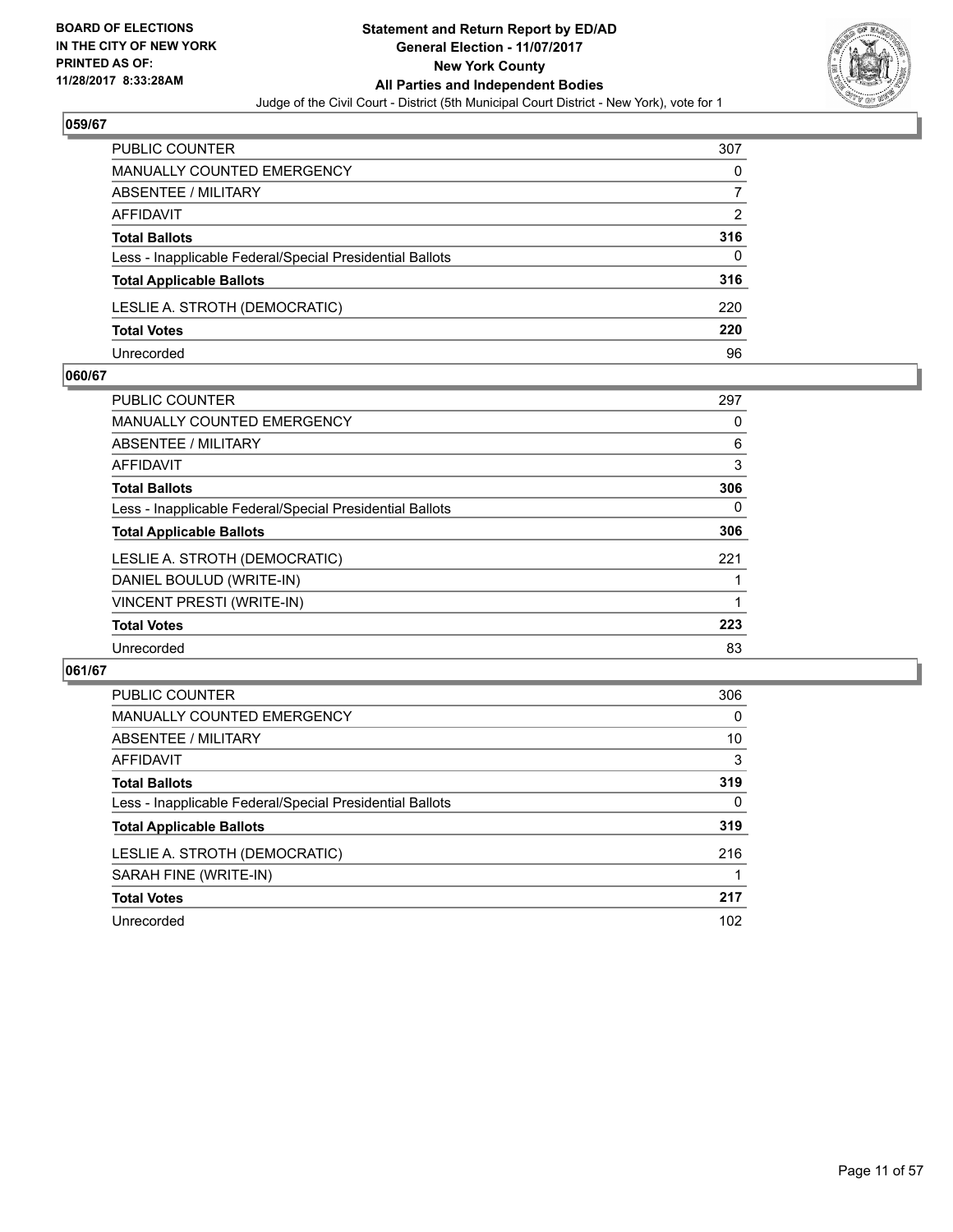BOARD OF ELECTIONS
IN THE CITY OF NEW YORK
PRINTED AS OF:
11/28/2017 8:33:28AM

# Statement and Return Report by ED/AD
## General Election - 11/07/2017
## New York County
## All Parties and Independent Bodies
Judge of the Civil Court - District (5th Municipal Court District - New York), vote for 1

### 059/67

| | |
|---|---|
| PUBLIC COUNTER | 307 |
| MANUALLY COUNTED EMERGENCY | 0 |
| ABSENTEE / MILITARY | 7 |
| AFFIDAVIT | 2 |
| **Total Ballots** | **316** |
| Less - Inapplicable Federal/Special Presidential Ballots | 0 |
| **Total Applicable Ballots** | **316** |
| LESLIE A. STROTH (DEMOCRATIC) | 220 |
| **Total Votes** | **220** |
| Unrecorded | 96 |

### 060/67

| | |
|---|---|
| PUBLIC COUNTER | 297 |
| MANUALLY COUNTED EMERGENCY | 0 |
| ABSENTEE / MILITARY | 6 |
| AFFIDAVIT | 3 |
| **Total Ballots** | **306** |
| Less - Inapplicable Federal/Special Presidential Ballots | 0 |
| **Total Applicable Ballots** | **306** |
| LESLIE A. STROTH (DEMOCRATIC) | 221 |
| DANIEL BOULUD (WRITE-IN) | 1 |
| VINCENT PRESTI (WRITE-IN) | 1 |
| **Total Votes** | **223** |
| Unrecorded | 83 |

### 061/67

| | |
|---|---|
| PUBLIC COUNTER | 306 |
| MANUALLY COUNTED EMERGENCY | 0 |
| ABSENTEE / MILITARY | 10 |
| AFFIDAVIT | 3 |
| **Total Ballots** | **319** |
| Less - Inapplicable Federal/Special Presidential Ballots | 0 |
| **Total Applicable Ballots** | **319** |
| LESLIE A. STROTH (DEMOCRATIC) | 216 |
| SARAH FINE (WRITE-IN) | 1 |
| **Total Votes** | **217** |
| Unrecorded | 102 |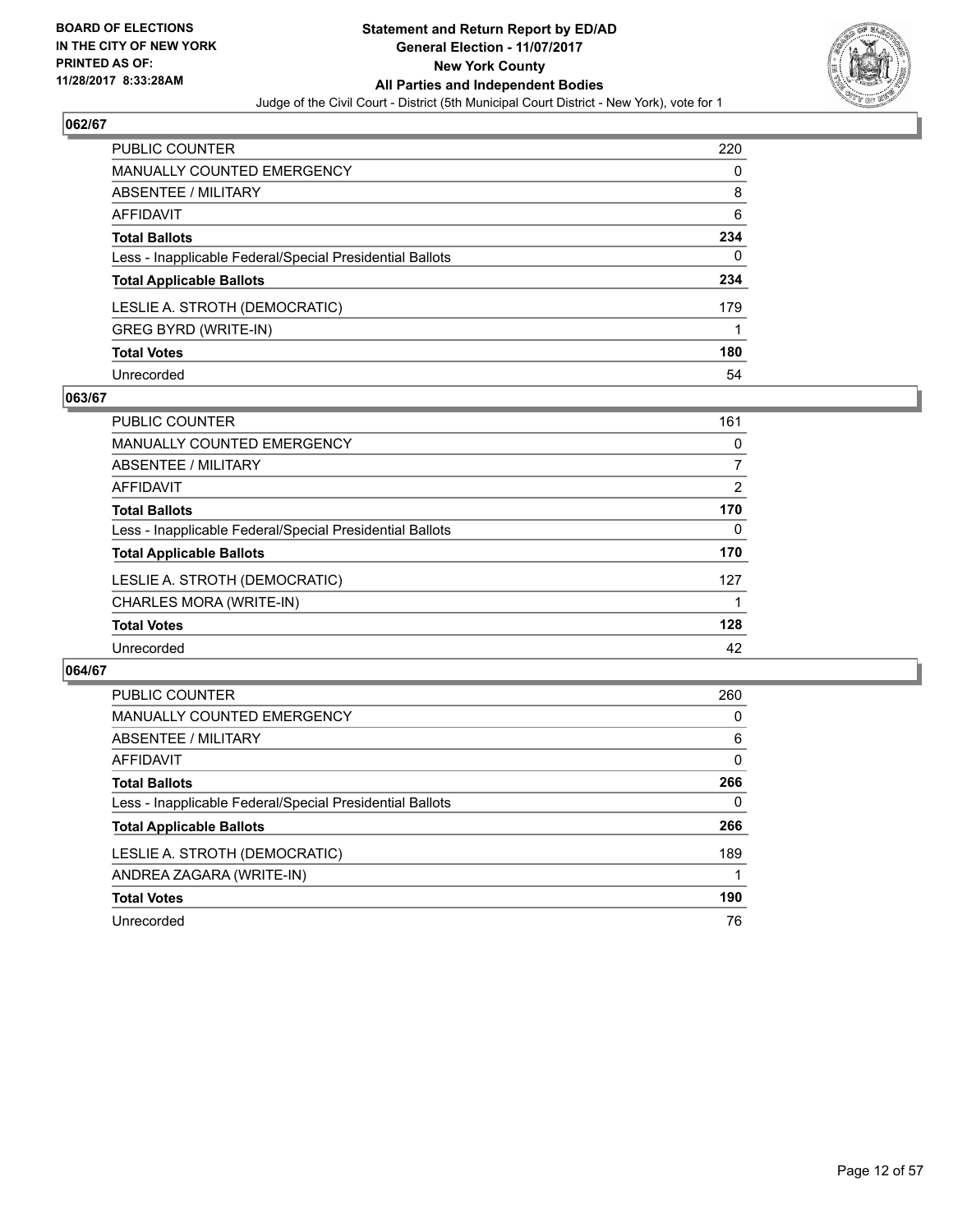BOARD OF ELECTIONS
IN THE CITY OF NEW YORK
PRINTED AS OF:
11/28/2017 8:33:28AM

**Statement and Return Report by ED/AD**
**General Election - 11/07/2017**
**New York County**
**All Parties and Independent Bodies**
Judge of the Civil Court - District (5th Municipal Court District - New York), vote for 1

## 062/67

| | |
|---|---|
| PUBLIC COUNTER | 220 |
| MANUALLY COUNTED EMERGENCY | 0 |
| ABSENTEE / MILITARY | 8 |
| AFFIDAVIT | 6 |
| **Total Ballots** | **234** |
| Less - Inapplicable Federal/Special Presidential Ballots | 0 |
| **Total Applicable Ballots** | **234** |
| LESLIE A. STROTH (DEMOCRATIC) | 179 |
| GREG BYRD (WRITE-IN) | 1 |
| **Total Votes** | **180** |
| Unrecorded | 54 |

## 063/67

| | |
|---|---|
| PUBLIC COUNTER | 161 |
| MANUALLY COUNTED EMERGENCY | 0 |
| ABSENTEE / MILITARY | 7 |
| AFFIDAVIT | 2 |
| **Total Ballots** | **170** |
| Less - Inapplicable Federal/Special Presidential Ballots | 0 |
| **Total Applicable Ballots** | **170** |
| LESLIE A. STROTH (DEMOCRATIC) | 127 |
| CHARLES MORA (WRITE-IN) | 1 |
| **Total Votes** | **128** |
| Unrecorded | 42 |

## 064/67

| | |
|---|---|
| PUBLIC COUNTER | 260 |
| MANUALLY COUNTED EMERGENCY | 0 |
| ABSENTEE / MILITARY | 6 |
| AFFIDAVIT | 0 |
| **Total Ballots** | **266** |
| Less - Inapplicable Federal/Special Presidential Ballots | 0 |
| **Total Applicable Ballots** | **266** |
| LESLIE A. STROTH (DEMOCRATIC) | 189 |
| ANDREA ZAGARA (WRITE-IN) | 1 |
| **Total Votes** | **190** |
| Unrecorded | 76 |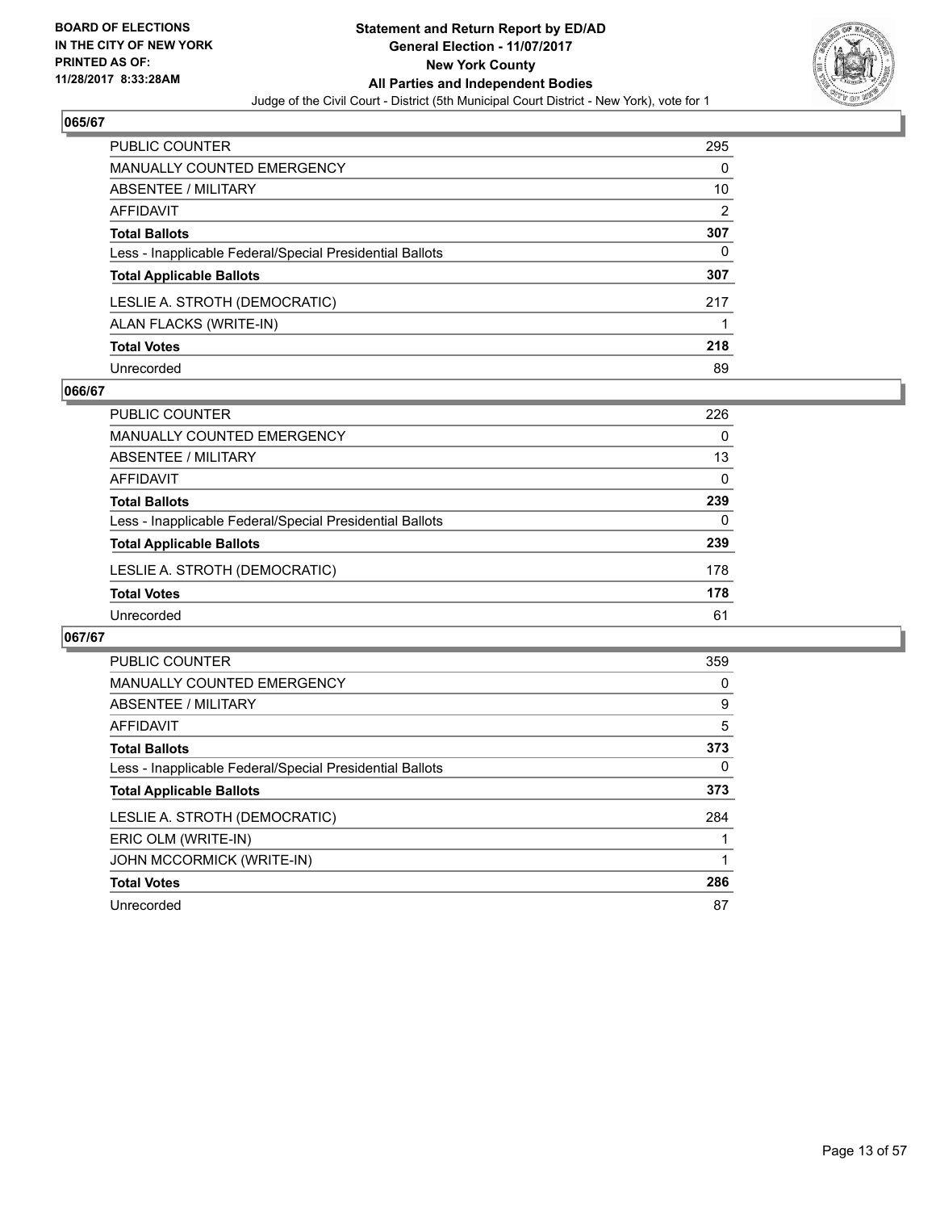## 065/67

| | |
|---|---|
| PUBLIC COUNTER | 295 |
| MANUALLY COUNTED EMERGENCY | 0 |
| ABSENTEE / MILITARY | 10 |
| AFFIDAVIT | 2 |
| **Total Ballots** | **307** |
| Less - Inapplicable Federal/Special Presidential Ballots | 0 |
| **Total Applicable Ballots** | **307** |
| LESLIE A. STROTH (DEMOCRATIC) | 217 |
| ALAN FLACKS (WRITE-IN) | 1 |
| **Total Votes** | **218** |
| Unrecorded | 89 |

## 066/67

| | |
|---|---|
| PUBLIC COUNTER | 226 |
| MANUALLY COUNTED EMERGENCY | 0 |
| ABSENTEE / MILITARY | 13 |
| AFFIDAVIT | 0 |
| **Total Ballots** | **239** |
| Less - Inapplicable Federal/Special Presidential Ballots | 0 |
| **Total Applicable Ballots** | **239** |
| LESLIE A. STROTH (DEMOCRATIC) | 178 |
| **Total Votes** | **178** |
| Unrecorded | 61 |

## 067/67

| | |
|---|---|
| PUBLIC COUNTER | 359 |
| MANUALLY COUNTED EMERGENCY | 0 |
| ABSENTEE / MILITARY | 9 |
| AFFIDAVIT | 5 |
| **Total Ballots** | **373** |
| Less - Inapplicable Federal/Special Presidential Ballots | 0 |
| **Total Applicable Ballots** | **373** |
| LESLIE A. STROTH (DEMOCRATIC) | 284 |
| ERIC OLM (WRITE-IN) | 1 |
| JOHN MCCORMICK (WRITE-IN) | 1 |
| **Total Votes** | **286** |
| Unrecorded | 87 |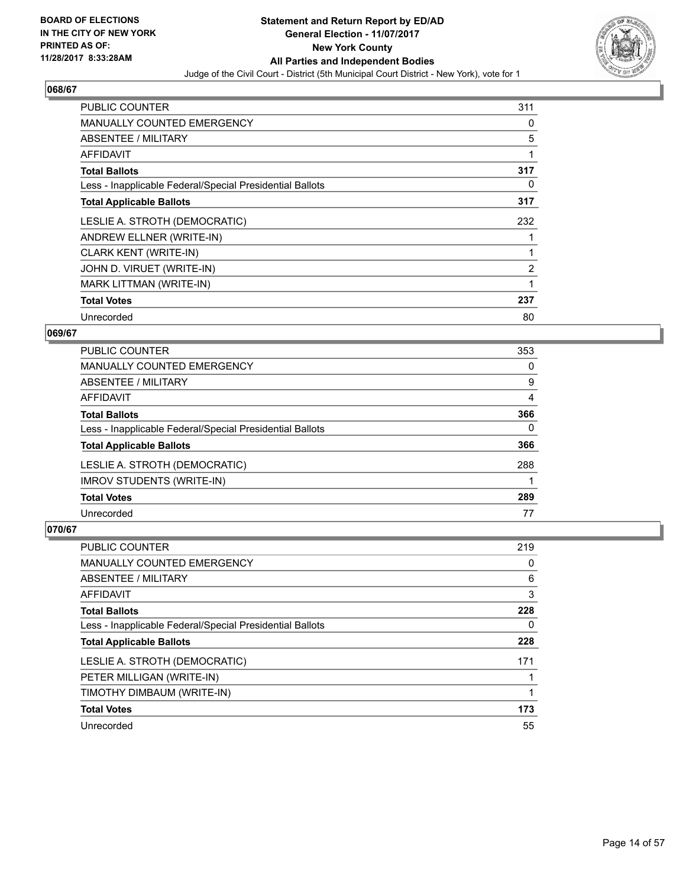**BOARD OF ELECTIONS IN THE CITY OF NEW YORK PRINTED AS OF: 11/28/2017 8:33:28AM**

# Statement and Return Report by ED/AD
## General Election - 11/07/2017
## New York County
## All Parties and Independent Bodies

Judge of the Civil Court - District (5th Municipal Court District - New York), vote for 1

### 068/67

| | |
|---|---|
| PUBLIC COUNTER | 311 |
| MANUALLY COUNTED EMERGENCY | 0 |
| ABSENTEE / MILITARY | 5 |
| AFFIDAVIT | 1 |
| **Total Ballots** | **317** |
| Less - Inapplicable Federal/Special Presidential Ballots | 0 |
| **Total Applicable Ballots** | **317** |
| LESLIE A. STROTH (DEMOCRATIC) | 232 |
| ANDREW ELLNER (WRITE-IN) | 1 |
| CLARK KENT (WRITE-IN) | 1 |
| JOHN D. VIRUET (WRITE-IN) | 2 |
| MARK LITTMAN (WRITE-IN) | 1 |
| **Total Votes** | **237** |
| Unrecorded | 80 |

### 069/67

| | |
|---|---|
| PUBLIC COUNTER | 353 |
| MANUALLY COUNTED EMERGENCY | 0 |
| ABSENTEE / MILITARY | 9 |
| AFFIDAVIT | 4 |
| **Total Ballots** | **366** |
| Less - Inapplicable Federal/Special Presidential Ballots | 0 |
| **Total Applicable Ballots** | **366** |
| LESLIE A. STROTH (DEMOCRATIC) | 288 |
| IMROV STUDENTS (WRITE-IN) | 1 |
| **Total Votes** | **289** |
| Unrecorded | 77 |

### 070/67

| | |
|---|---|
| PUBLIC COUNTER | 219 |
| MANUALLY COUNTED EMERGENCY | 0 |
| ABSENTEE / MILITARY | 6 |
| AFFIDAVIT | 3 |
| **Total Ballots** | **228** |
| Less - Inapplicable Federal/Special Presidential Ballots | 0 |
| **Total Applicable Ballots** | **228** |
| LESLIE A. STROTH (DEMOCRATIC) | 171 |
| PETER MILLIGAN (WRITE-IN) | 1 |
| TIMOTHY DIMBAUM (WRITE-IN) | 1 |
| **Total Votes** | **173** |
| Unrecorded | 55 |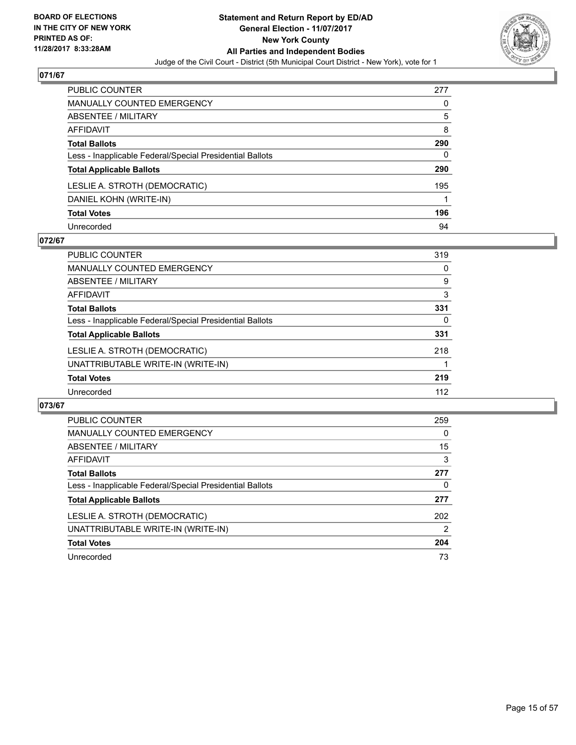## 071/67

| | |
|---|---|
| PUBLIC COUNTER | 277 |
| MANUALLY COUNTED EMERGENCY | 0 |
| ABSENTEE / MILITARY | 5 |
| AFFIDAVIT | 8 |
| **Total Ballots** | **290** |
| Less - Inapplicable Federal/Special Presidential Ballots | 0 |
| **Total Applicable Ballots** | **290** |
| LESLIE A. STROTH (DEMOCRATIC) | 195 |
| DANIEL KOHN (WRITE-IN) | 1 |
| **Total Votes** | **196** |
| Unrecorded | 94 |

## 072/67

| | |
|---|---|
| PUBLIC COUNTER | 319 |
| MANUALLY COUNTED EMERGENCY | 0 |
| ABSENTEE / MILITARY | 9 |
| AFFIDAVIT | 3 |
| **Total Ballots** | **331** |
| Less - Inapplicable Federal/Special Presidential Ballots | 0 |
| **Total Applicable Ballots** | **331** |
| LESLIE A. STROTH (DEMOCRATIC) | 218 |
| UNATTRIBUTABLE WRITE-IN (WRITE-IN) | 1 |
| **Total Votes** | **219** |
| Unrecorded | 112 |

## 073/67

| | |
|---|---|
| PUBLIC COUNTER | 259 |
| MANUALLY COUNTED EMERGENCY | 0 |
| ABSENTEE / MILITARY | 15 |
| AFFIDAVIT | 3 |
| **Total Ballots** | **277** |
| Less - Inapplicable Federal/Special Presidential Ballots | 0 |
| **Total Applicable Ballots** | **277** |
| LESLIE A. STROTH (DEMOCRATIC) | 202 |
| UNATTRIBUTABLE WRITE-IN (WRITE-IN) | 2 |
| **Total Votes** | **204** |
| Unrecorded | 73 |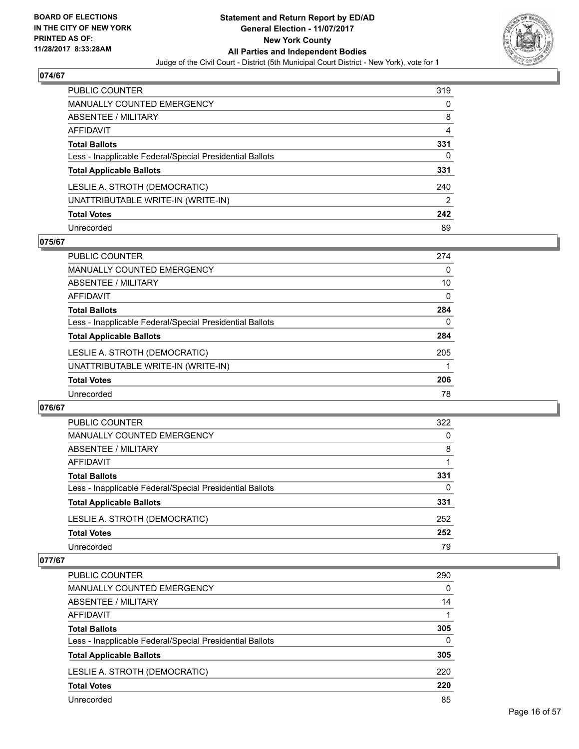## 074/67

| | |
|---|---|
| PUBLIC COUNTER | 319 |
| MANUALLY COUNTED EMERGENCY | 0 |
| ABSENTEE / MILITARY | 8 |
| AFFIDAVIT | 4 |
| **Total Ballots** | **331** |
| Less - Inapplicable Federal/Special Presidential Ballots | 0 |
| **Total Applicable Ballots** | **331** |
| LESLIE A. STROTH (DEMOCRATIC) | 240 |
| UNATTRIBUTABLE WRITE-IN (WRITE-IN) | 2 |
| **Total Votes** | **242** |
| Unrecorded | 89 |

## 075/67

| | |
|---|---|
| PUBLIC COUNTER | 274 |
| MANUALLY COUNTED EMERGENCY | 0 |
| ABSENTEE / MILITARY | 10 |
| AFFIDAVIT | 0 |
| **Total Ballots** | **284** |
| Less - Inapplicable Federal/Special Presidential Ballots | 0 |
| **Total Applicable Ballots** | **284** |
| LESLIE A. STROTH (DEMOCRATIC) | 205 |
| UNATTRIBUTABLE WRITE-IN (WRITE-IN) | 1 |
| **Total Votes** | **206** |
| Unrecorded | 78 |

## 076/67

| | |
|---|---|
| PUBLIC COUNTER | 322 |
| MANUALLY COUNTED EMERGENCY | 0 |
| ABSENTEE / MILITARY | 8 |
| AFFIDAVIT | 1 |
| **Total Ballots** | **331** |
| Less - Inapplicable Federal/Special Presidential Ballots | 0 |
| **Total Applicable Ballots** | **331** |
| LESLIE A. STROTH (DEMOCRATIC) | 252 |
| **Total Votes** | **252** |
| Unrecorded | 79 |

## 077/67

| | |
|---|---|
| PUBLIC COUNTER | 290 |
| MANUALLY COUNTED EMERGENCY | 0 |
| ABSENTEE / MILITARY | 14 |
| AFFIDAVIT | 1 |
| **Total Ballots** | **305** |
| Less - Inapplicable Federal/Special Presidential Ballots | 0 |
| **Total Applicable Ballots** | **305** |
| LESLIE A. STROTH (DEMOCRATIC) | 220 |
| **Total Votes** | **220** |
| Unrecorded | 85 |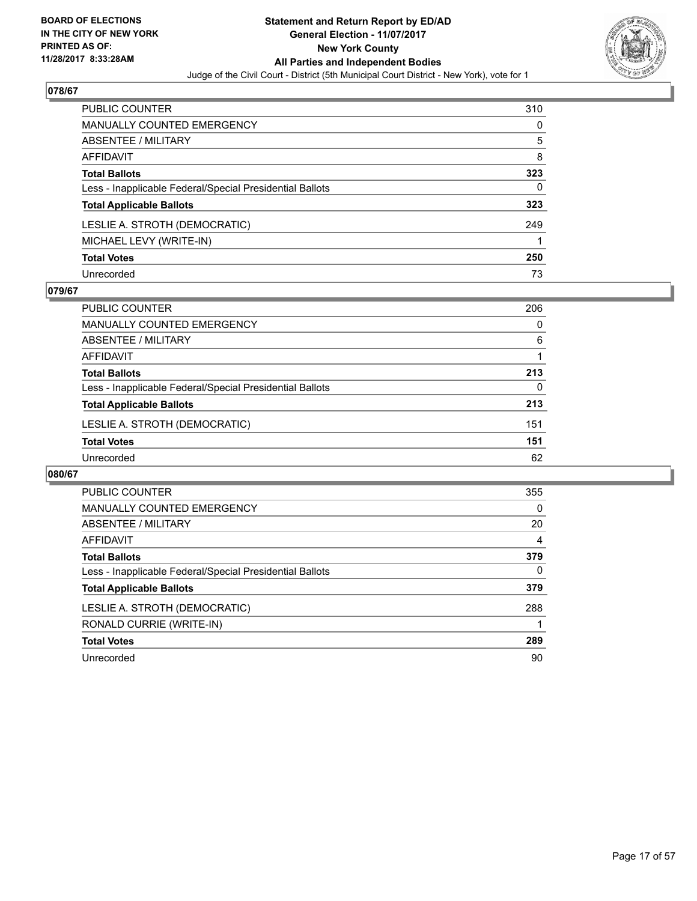**BOARD OF ELECTIONS IN THE CITY OF NEW YORK PRINTED AS OF: 11/28/2017 8:33:28AM**

# Statement and Return Report by ED/AD
## General Election - 11/07/2017
## New York County
## All Parties and Independent Bodies
### Judge of the Civil Court - District (5th Municipal Court District - New York), vote for 1

## 078/67

| | |
|---|---|
| PUBLIC COUNTER | 310 |
| MANUALLY COUNTED EMERGENCY | 0 |
| ABSENTEE / MILITARY | 5 |
| AFFIDAVIT | 8 |
| **Total Ballots** | **323** |
| Less - Inapplicable Federal/Special Presidential Ballots | 0 |
| **Total Applicable Ballots** | **323** |
| LESLIE A. STROTH (DEMOCRATIC) | 249 |
| MICHAEL LEVY (WRITE-IN) | 1 |
| **Total Votes** | **250** |
| Unrecorded | 73 |

## 079/67

| | |
|---|---|
| PUBLIC COUNTER | 206 |
| MANUALLY COUNTED EMERGENCY | 0 |
| ABSENTEE / MILITARY | 6 |
| AFFIDAVIT | 1 |
| **Total Ballots** | **213** |
| Less - Inapplicable Federal/Special Presidential Ballots | 0 |
| **Total Applicable Ballots** | **213** |
| LESLIE A. STROTH (DEMOCRATIC) | 151 |
| **Total Votes** | **151** |
| Unrecorded | 62 |

## 080/67

| | |
|---|---|
| PUBLIC COUNTER | 355 |
| MANUALLY COUNTED EMERGENCY | 0 |
| ABSENTEE / MILITARY | 20 |
| AFFIDAVIT | 4 |
| **Total Ballots** | **379** |
| Less - Inapplicable Federal/Special Presidential Ballots | 0 |
| **Total Applicable Ballots** | **379** |
| LESLIE A. STROTH (DEMOCRATIC) | 288 |
| RONALD CURRIE (WRITE-IN) | 1 |
| **Total Votes** | **289** |
| Unrecorded | 90 |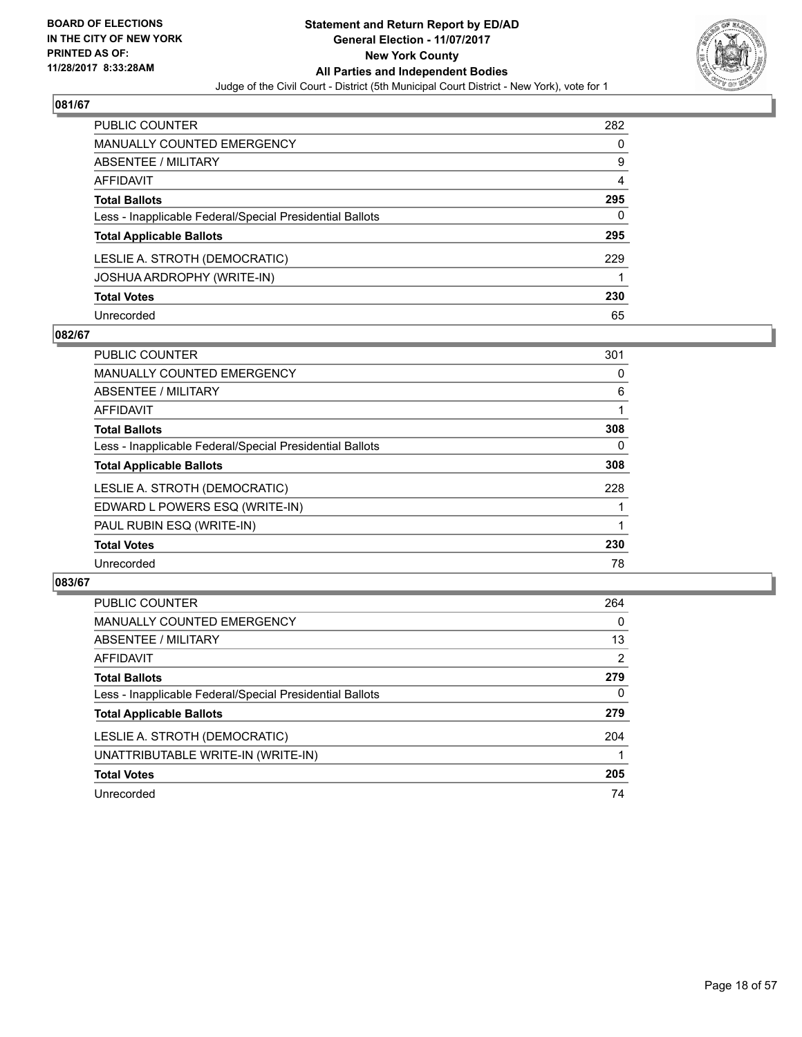**BOARD OF ELECTIONS**
**IN THE CITY OF NEW YORK**
**PRINTED AS OF:**
**11/28/2017 8:33:28AM**

**Statement and Return Report by ED/AD**
**General Election - 11/07/2017**
**New York County**
**All Parties and Independent Bodies**
Judge of the Civil Court - District (5th Municipal Court District - New York), vote for 1

## 081/67

| | |
|---|---|
| PUBLIC COUNTER | 282 |
| MANUALLY COUNTED EMERGENCY | 0 |
| ABSENTEE / MILITARY | 9 |
| AFFIDAVIT | 4 |
| **Total Ballots** | **295** |
| Less - Inapplicable Federal/Special Presidential Ballots | 0 |
| **Total Applicable Ballots** | **295** |
| LESLIE A. STROTH (DEMOCRATIC) | 229 |
| JOSHUA ARDROPHY (WRITE-IN) | 1 |
| **Total Votes** | **230** |
| Unrecorded | 65 |

## 082/67

| | |
|---|---|
| PUBLIC COUNTER | 301 |
| MANUALLY COUNTED EMERGENCY | 0 |
| ABSENTEE / MILITARY | 6 |
| AFFIDAVIT | 1 |
| **Total Ballots** | **308** |
| Less - Inapplicable Federal/Special Presidential Ballots | 0 |
| **Total Applicable Ballots** | **308** |
| LESLIE A. STROTH (DEMOCRATIC) | 228 |
| EDWARD L POWERS ESQ (WRITE-IN) | 1 |
| PAUL RUBIN ESQ (WRITE-IN) | 1 |
| **Total Votes** | **230** |
| Unrecorded | 78 |

## 083/67

| | |
|---|---|
| PUBLIC COUNTER | 264 |
| MANUALLY COUNTED EMERGENCY | 0 |
| ABSENTEE / MILITARY | 13 |
| AFFIDAVIT | 2 |
| **Total Ballots** | **279** |
| Less - Inapplicable Federal/Special Presidential Ballots | 0 |
| **Total Applicable Ballots** | **279** |
| LESLIE A. STROTH (DEMOCRATIC) | 204 |
| UNATTRIBUTABLE WRITE-IN (WRITE-IN) | 1 |
| **Total Votes** | **205** |
| Unrecorded | 74 |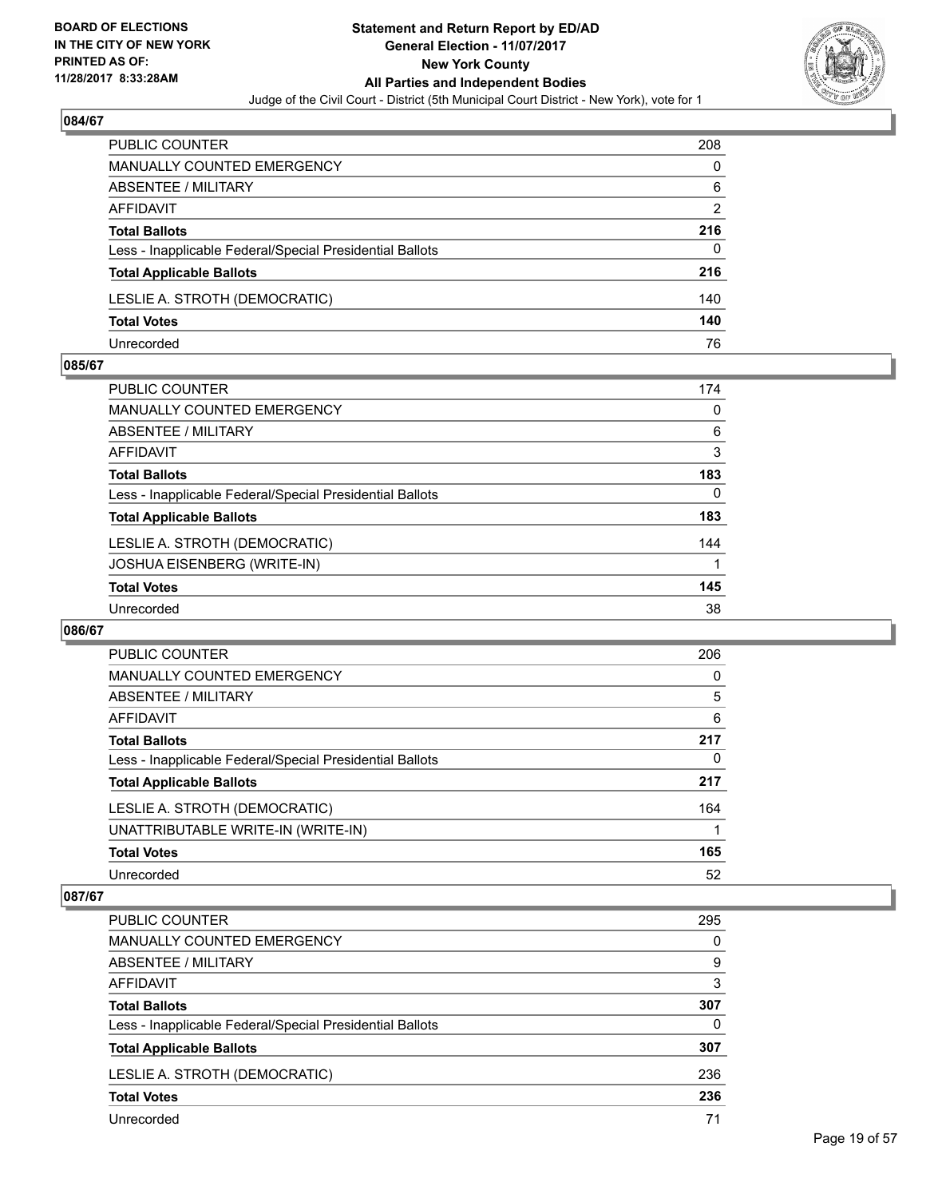BOARD OF ELECTIONS
IN THE CITY OF NEW YORK
PRINTED AS OF:
11/28/2017 8:33:28AM

**Statement and Return Report by ED/AD**
**General Election - 11/07/2017**
**New York County**
**All Parties and Independent Bodies**
Judge of the Civil Court - District (5th Municipal Court District - New York), vote for 1

### 084/67

| | |
|---|---|
| PUBLIC COUNTER | 208 |
| MANUALLY COUNTED EMERGENCY | 0 |
| ABSENTEE / MILITARY | 6 |
| AFFIDAVIT | 2 |
| **Total Ballots** | **216** |
| Less - Inapplicable Federal/Special Presidential Ballots | 0 |
| **Total Applicable Ballots** | **216** |
| LESLIE A. STROTH (DEMOCRATIC) | 140 |
| **Total Votes** | **140** |
| Unrecorded | 76 |

### 085/67

| | |
|---|---|
| PUBLIC COUNTER | 174 |
| MANUALLY COUNTED EMERGENCY | 0 |
| ABSENTEE / MILITARY | 6 |
| AFFIDAVIT | 3 |
| **Total Ballots** | **183** |
| Less - Inapplicable Federal/Special Presidential Ballots | 0 |
| **Total Applicable Ballots** | **183** |
| LESLIE A. STROTH (DEMOCRATIC) | 144 |
| JOSHUA EISENBERG (WRITE-IN) | 1 |
| **Total Votes** | **145** |
| Unrecorded | 38 |

### 086/67

| | |
|---|---|
| PUBLIC COUNTER | 206 |
| MANUALLY COUNTED EMERGENCY | 0 |
| ABSENTEE / MILITARY | 5 |
| AFFIDAVIT | 6 |
| **Total Ballots** | **217** |
| Less - Inapplicable Federal/Special Presidential Ballots | 0 |
| **Total Applicable Ballots** | **217** |
| LESLIE A. STROTH (DEMOCRATIC) | 164 |
| UNATTRIBUTABLE WRITE-IN (WRITE-IN) | 1 |
| **Total Votes** | **165** |
| Unrecorded | 52 |

### 087/67

| | |
|---|---|
| PUBLIC COUNTER | 295 |
| MANUALLY COUNTED EMERGENCY | 0 |
| ABSENTEE / MILITARY | 9 |
| AFFIDAVIT | 3 |
| **Total Ballots** | **307** |
| Less - Inapplicable Federal/Special Presidential Ballots | 0 |
| **Total Applicable Ballots** | **307** |
| LESLIE A. STROTH (DEMOCRATIC) | 236 |
| **Total Votes** | **236** |
| Unrecorded | 71 |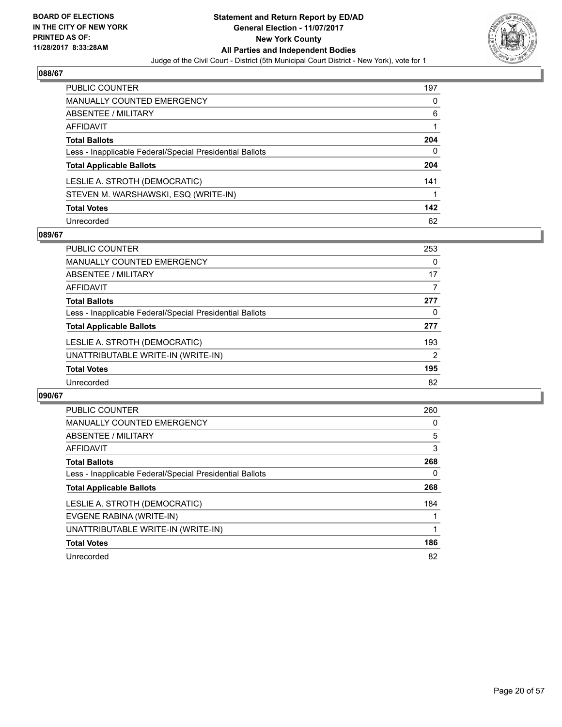BOARD OF ELECTIONS
IN THE CITY OF NEW YORK
PRINTED AS OF:
11/28/2017 8:33:28AM

**Statement and Return Report by ED/AD**
**General Election - 11/07/2017**
**New York County**
**All Parties and Independent Bodies**
Judge of the Civil Court - District (5th Municipal Court District - New York), vote for 1

### 088/67

| | |
|---|---|
| PUBLIC COUNTER | 197 |
| MANUALLY COUNTED EMERGENCY | 0 |
| ABSENTEE / MILITARY | 6 |
| AFFIDAVIT | 1 |
| **Total Ballots** | **204** |
| Less - Inapplicable Federal/Special Presidential Ballots | 0 |
| **Total Applicable Ballots** | **204** |
| LESLIE A. STROTH (DEMOCRATIC) | 141 |
| STEVEN M. WARSHAWSKI, ESQ (WRITE-IN) | 1 |
| **Total Votes** | **142** |
| Unrecorded | 62 |

### 089/67

| | |
|---|---|
| PUBLIC COUNTER | 253 |
| MANUALLY COUNTED EMERGENCY | 0 |
| ABSENTEE / MILITARY | 17 |
| AFFIDAVIT | 7 |
| **Total Ballots** | **277** |
| Less - Inapplicable Federal/Special Presidential Ballots | 0 |
| **Total Applicable Ballots** | **277** |
| LESLIE A. STROTH (DEMOCRATIC) | 193 |
| UNATTRIBUTABLE WRITE-IN (WRITE-IN) | 2 |
| **Total Votes** | **195** |
| Unrecorded | 82 |

### 090/67

| | |
|---|---|
| PUBLIC COUNTER | 260 |
| MANUALLY COUNTED EMERGENCY | 0 |
| ABSENTEE / MILITARY | 5 |
| AFFIDAVIT | 3 |
| **Total Ballots** | **268** |
| Less - Inapplicable Federal/Special Presidential Ballots | 0 |
| **Total Applicable Ballots** | **268** |
| LESLIE A. STROTH (DEMOCRATIC) | 184 |
| EVGENE RABINA (WRITE-IN) | 1 |
| UNATTRIBUTABLE WRITE-IN (WRITE-IN) | 1 |
| **Total Votes** | **186** |
| Unrecorded | 82 |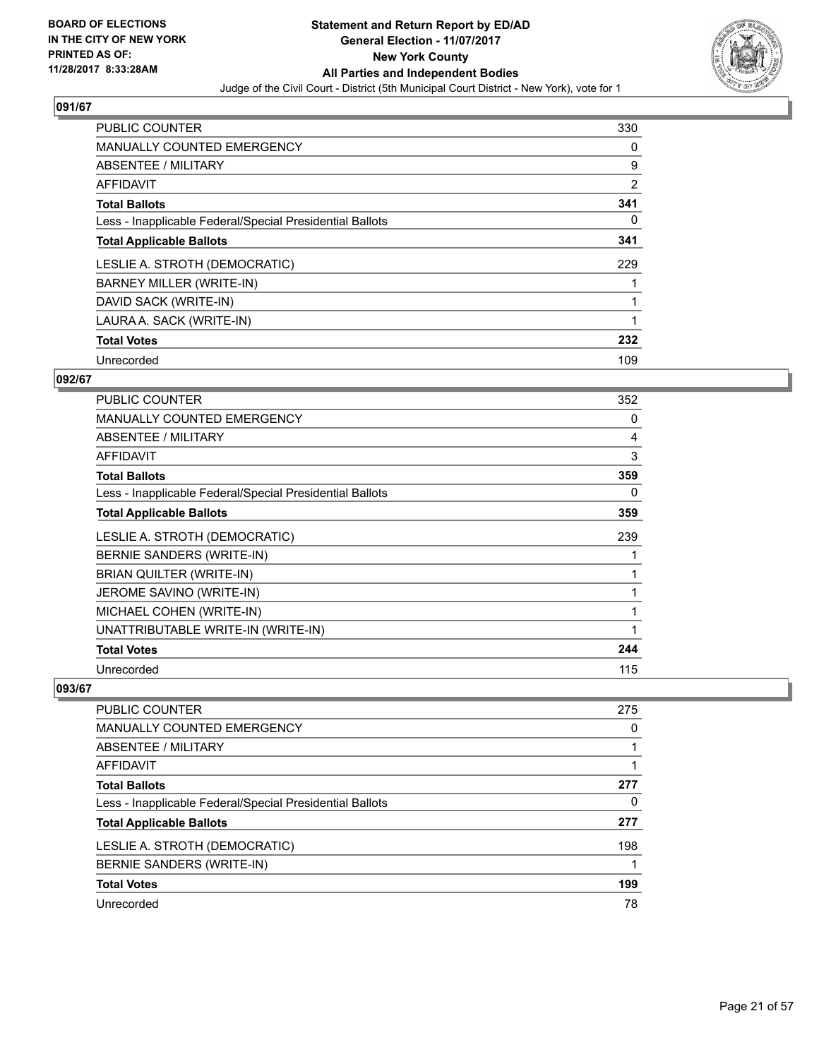**BOARD OF ELECTIONS IN THE CITY OF NEW YORK PRINTED AS OF: 11/28/2017 8:33:28AM**

# Statement and Return Report by ED/AD
## General Election - 11/07/2017
## New York County
## All Parties and Independent Bodies
### Judge of the Civil Court - District (5th Municipal Court District - New York), vote for 1

### 091/67

| | |
|---|---|
| PUBLIC COUNTER | 330 |
| MANUALLY COUNTED EMERGENCY | 0 |
| ABSENTEE / MILITARY | 9 |
| AFFIDAVIT | 2 |
| **Total Ballots** | **341** |
| Less - Inapplicable Federal/Special Presidential Ballots | 0 |
| **Total Applicable Ballots** | **341** |
| LESLIE A. STROTH (DEMOCRATIC) | 229 |
| BARNEY MILLER (WRITE-IN) | 1 |
| DAVID SACK (WRITE-IN) | 1 |
| LAURA A. SACK (WRITE-IN) | 1 |
| **Total Votes** | **232** |
| Unrecorded | 109 |

### 092/67

| | |
|---|---|
| PUBLIC COUNTER | 352 |
| MANUALLY COUNTED EMERGENCY | 0 |
| ABSENTEE / MILITARY | 4 |
| AFFIDAVIT | 3 |
| **Total Ballots** | **359** |
| Less - Inapplicable Federal/Special Presidential Ballots | 0 |
| **Total Applicable Ballots** | **359** |
| LESLIE A. STROTH (DEMOCRATIC) | 239 |
| BERNIE SANDERS (WRITE-IN) | 1 |
| BRIAN QUILTER (WRITE-IN) | 1 |
| JEROME SAVINO (WRITE-IN) | 1 |
| MICHAEL COHEN (WRITE-IN) | 1 |
| UNATTRIBUTABLE WRITE-IN (WRITE-IN) | 1 |
| **Total Votes** | **244** |
| Unrecorded | 115 |

### 093/67

| | |
|---|---|
| PUBLIC COUNTER | 275 |
| MANUALLY COUNTED EMERGENCY | 0 |
| ABSENTEE / MILITARY | 1 |
| AFFIDAVIT | 1 |
| **Total Ballots** | **277** |
| Less - Inapplicable Federal/Special Presidential Ballots | 0 |
| **Total Applicable Ballots** | **277** |
| LESLIE A. STROTH (DEMOCRATIC) | 198 |
| BERNIE SANDERS (WRITE-IN) | 1 |
| **Total Votes** | **199** |
| Unrecorded | 78 |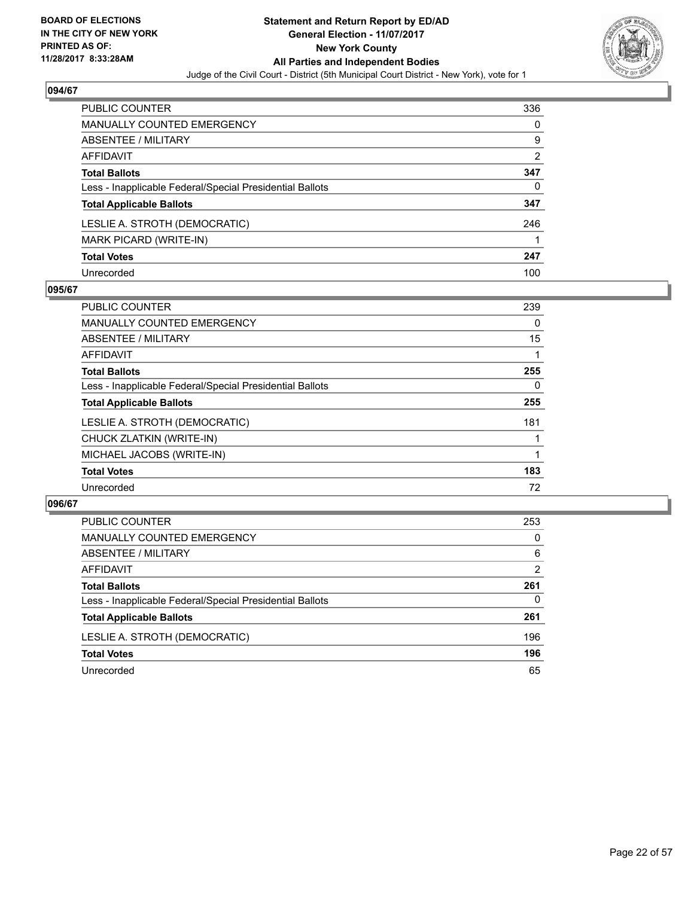BOARD OF ELECTIONS
IN THE CITY OF NEW YORK
PRINTED AS OF:
11/28/2017 8:33:28AM

**Statement and Return Report by ED/AD**
**General Election - 11/07/2017**
**New York County**
**All Parties and Independent Bodies**
Judge of the Civil Court - District (5th Municipal Court District - New York), vote for 1

### 094/67

| | |
|---|---|
| PUBLIC COUNTER | 336 |
| MANUALLY COUNTED EMERGENCY | 0 |
| ABSENTEE / MILITARY | 9 |
| AFFIDAVIT | 2 |
| **Total Ballots** | **347** |
| Less - Inapplicable Federal/Special Presidential Ballots | 0 |
| **Total Applicable Ballots** | **347** |
| LESLIE A. STROTH (DEMOCRATIC) | 246 |
| MARK PICARD (WRITE-IN) | 1 |
| **Total Votes** | **247** |
| Unrecorded | 100 |

### 095/67

| | |
|---|---|
| PUBLIC COUNTER | 239 |
| MANUALLY COUNTED EMERGENCY | 0 |
| ABSENTEE / MILITARY | 15 |
| AFFIDAVIT | 1 |
| **Total Ballots** | **255** |
| Less - Inapplicable Federal/Special Presidential Ballots | 0 |
| **Total Applicable Ballots** | **255** |
| LESLIE A. STROTH (DEMOCRATIC) | 181 |
| CHUCK ZLATKIN (WRITE-IN) | 1 |
| MICHAEL JACOBS (WRITE-IN) | 1 |
| **Total Votes** | **183** |
| Unrecorded | 72 |

### 096/67

| | |
|---|---|
| PUBLIC COUNTER | 253 |
| MANUALLY COUNTED EMERGENCY | 0 |
| ABSENTEE / MILITARY | 6 |
| AFFIDAVIT | 2 |
| **Total Ballots** | **261** |
| Less - Inapplicable Federal/Special Presidential Ballots | 0 |
| **Total Applicable Ballots** | **261** |
| LESLIE A. STROTH (DEMOCRATIC) | 196 |
| **Total Votes** | **196** |
| Unrecorded | 65 |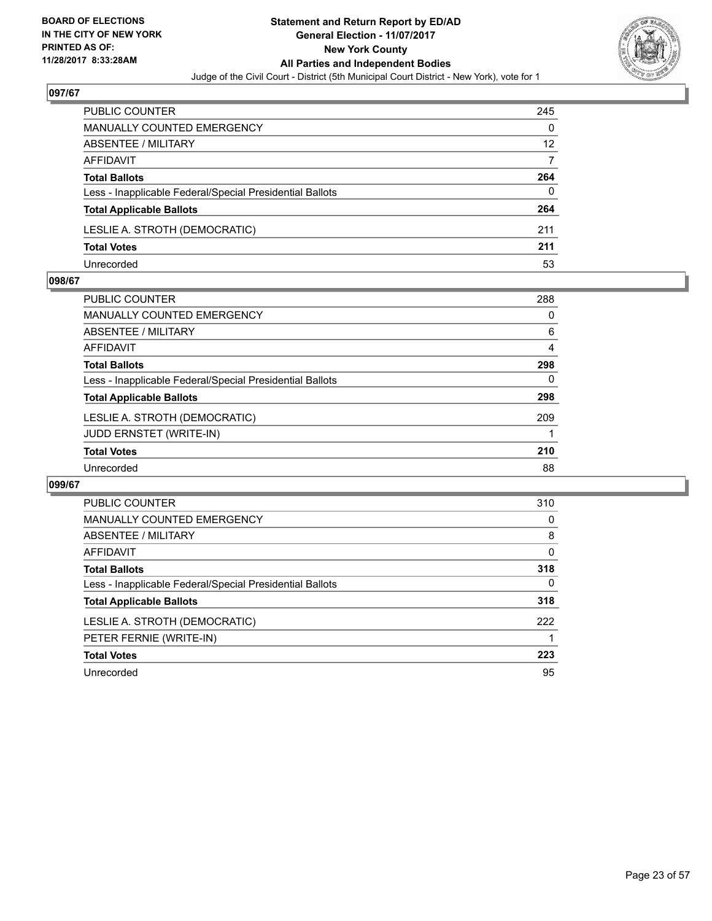BOARD OF ELECTIONS
IN THE CITY OF NEW YORK
PRINTED AS OF:
11/28/2017 8:33:28AM

**Statement and Return Report by ED/AD**
**General Election - 11/07/2017**
**New York County**
**All Parties and Independent Bodies**
Judge of the Civil Court - District (5th Municipal Court District - New York), vote for 1

### 097/67

| | |
|---|---|
| PUBLIC COUNTER | 245 |
| MANUALLY COUNTED EMERGENCY | 0 |
| ABSENTEE / MILITARY | 12 |
| AFFIDAVIT | 7 |
| **Total Ballots** | **264** |
| Less - Inapplicable Federal/Special Presidential Ballots | 0 |
| **Total Applicable Ballots** | **264** |
| LESLIE A. STROTH (DEMOCRATIC) | 211 |
| **Total Votes** | **211** |
| Unrecorded | 53 |

### 098/67

| | |
|---|---|
| PUBLIC COUNTER | 288 |
| MANUALLY COUNTED EMERGENCY | 0 |
| ABSENTEE / MILITARY | 6 |
| AFFIDAVIT | 4 |
| **Total Ballots** | **298** |
| Less - Inapplicable Federal/Special Presidential Ballots | 0 |
| **Total Applicable Ballots** | **298** |
| LESLIE A. STROTH (DEMOCRATIC) | 209 |
| JUDD ERNSTET (WRITE-IN) | 1 |
| **Total Votes** | **210** |
| Unrecorded | 88 |

### 099/67

| | |
|---|---|
| PUBLIC COUNTER | 310 |
| MANUALLY COUNTED EMERGENCY | 0 |
| ABSENTEE / MILITARY | 8 |
| AFFIDAVIT | 0 |
| **Total Ballots** | **318** |
| Less - Inapplicable Federal/Special Presidential Ballots | 0 |
| **Total Applicable Ballots** | **318** |
| LESLIE A. STROTH (DEMOCRATIC) | 222 |
| PETER FERNIE (WRITE-IN) | 1 |
| **Total Votes** | **223** |
| Unrecorded | 95 |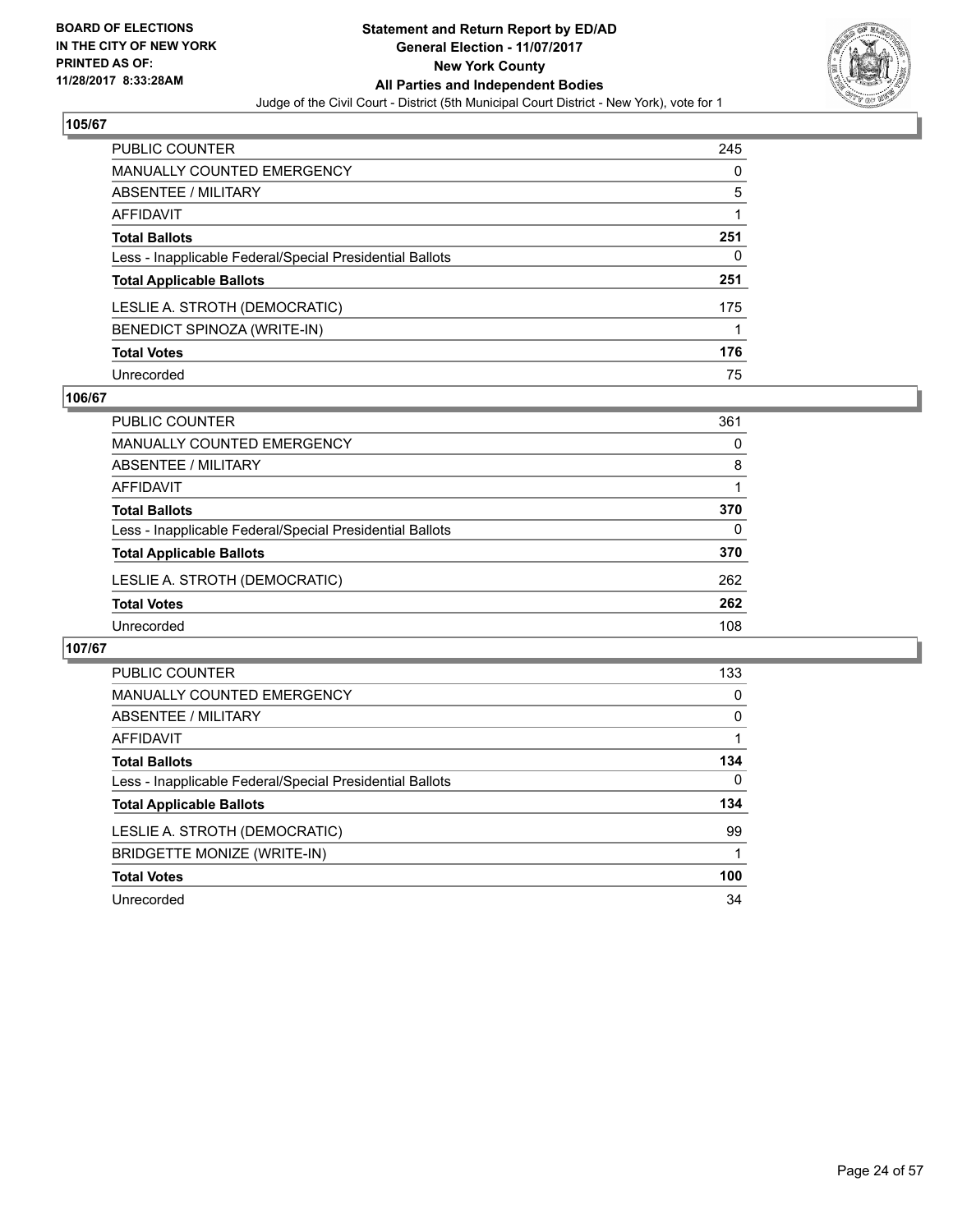BOARD OF ELECTIONS
IN THE CITY OF NEW YORK
PRINTED AS OF:
11/28/2017 8:33:28AM

**Statement and Return Report by ED/AD**
**General Election - 11/07/2017**
**New York County**
**All Parties and Independent Bodies**
Judge of the Civil Court - District (5th Municipal Court District - New York), vote for 1

## 105/67

| | |
|---|---|
| PUBLIC COUNTER | 245 |
| MANUALLY COUNTED EMERGENCY | 0 |
| ABSENTEE / MILITARY | 5 |
| AFFIDAVIT | 1 |
| **Total Ballots** | **251** |
| Less - Inapplicable Federal/Special Presidential Ballots | 0 |
| **Total Applicable Ballots** | **251** |
| LESLIE A. STROTH (DEMOCRATIC) | 175 |
| BENEDICT SPINOZA (WRITE-IN) | 1 |
| **Total Votes** | **176** |
| Unrecorded | 75 |

## 106/67

| | |
|---|---|
| PUBLIC COUNTER | 361 |
| MANUALLY COUNTED EMERGENCY | 0 |
| ABSENTEE / MILITARY | 8 |
| AFFIDAVIT | 1 |
| **Total Ballots** | **370** |
| Less - Inapplicable Federal/Special Presidential Ballots | 0 |
| **Total Applicable Ballots** | **370** |
| LESLIE A. STROTH (DEMOCRATIC) | 262 |
| **Total Votes** | **262** |
| Unrecorded | 108 |

## 107/67

| | |
|---|---|
| PUBLIC COUNTER | 133 |
| MANUALLY COUNTED EMERGENCY | 0 |
| ABSENTEE / MILITARY | 0 |
| AFFIDAVIT | 1 |
| **Total Ballots** | **134** |
| Less - Inapplicable Federal/Special Presidential Ballots | 0 |
| **Total Applicable Ballots** | **134** |
| LESLIE A. STROTH (DEMOCRATIC) | 99 |
| BRIDGETTE MONIZE (WRITE-IN) | 1 |
| **Total Votes** | **100** |
| Unrecorded | 34 |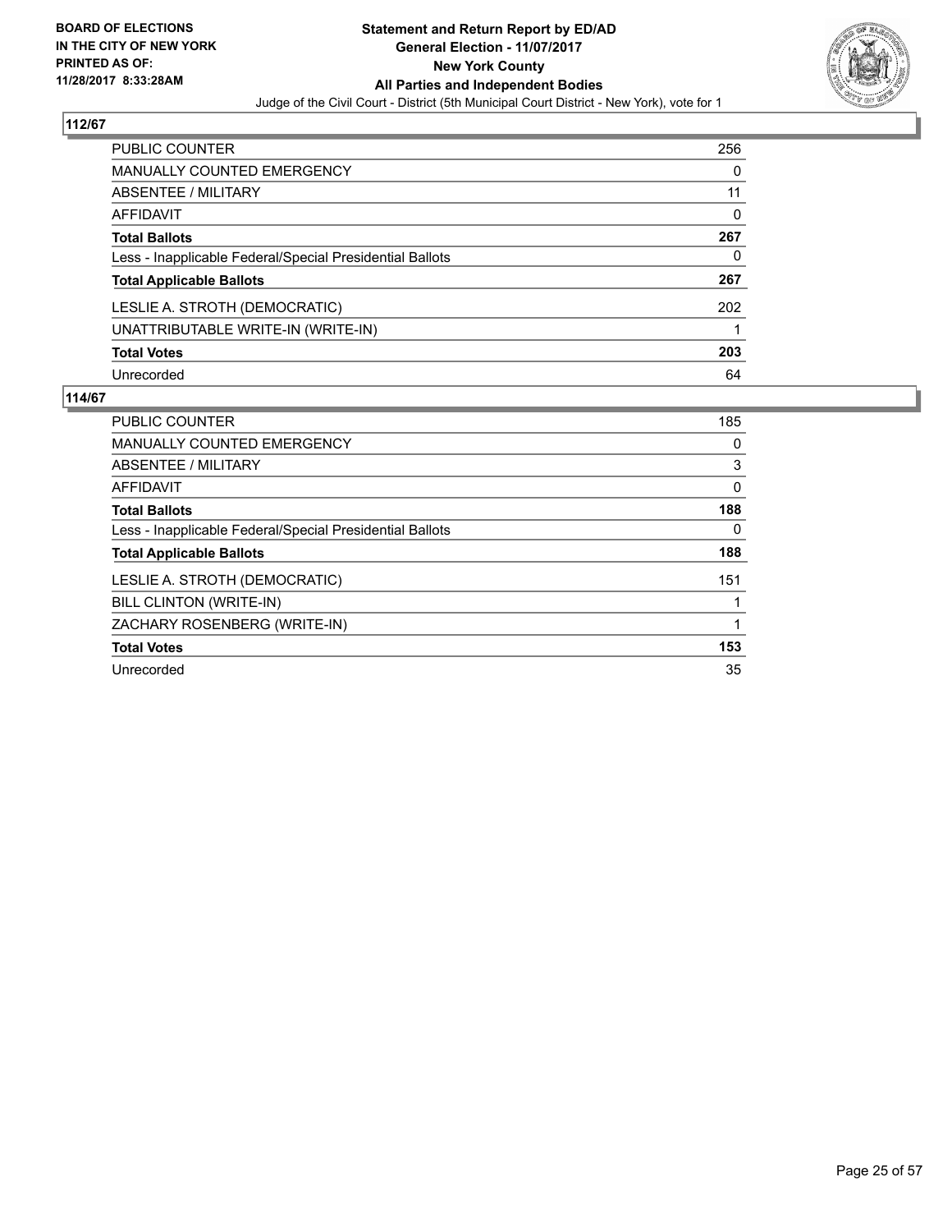**BOARD OF ELECTIONS IN THE CITY OF NEW YORK PRINTED AS OF: 11/28/2017 8:33:28AM**

**Statement and Return Report by ED/AD**
**General Election - 11/07/2017**
**New York County**
**All Parties and Independent Bodies**
Judge of the Civil Court - District (5th Municipal Court District - New York), vote for 1

## 112/67

| | |
|---|---|
| PUBLIC COUNTER | 256 |
| MANUALLY COUNTED EMERGENCY | 0 |
| ABSENTEE / MILITARY | 11 |
| AFFIDAVIT | 0 |
| **Total Ballots** | **267** |
| Less - Inapplicable Federal/Special Presidential Ballots | 0 |
| **Total Applicable Ballots** | **267** |
| LESLIE A. STROTH (DEMOCRATIC) | 202 |
| UNATTRIBUTABLE WRITE-IN (WRITE-IN) | 1 |
| **Total Votes** | **203** |
| Unrecorded | 64 |

## 114/67

| | |
|---|---|
| PUBLIC COUNTER | 185 |
| MANUALLY COUNTED EMERGENCY | 0 |
| ABSENTEE / MILITARY | 3 |
| AFFIDAVIT | 0 |
| **Total Ballots** | **188** |
| Less - Inapplicable Federal/Special Presidential Ballots | 0 |
| **Total Applicable Ballots** | **188** |
| LESLIE A. STROTH (DEMOCRATIC) | 151 |
| BILL CLINTON (WRITE-IN) | 1 |
| ZACHARY ROSENBERG (WRITE-IN) | 1 |
| **Total Votes** | **153** |
| Unrecorded | 35 |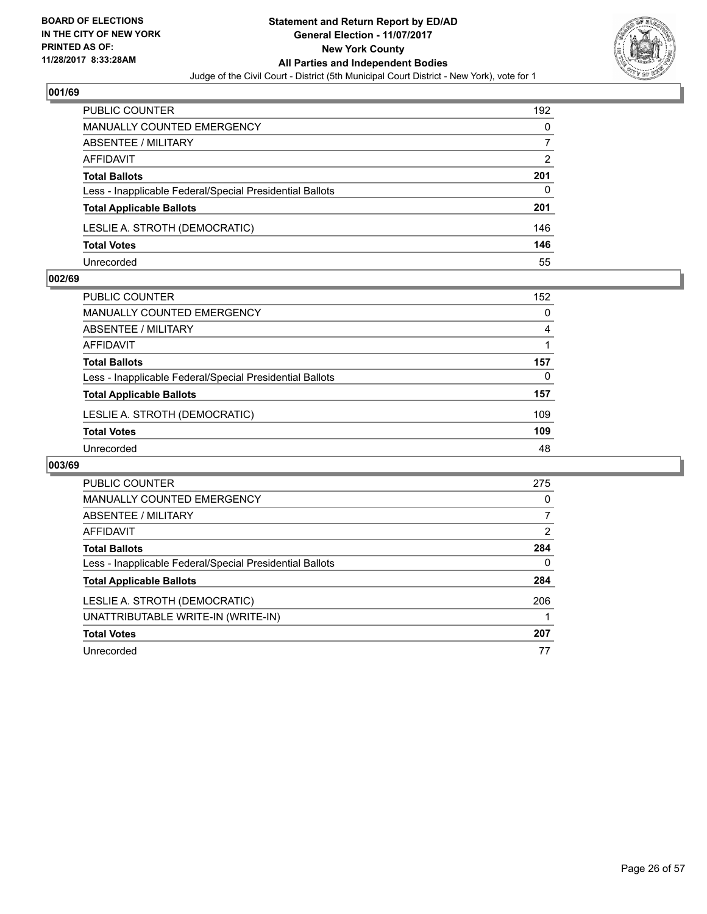BOARD OF ELECTIONS
IN THE CITY OF NEW YORK
PRINTED AS OF:
11/28/2017 8:33:28AM

**Statement and Return Report by ED/AD**
**General Election - 11/07/2017**
**New York County**
**All Parties and Independent Bodies**
Judge of the Civil Court - District (5th Municipal Court District - New York), vote for 1

## 001/69

| | |
|---|---|
| PUBLIC COUNTER | 192 |
| MANUALLY COUNTED EMERGENCY | 0 |
| ABSENTEE / MILITARY | 7 |
| AFFIDAVIT | 2 |
| **Total Ballots** | **201** |
| Less - Inapplicable Federal/Special Presidential Ballots | 0 |
| **Total Applicable Ballots** | **201** |
| LESLIE A. STROTH (DEMOCRATIC) | 146 |
| **Total Votes** | **146** |
| Unrecorded | 55 |

## 002/69

| | |
|---|---|
| PUBLIC COUNTER | 152 |
| MANUALLY COUNTED EMERGENCY | 0 |
| ABSENTEE / MILITARY | 4 |
| AFFIDAVIT | 1 |
| **Total Ballots** | **157** |
| Less - Inapplicable Federal/Special Presidential Ballots | 0 |
| **Total Applicable Ballots** | **157** |
| LESLIE A. STROTH (DEMOCRATIC) | 109 |
| **Total Votes** | **109** |
| Unrecorded | 48 |

## 003/69

| | |
|---|---|
| PUBLIC COUNTER | 275 |
| MANUALLY COUNTED EMERGENCY | 0 |
| ABSENTEE / MILITARY | 7 |
| AFFIDAVIT | 2 |
| **Total Ballots** | **284** |
| Less - Inapplicable Federal/Special Presidential Ballots | 0 |
| **Total Applicable Ballots** | **284** |
| LESLIE A. STROTH (DEMOCRATIC) | 206 |
| UNATTRIBUTABLE WRITE-IN (WRITE-IN) | 1 |
| **Total Votes** | **207** |
| Unrecorded | 77 |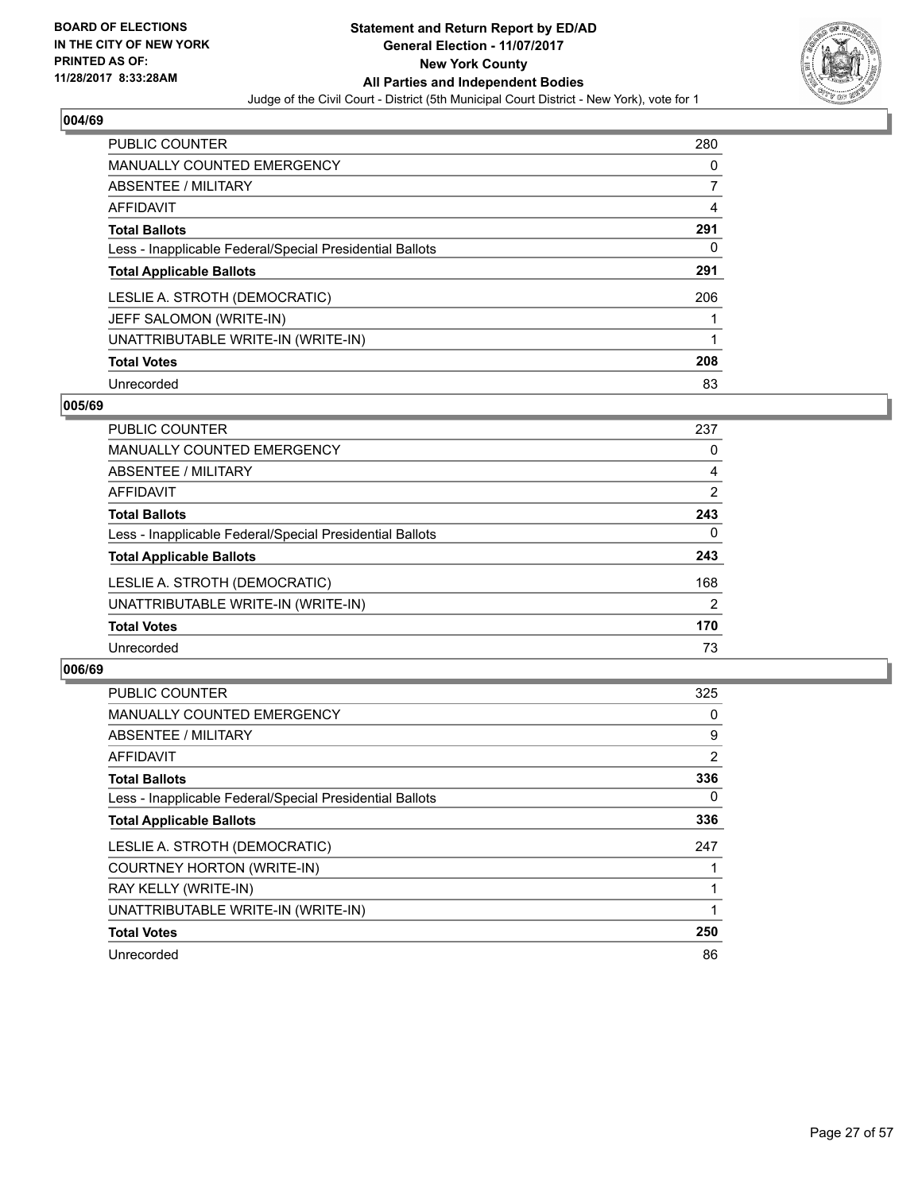**BOARD OF ELECTIONS IN THE CITY OF NEW YORK PRINTED AS OF: 11/28/2017 8:33:28AM**

# Statement and Return Report by ED/AD
## General Election - 11/07/2017
## New York County
## All Parties and Independent Bodies
Judge of the Civil Court - District (5th Municipal Court District - New York), vote for 1

### 004/69

| | |
|---|---|
| PUBLIC COUNTER | 280 |
| MANUALLY COUNTED EMERGENCY | 0 |
| ABSENTEE / MILITARY | 7 |
| AFFIDAVIT | 4 |
| **Total Ballots** | **291** |
| Less - Inapplicable Federal/Special Presidential Ballots | 0 |
| **Total Applicable Ballots** | **291** |
| LESLIE A. STROTH (DEMOCRATIC) | 206 |
| JEFF SALOMON (WRITE-IN) | 1 |
| UNATTRIBUTABLE WRITE-IN (WRITE-IN) | 1 |
| **Total Votes** | **208** |
| Unrecorded | 83 |

### 005/69

| | |
|---|---|
| PUBLIC COUNTER | 237 |
| MANUALLY COUNTED EMERGENCY | 0 |
| ABSENTEE / MILITARY | 4 |
| AFFIDAVIT | 2 |
| **Total Ballots** | **243** |
| Less - Inapplicable Federal/Special Presidential Ballots | 0 |
| **Total Applicable Ballots** | **243** |
| LESLIE A. STROTH (DEMOCRATIC) | 168 |
| UNATTRIBUTABLE WRITE-IN (WRITE-IN) | 2 |
| **Total Votes** | **170** |
| Unrecorded | 73 |

### 006/69

| | |
|---|---|
| PUBLIC COUNTER | 325 |
| MANUALLY COUNTED EMERGENCY | 0 |
| ABSENTEE / MILITARY | 9 |
| AFFIDAVIT | 2 |
| **Total Ballots** | **336** |
| Less - Inapplicable Federal/Special Presidential Ballots | 0 |
| **Total Applicable Ballots** | **336** |
| LESLIE A. STROTH (DEMOCRATIC) | 247 |
| COURTNEY HORTON (WRITE-IN) | 1 |
| RAY KELLY (WRITE-IN) | 1 |
| UNATTRIBUTABLE WRITE-IN (WRITE-IN) | 1 |
| **Total Votes** | **250** |
| Unrecorded | 86 |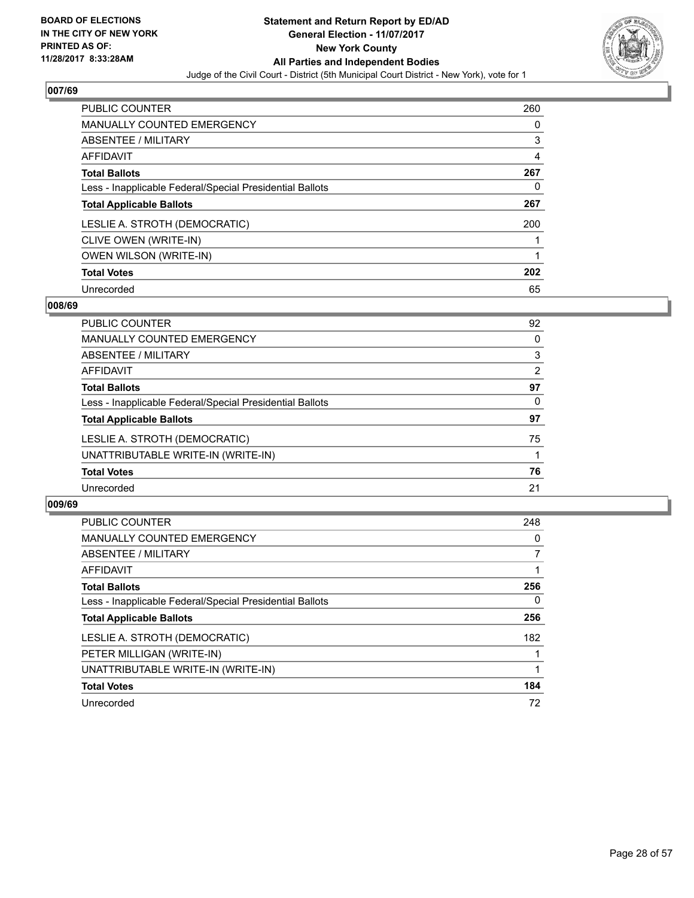BOARD OF ELECTIONS
IN THE CITY OF NEW YORK
PRINTED AS OF:
11/28/2017 8:33:28AM

**Statement and Return Report by ED/AD**
**General Election - 11/07/2017**
**New York County**
**All Parties and Independent Bodies**
Judge of the Civil Court - District (5th Municipal Court District - New York), vote for 1

### 007/69

| | |
|---|---|
| PUBLIC COUNTER | 260 |
| MANUALLY COUNTED EMERGENCY | 0 |
| ABSENTEE / MILITARY | 3 |
| AFFIDAVIT | 4 |
| **Total Ballots** | **267** |
| Less - Inapplicable Federal/Special Presidential Ballots | 0 |
| **Total Applicable Ballots** | **267** |
| LESLIE A. STROTH (DEMOCRATIC) | 200 |
| CLIVE OWEN (WRITE-IN) | 1 |
| OWEN WILSON (WRITE-IN) | 1 |
| **Total Votes** | **202** |
| Unrecorded | 65 |

### 008/69

| | |
|---|---|
| PUBLIC COUNTER | 92 |
| MANUALLY COUNTED EMERGENCY | 0 |
| ABSENTEE / MILITARY | 3 |
| AFFIDAVIT | 2 |
| **Total Ballots** | **97** |
| Less - Inapplicable Federal/Special Presidential Ballots | 0 |
| **Total Applicable Ballots** | **97** |
| LESLIE A. STROTH (DEMOCRATIC) | 75 |
| UNATTRIBUTABLE WRITE-IN (WRITE-IN) | 1 |
| **Total Votes** | **76** |
| Unrecorded | 21 |

### 009/69

| | |
|---|---|
| PUBLIC COUNTER | 248 |
| MANUALLY COUNTED EMERGENCY | 0 |
| ABSENTEE / MILITARY | 7 |
| AFFIDAVIT | 1 |
| **Total Ballots** | **256** |
| Less - Inapplicable Federal/Special Presidential Ballots | 0 |
| **Total Applicable Ballots** | **256** |
| LESLIE A. STROTH (DEMOCRATIC) | 182 |
| PETER MILLIGAN (WRITE-IN) | 1 |
| UNATTRIBUTABLE WRITE-IN (WRITE-IN) | 1 |
| **Total Votes** | **184** |
| Unrecorded | 72 |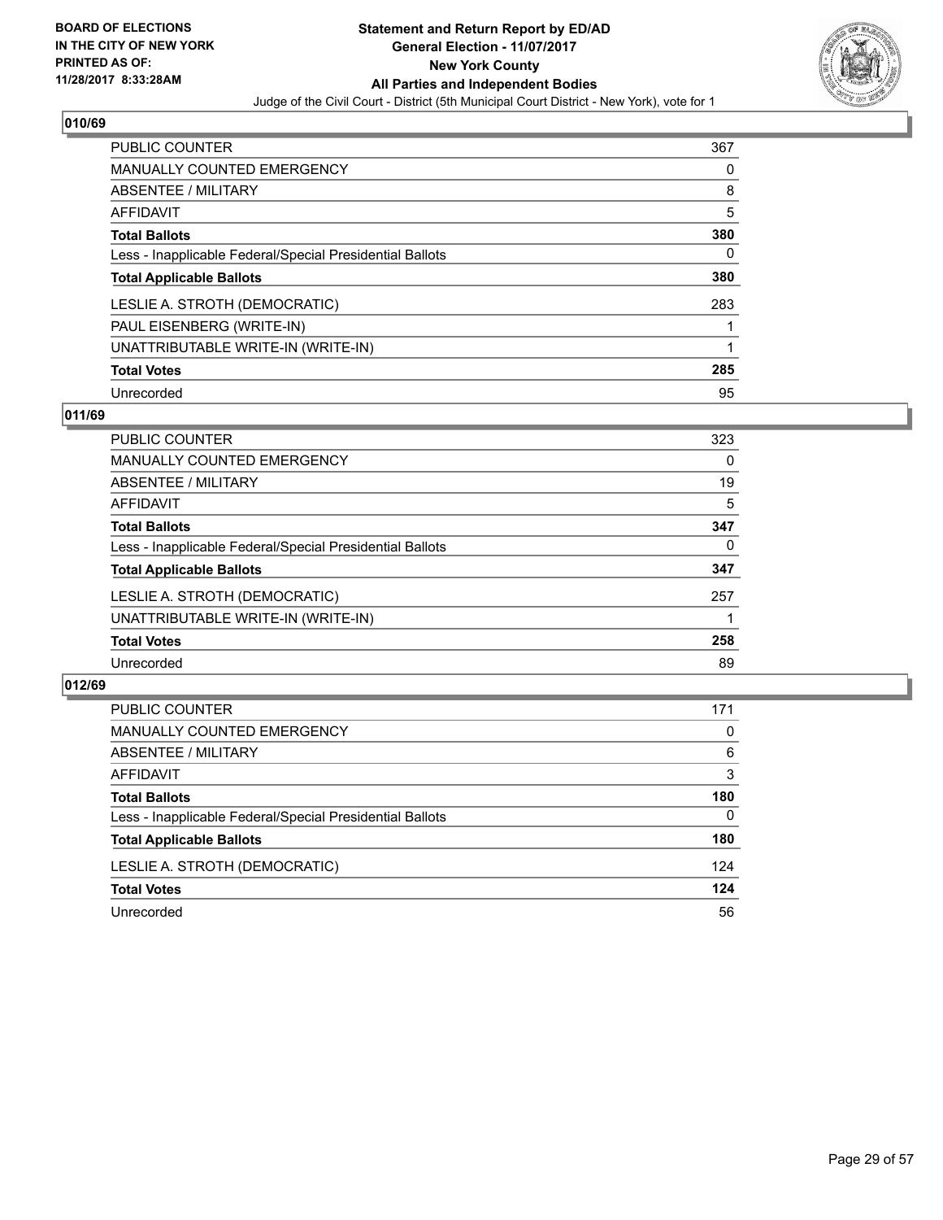BOARD OF ELECTIONS
IN THE CITY OF NEW YORK
PRINTED AS OF:
11/28/2017 8:33:28AM

**Statement and Return Report by ED/AD**
**General Election - 11/07/2017**
**New York County**
**All Parties and Independent Bodies**
Judge of the Civil Court - District (5th Municipal Court District - New York), vote for 1

### 010/69

| | |
|---|---|
| PUBLIC COUNTER | 367 |
| MANUALLY COUNTED EMERGENCY | 0 |
| ABSENTEE / MILITARY | 8 |
| AFFIDAVIT | 5 |
| **Total Ballots** | **380** |
| Less - Inapplicable Federal/Special Presidential Ballots | 0 |
| **Total Applicable Ballots** | **380** |
| LESLIE A. STROTH (DEMOCRATIC) | 283 |
| PAUL EISENBERG (WRITE-IN) | 1 |
| UNATTRIBUTABLE WRITE-IN (WRITE-IN) | 1 |
| **Total Votes** | **285** |
| Unrecorded | 95 |

### 011/69

| | |
|---|---|
| PUBLIC COUNTER | 323 |
| MANUALLY COUNTED EMERGENCY | 0 |
| ABSENTEE / MILITARY | 19 |
| AFFIDAVIT | 5 |
| **Total Ballots** | **347** |
| Less - Inapplicable Federal/Special Presidential Ballots | 0 |
| **Total Applicable Ballots** | **347** |
| LESLIE A. STROTH (DEMOCRATIC) | 257 |
| UNATTRIBUTABLE WRITE-IN (WRITE-IN) | 1 |
| **Total Votes** | **258** |
| Unrecorded | 89 |

### 012/69

| | |
|---|---|
| PUBLIC COUNTER | 171 |
| MANUALLY COUNTED EMERGENCY | 0 |
| ABSENTEE / MILITARY | 6 |
| AFFIDAVIT | 3 |
| **Total Ballots** | **180** |
| Less - Inapplicable Federal/Special Presidential Ballots | 0 |
| **Total Applicable Ballots** | **180** |
| LESLIE A. STROTH (DEMOCRATIC) | 124 |
| **Total Votes** | **124** |
| Unrecorded | 56 |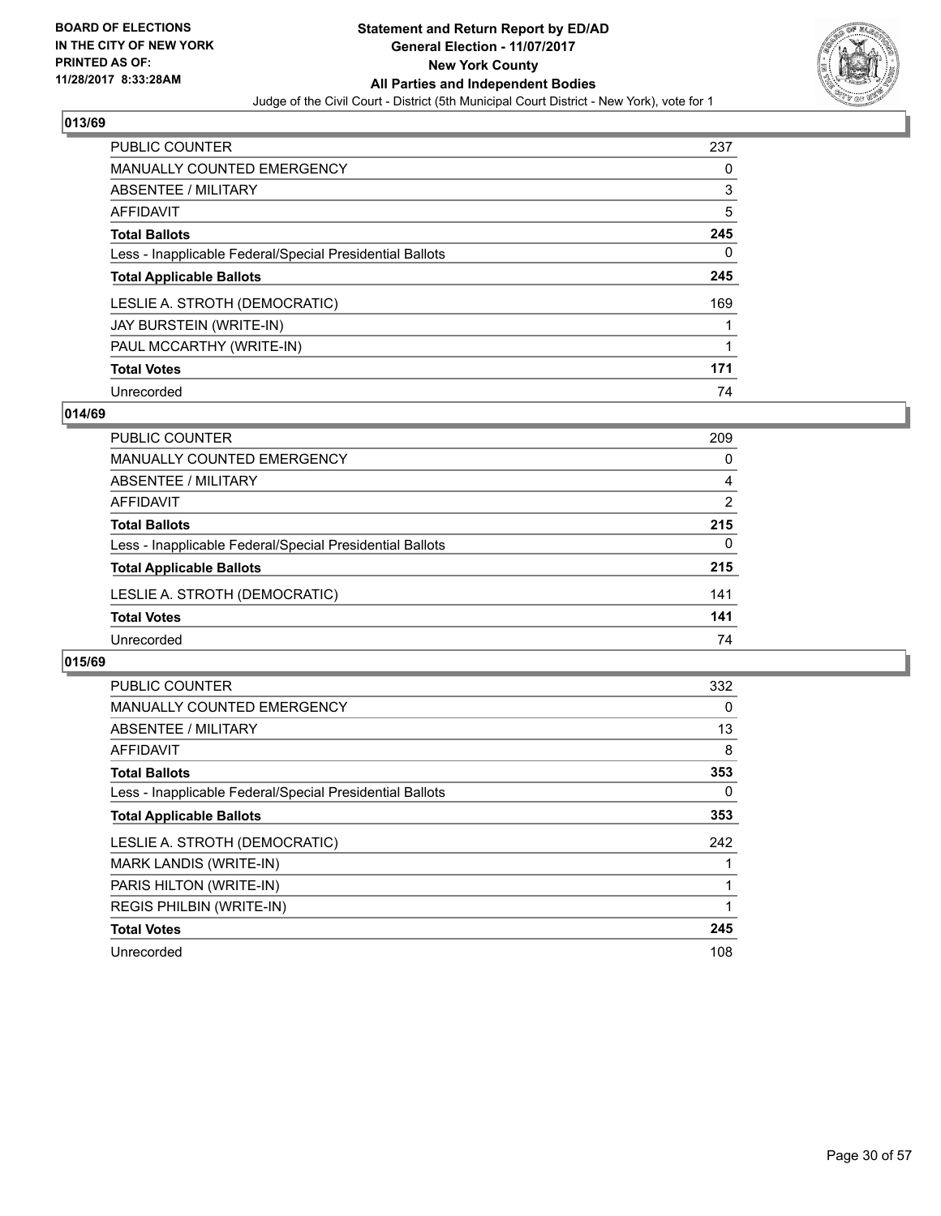BOARD OF ELECTIONS
IN THE CITY OF NEW YORK
PRINTED AS OF:
11/28/2017 8:33:28AM

# Statement and Return Report by ED/AD
## General Election - 11/07/2017
## New York County
## All Parties and Independent Bodies
Judge of the Civil Court - District (5th Municipal Court District - New York), vote for 1

### 013/69

| | |
|---|---|
| PUBLIC COUNTER | 237 |
| MANUALLY COUNTED EMERGENCY | 0 |
| ABSENTEE / MILITARY | 3 |
| AFFIDAVIT | 5 |
| **Total Ballots** | **245** |
| Less - Inapplicable Federal/Special Presidential Ballots | 0 |
| **Total Applicable Ballots** | **245** |
| LESLIE A. STROTH (DEMOCRATIC) | 169 |
| JAY BURSTEIN (WRITE-IN) | 1 |
| PAUL MCCARTHY (WRITE-IN) | 1 |
| **Total Votes** | **171** |
| Unrecorded | 74 |

### 014/69

| | |
|---|---|
| PUBLIC COUNTER | 209 |
| MANUALLY COUNTED EMERGENCY | 0 |
| ABSENTEE / MILITARY | 4 |
| AFFIDAVIT | 2 |
| **Total Ballots** | **215** |
| Less - Inapplicable Federal/Special Presidential Ballots | 0 |
| **Total Applicable Ballots** | **215** |
| LESLIE A. STROTH (DEMOCRATIC) | 141 |
| **Total Votes** | **141** |
| Unrecorded | 74 |

### 015/69

| | |
|---|---|
| PUBLIC COUNTER | 332 |
| MANUALLY COUNTED EMERGENCY | 0 |
| ABSENTEE / MILITARY | 13 |
| AFFIDAVIT | 8 |
| **Total Ballots** | **353** |
| Less - Inapplicable Federal/Special Presidential Ballots | 0 |
| **Total Applicable Ballots** | **353** |
| LESLIE A. STROTH (DEMOCRATIC) | 242 |
| MARK LANDIS (WRITE-IN) | 1 |
| PARIS HILTON (WRITE-IN) | 1 |
| REGIS PHILBIN (WRITE-IN) | 1 |
| **Total Votes** | **245** |
| Unrecorded | 108 |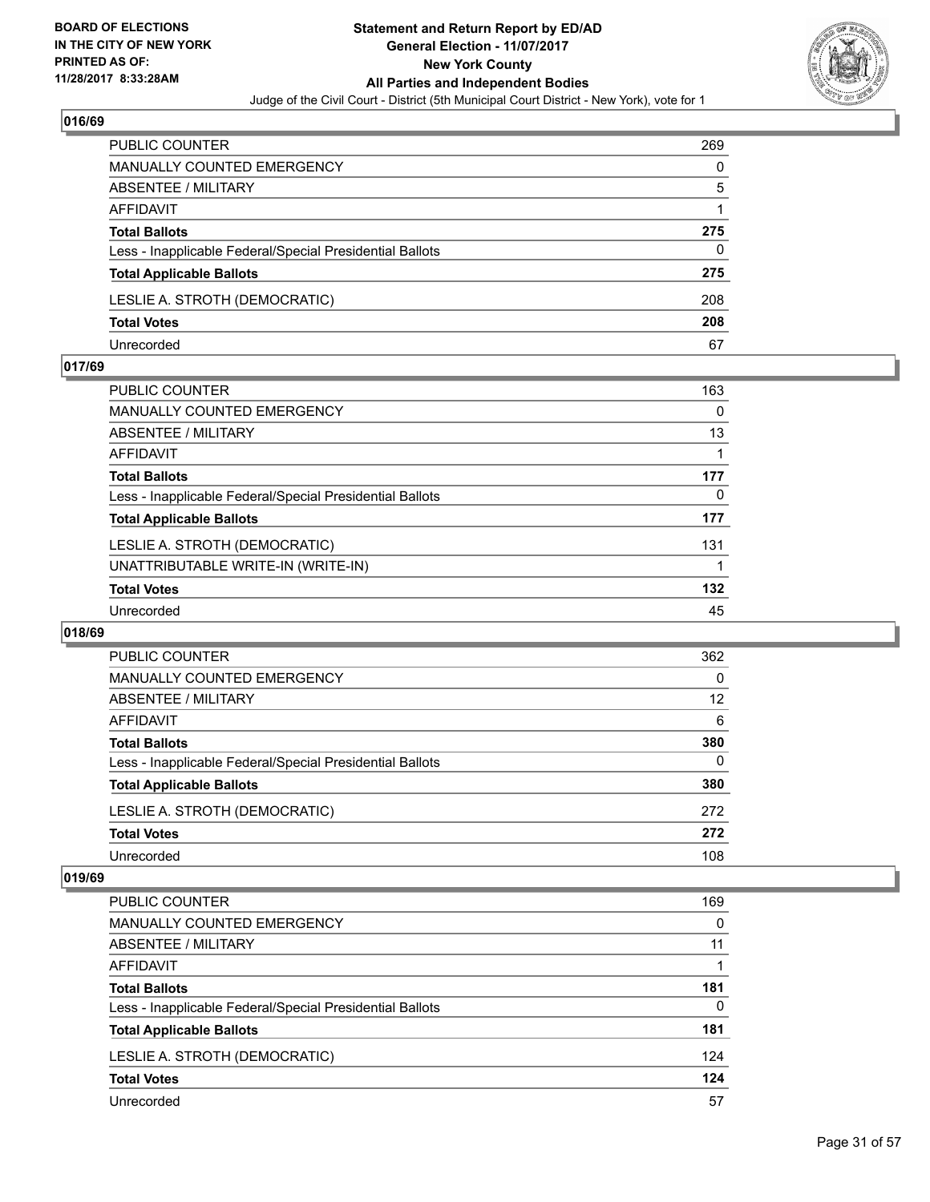## 016/69

| | |
|---|---|
| PUBLIC COUNTER | 269 |
| MANUALLY COUNTED EMERGENCY | 0 |
| ABSENTEE / MILITARY | 5 |
| AFFIDAVIT | 1 |
| **Total Ballots** | **275** |
| Less - Inapplicable Federal/Special Presidential Ballots | 0 |
| **Total Applicable Ballots** | **275** |
| LESLIE A. STROTH (DEMOCRATIC) | 208 |
| **Total Votes** | **208** |
| Unrecorded | 67 |

## 017/69

| | |
|---|---|
| PUBLIC COUNTER | 163 |
| MANUALLY COUNTED EMERGENCY | 0 |
| ABSENTEE / MILITARY | 13 |
| AFFIDAVIT | 1 |
| **Total Ballots** | **177** |
| Less - Inapplicable Federal/Special Presidential Ballots | 0 |
| **Total Applicable Ballots** | **177** |
| LESLIE A. STROTH (DEMOCRATIC) | 131 |
| UNATTRIBUTABLE WRITE-IN (WRITE-IN) | 1 |
| **Total Votes** | **132** |
| Unrecorded | 45 |

## 018/69

| | |
|---|---|
| PUBLIC COUNTER | 362 |
| MANUALLY COUNTED EMERGENCY | 0 |
| ABSENTEE / MILITARY | 12 |
| AFFIDAVIT | 6 |
| **Total Ballots** | **380** |
| Less - Inapplicable Federal/Special Presidential Ballots | 0 |
| **Total Applicable Ballots** | **380** |
| LESLIE A. STROTH (DEMOCRATIC) | 272 |
| **Total Votes** | **272** |
| Unrecorded | 108 |

## 019/69

| | |
|---|---|
| PUBLIC COUNTER | 169 |
| MANUALLY COUNTED EMERGENCY | 0 |
| ABSENTEE / MILITARY | 11 |
| AFFIDAVIT | 1 |
| **Total Ballots** | **181** |
| Less - Inapplicable Federal/Special Presidential Ballots | 0 |
| **Total Applicable Ballots** | **181** |
| LESLIE A. STROTH (DEMOCRATIC) | 124 |
| **Total Votes** | **124** |
| Unrecorded | 57 |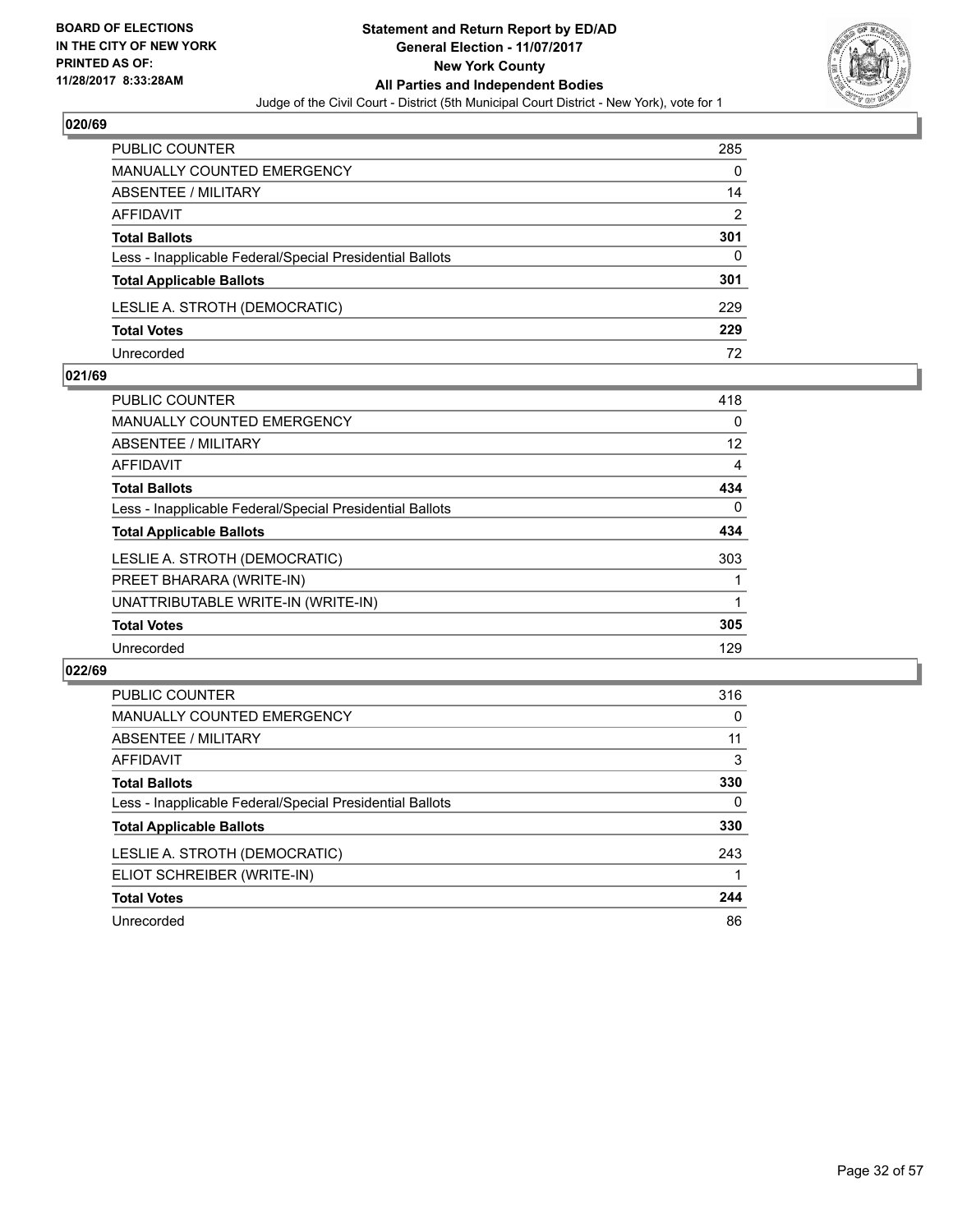**BOARD OF ELECTIONS IN THE CITY OF NEW YORK PRINTED AS OF: 11/28/2017 8:33:28AM**

**Statement and Return Report by ED/AD General Election - 11/07/2017 New York County All Parties and Independent Bodies**

Judge of the Civil Court - District (5th Municipal Court District - New York), vote for 1

## 020/69

| | |
|---|---|
| PUBLIC COUNTER | 285 |
| MANUALLY COUNTED EMERGENCY | 0 |
| ABSENTEE / MILITARY | 14 |
| AFFIDAVIT | 2 |
| **Total Ballots** | **301** |
| Less - Inapplicable Federal/Special Presidential Ballots | 0 |
| **Total Applicable Ballots** | **301** |
| LESLIE A. STROTH (DEMOCRATIC) | 229 |
| **Total Votes** | **229** |
| Unrecorded | 72 |

## 021/69

| | |
|---|---|
| PUBLIC COUNTER | 418 |
| MANUALLY COUNTED EMERGENCY | 0 |
| ABSENTEE / MILITARY | 12 |
| AFFIDAVIT | 4 |
| **Total Ballots** | **434** |
| Less - Inapplicable Federal/Special Presidential Ballots | 0 |
| **Total Applicable Ballots** | **434** |
| LESLIE A. STROTH (DEMOCRATIC) | 303 |
| PREET BHARARA (WRITE-IN) | 1 |
| UNATTRIBUTABLE WRITE-IN (WRITE-IN) | 1 |
| **Total Votes** | **305** |
| Unrecorded | 129 |

## 022/69

| | |
|---|---|
| PUBLIC COUNTER | 316 |
| MANUALLY COUNTED EMERGENCY | 0 |
| ABSENTEE / MILITARY | 11 |
| AFFIDAVIT | 3 |
| **Total Ballots** | **330** |
| Less - Inapplicable Federal/Special Presidential Ballots | 0 |
| **Total Applicable Ballots** | **330** |
| LESLIE A. STROTH (DEMOCRATIC) | 243 |
| ELIOT SCHREIBER (WRITE-IN) | 1 |
| **Total Votes** | **244** |
| Unrecorded | 86 |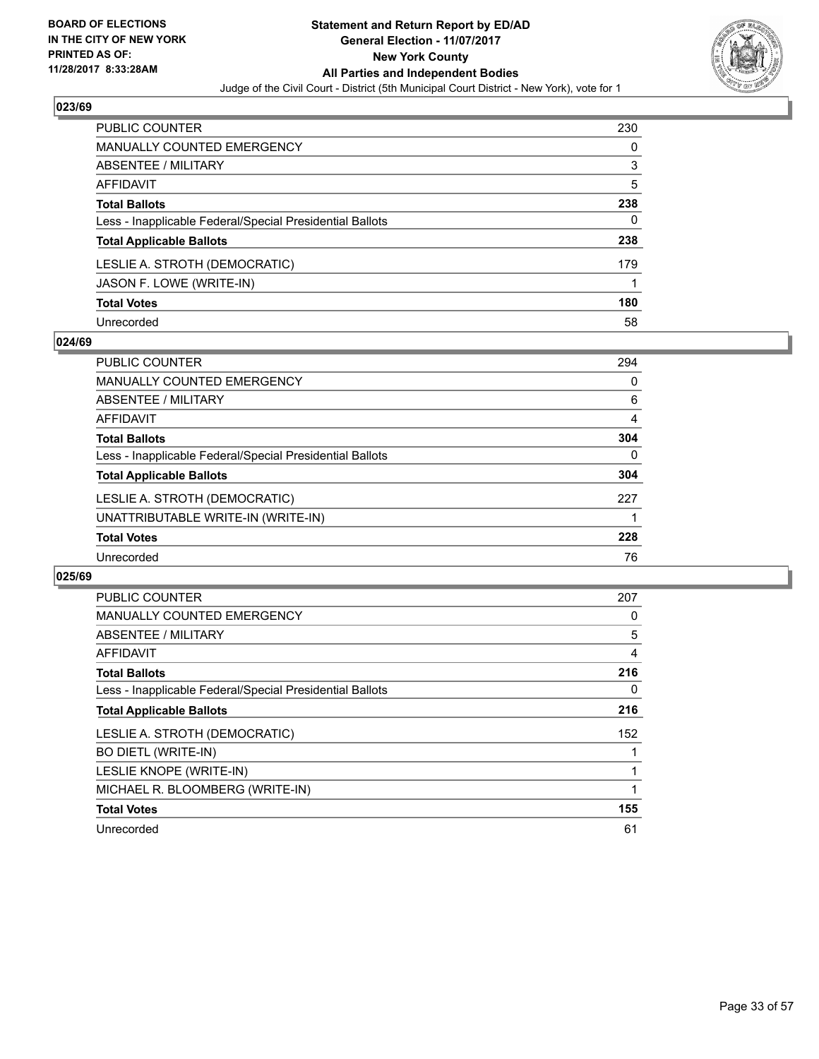**BOARD OF ELECTIONS IN THE CITY OF NEW YORK PRINTED AS OF: 11/28/2017 8:33:28AM**

# Statement and Return Report by ED/AD
## General Election - 11/07/2017
## New York County
## All Parties and Independent Bodies
Judge of the Civil Court - District (5th Municipal Court District - New York), vote for 1

### 023/69

| | |
|---|---|
| PUBLIC COUNTER | 230 |
| MANUALLY COUNTED EMERGENCY | 0 |
| ABSENTEE / MILITARY | 3 |
| AFFIDAVIT | 5 |
| **Total Ballots** | **238** |
| Less - Inapplicable Federal/Special Presidential Ballots | 0 |
| **Total Applicable Ballots** | **238** |
| LESLIE A. STROTH (DEMOCRATIC) | 179 |
| JASON F. LOWE (WRITE-IN) | 1 |
| **Total Votes** | **180** |
| Unrecorded | 58 |

### 024/69

| | |
|---|---|
| PUBLIC COUNTER | 294 |
| MANUALLY COUNTED EMERGENCY | 0 |
| ABSENTEE / MILITARY | 6 |
| AFFIDAVIT | 4 |
| **Total Ballots** | **304** |
| Less - Inapplicable Federal/Special Presidential Ballots | 0 |
| **Total Applicable Ballots** | **304** |
| LESLIE A. STROTH (DEMOCRATIC) | 227 |
| UNATTRIBUTABLE WRITE-IN (WRITE-IN) | 1 |
| **Total Votes** | **228** |
| Unrecorded | 76 |

### 025/69

| | |
|---|---|
| PUBLIC COUNTER | 207 |
| MANUALLY COUNTED EMERGENCY | 0 |
| ABSENTEE / MILITARY | 5 |
| AFFIDAVIT | 4 |
| **Total Ballots** | **216** |
| Less - Inapplicable Federal/Special Presidential Ballots | 0 |
| **Total Applicable Ballots** | **216** |
| LESLIE A. STROTH (DEMOCRATIC) | 152 |
| BO DIETL (WRITE-IN) | 1 |
| LESLIE KNOPE (WRITE-IN) | 1 |
| MICHAEL R. BLOOMBERG (WRITE-IN) | 1 |
| **Total Votes** | **155** |
| Unrecorded | 61 |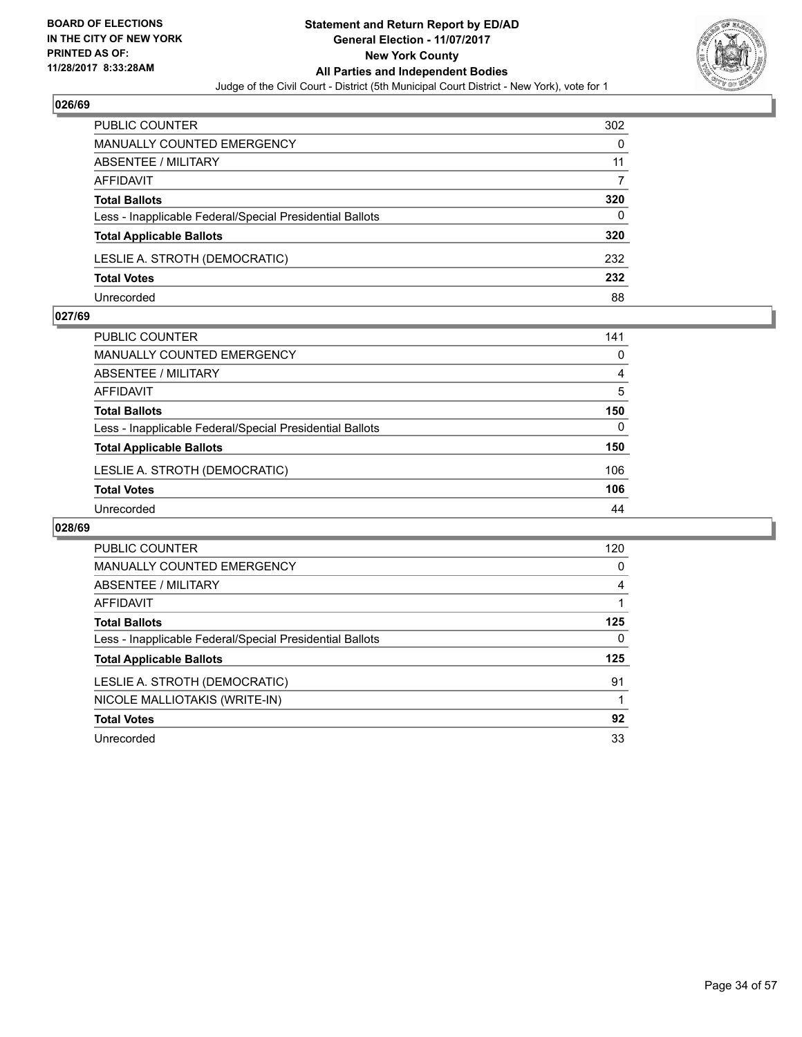**BOARD OF ELECTIONS IN THE CITY OF NEW YORK PRINTED AS OF: 11/28/2017 8:33:28AM**

**Statement and Return Report by ED/AD**
**General Election - 11/07/2017**
**New York County**
**All Parties and Independent Bodies**
Judge of the Civil Court - District (5th Municipal Court District - New York), vote for 1

## 026/69

| | |
|---|---|
| PUBLIC COUNTER | 302 |
| MANUALLY COUNTED EMERGENCY | 0 |
| ABSENTEE / MILITARY | 11 |
| AFFIDAVIT | 7 |
| **Total Ballots** | **320** |
| Less - Inapplicable Federal/Special Presidential Ballots | 0 |
| **Total Applicable Ballots** | **320** |
| LESLIE A. STROTH (DEMOCRATIC) | 232 |
| **Total Votes** | **232** |
| Unrecorded | 88 |

## 027/69

| | |
|---|---|
| PUBLIC COUNTER | 141 |
| MANUALLY COUNTED EMERGENCY | 0 |
| ABSENTEE / MILITARY | 4 |
| AFFIDAVIT | 5 |
| **Total Ballots** | **150** |
| Less - Inapplicable Federal/Special Presidential Ballots | 0 |
| **Total Applicable Ballots** | **150** |
| LESLIE A. STROTH (DEMOCRATIC) | 106 |
| **Total Votes** | **106** |
| Unrecorded | 44 |

## 028/69

| | |
|---|---|
| PUBLIC COUNTER | 120 |
| MANUALLY COUNTED EMERGENCY | 0 |
| ABSENTEE / MILITARY | 4 |
| AFFIDAVIT | 1 |
| **Total Ballots** | **125** |
| Less - Inapplicable Federal/Special Presidential Ballots | 0 |
| **Total Applicable Ballots** | **125** |
| LESLIE A. STROTH (DEMOCRATIC) | 91 |
| NICOLE MALLIOTAKIS (WRITE-IN) | 1 |
| **Total Votes** | **92** |
| Unrecorded | 33 |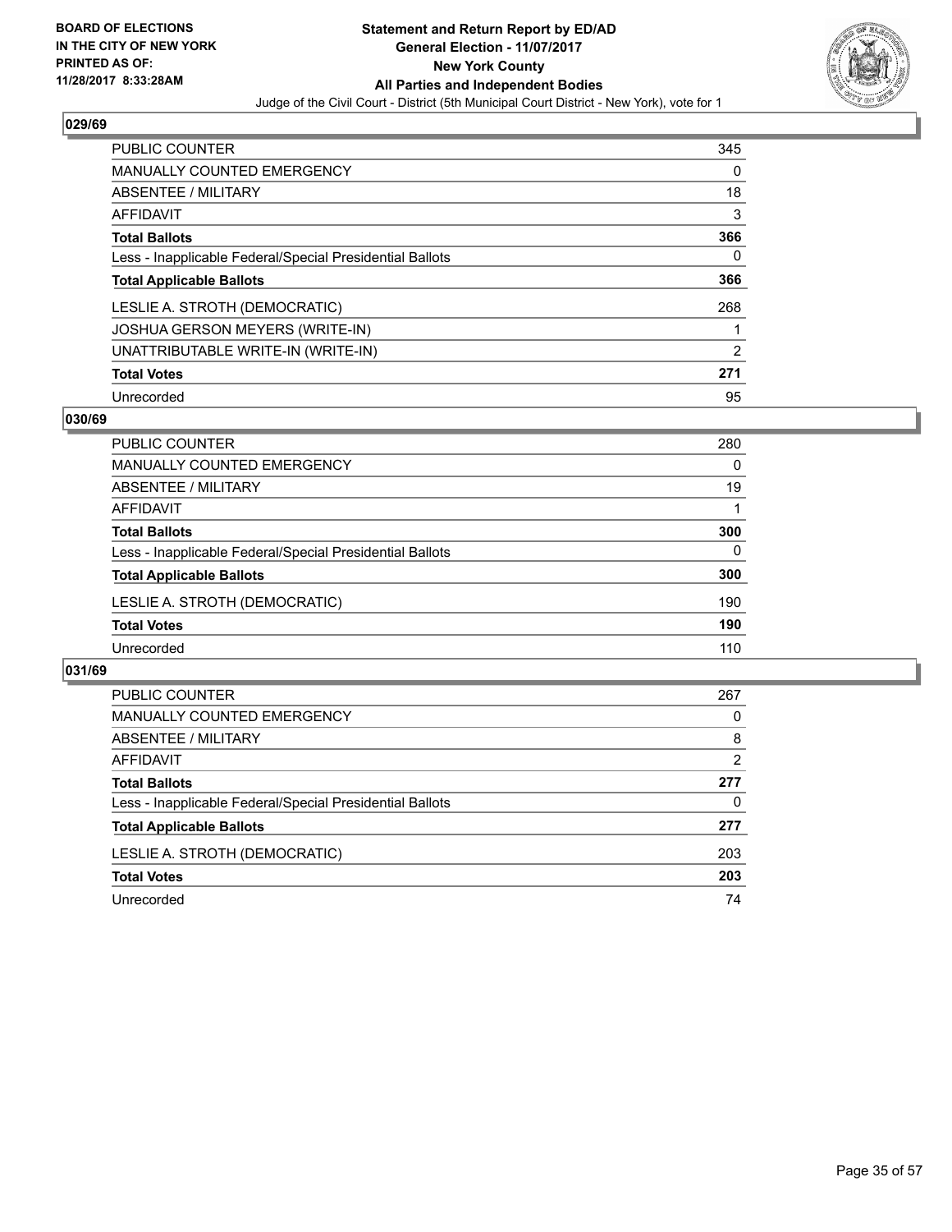BOARD OF ELECTIONS
IN THE CITY OF NEW YORK
PRINTED AS OF:
11/28/2017 8:33:28AM

**Statement and Return Report by ED/AD**
**General Election - 11/07/2017**
**New York County**
**All Parties and Independent Bodies**
Judge of the Civil Court - District (5th Municipal Court District - New York), vote for 1

### 029/69

| | |
|---|---|
| PUBLIC COUNTER | 345 |
| MANUALLY COUNTED EMERGENCY | 0 |
| ABSENTEE / MILITARY | 18 |
| AFFIDAVIT | 3 |
| **Total Ballots** | **366** |
| Less - Inapplicable Federal/Special Presidential Ballots | 0 |
| **Total Applicable Ballots** | **366** |
| LESLIE A. STROTH (DEMOCRATIC) | 268 |
| JOSHUA GERSON MEYERS (WRITE-IN) | 1 |
| UNATTRIBUTABLE WRITE-IN (WRITE-IN) | 2 |
| **Total Votes** | **271** |
| Unrecorded | 95 |

### 030/69

| | |
|---|---|
| PUBLIC COUNTER | 280 |
| MANUALLY COUNTED EMERGENCY | 0 |
| ABSENTEE / MILITARY | 19 |
| AFFIDAVIT | 1 |
| **Total Ballots** | **300** |
| Less - Inapplicable Federal/Special Presidential Ballots | 0 |
| **Total Applicable Ballots** | **300** |
| LESLIE A. STROTH (DEMOCRATIC) | 190 |
| **Total Votes** | **190** |
| Unrecorded | 110 |

### 031/69

| | |
|---|---|
| PUBLIC COUNTER | 267 |
| MANUALLY COUNTED EMERGENCY | 0 |
| ABSENTEE / MILITARY | 8 |
| AFFIDAVIT | 2 |
| **Total Ballots** | **277** |
| Less - Inapplicable Federal/Special Presidential Ballots | 0 |
| **Total Applicable Ballots** | **277** |
| LESLIE A. STROTH (DEMOCRATIC) | 203 |
| **Total Votes** | **203** |
| Unrecorded | 74 |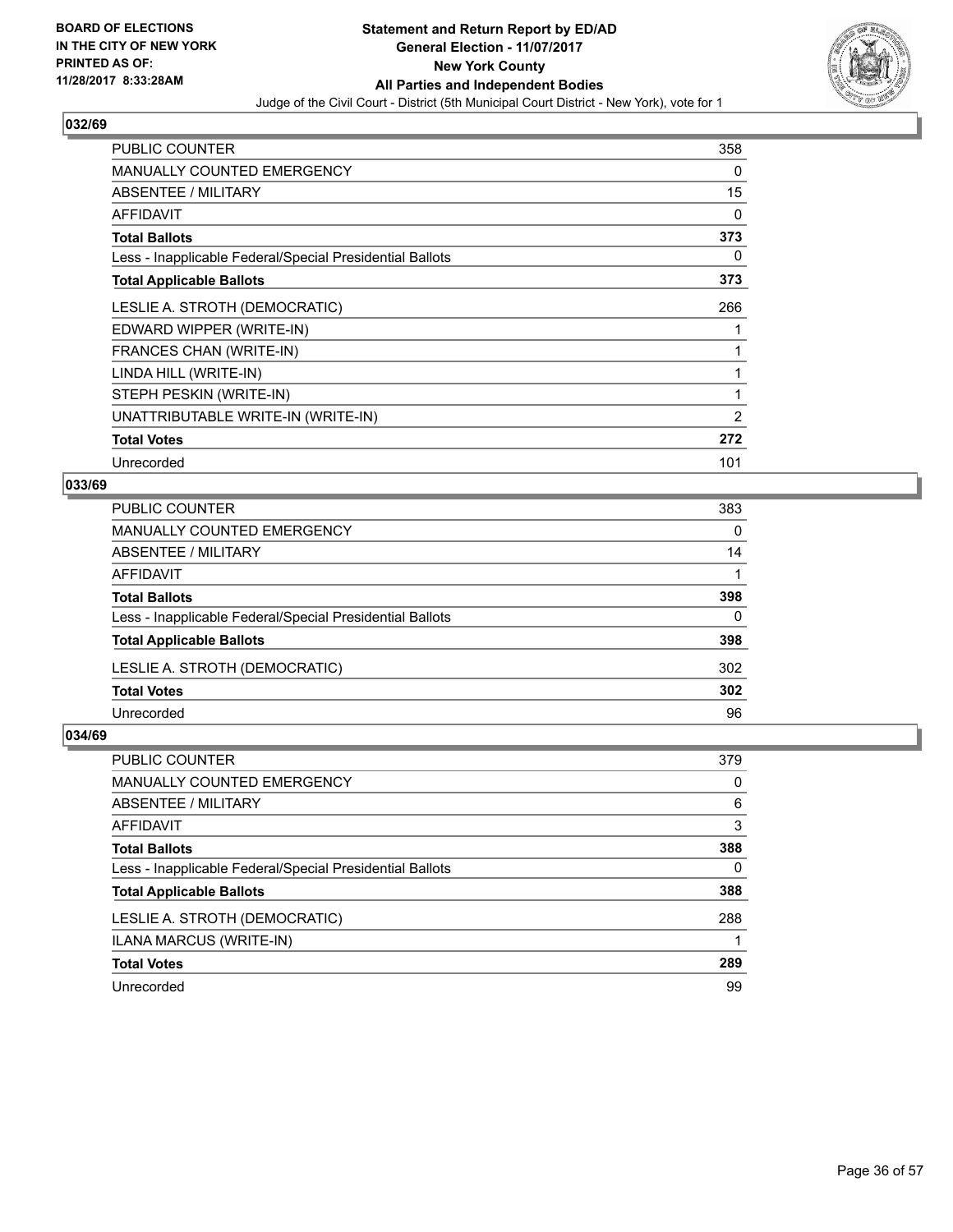BOARD OF ELECTIONS
IN THE CITY OF NEW YORK
PRINTED AS OF:
11/28/2017 8:33:28AM

**Statement and Return Report by ED/AD**
**General Election - 11/07/2017**
**New York County**
**All Parties and Independent Bodies**
Judge of the Civil Court - District (5th Municipal Court District - New York), vote for 1

### 032/69

| | |
|---|---|
| PUBLIC COUNTER | 358 |
| MANUALLY COUNTED EMERGENCY | 0 |
| ABSENTEE / MILITARY | 15 |
| AFFIDAVIT | 0 |
| **Total Ballots** | **373** |
| Less - Inapplicable Federal/Special Presidential Ballots | 0 |
| **Total Applicable Ballots** | **373** |
| LESLIE A. STROTH (DEMOCRATIC) | 266 |
| EDWARD WIPPER (WRITE-IN) | 1 |
| FRANCES CHAN (WRITE-IN) | 1 |
| LINDA HILL (WRITE-IN) | 1 |
| STEPH PESKIN (WRITE-IN) | 1 |
| UNATTRIBUTABLE WRITE-IN (WRITE-IN) | 2 |
| **Total Votes** | **272** |
| Unrecorded | 101 |

### 033/69

| | |
|---|---|
| PUBLIC COUNTER | 383 |
| MANUALLY COUNTED EMERGENCY | 0 |
| ABSENTEE / MILITARY | 14 |
| AFFIDAVIT | 1 |
| **Total Ballots** | **398** |
| Less - Inapplicable Federal/Special Presidential Ballots | 0 |
| **Total Applicable Ballots** | **398** |
| LESLIE A. STROTH (DEMOCRATIC) | 302 |
| **Total Votes** | **302** |
| Unrecorded | 96 |

### 034/69

| | |
|---|---|
| PUBLIC COUNTER | 379 |
| MANUALLY COUNTED EMERGENCY | 0 |
| ABSENTEE / MILITARY | 6 |
| AFFIDAVIT | 3 |
| **Total Ballots** | **388** |
| Less - Inapplicable Federal/Special Presidential Ballots | 0 |
| **Total Applicable Ballots** | **388** |
| LESLIE A. STROTH (DEMOCRATIC) | 288 |
| ILANA MARCUS (WRITE-IN) | 1 |
| **Total Votes** | **289** |
| Unrecorded | 99 |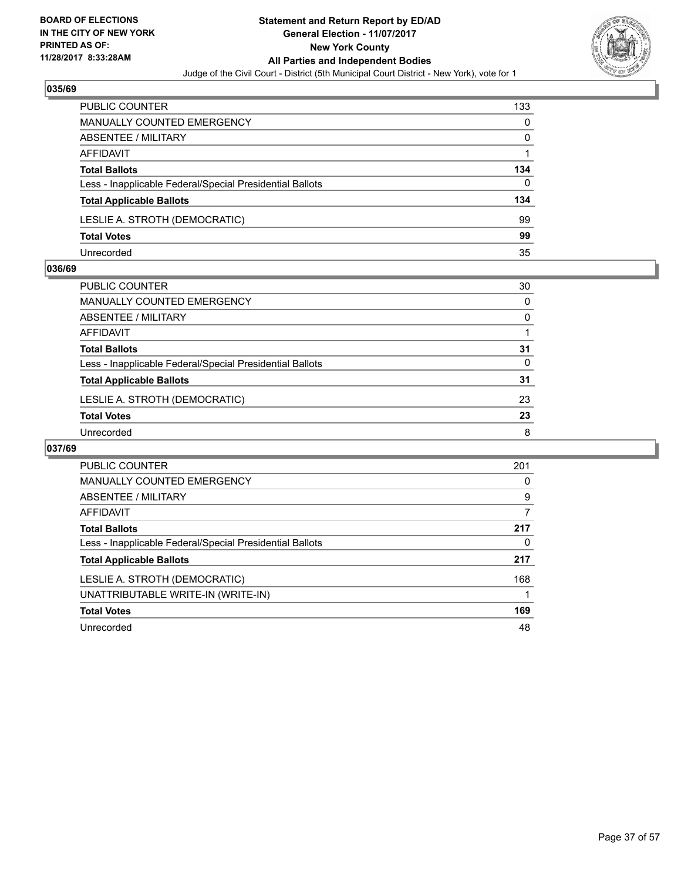**BOARD OF ELECTIONS IN THE CITY OF NEW YORK PRINTED AS OF: 11/28/2017 8:33:28AM**

# Statement and Return Report by ED/AD
## General Election - 11/07/2017
## New York County
## All Parties and Independent Bodies

Judge of the Civil Court - District (5th Municipal Court District - New York), vote for 1

### 035/69

| | |
|---|---|
| PUBLIC COUNTER | 133 |
| MANUALLY COUNTED EMERGENCY | 0 |
| ABSENTEE / MILITARY | 0 |
| AFFIDAVIT | 1 |
| **Total Ballots** | **134** |
| Less - Inapplicable Federal/Special Presidential Ballots | 0 |
| **Total Applicable Ballots** | **134** |
| LESLIE A. STROTH (DEMOCRATIC) | 99 |
| **Total Votes** | **99** |
| Unrecorded | 35 |

### 036/69

| | |
|---|---|
| PUBLIC COUNTER | 30 |
| MANUALLY COUNTED EMERGENCY | 0 |
| ABSENTEE / MILITARY | 0 |
| AFFIDAVIT | 1 |
| **Total Ballots** | **31** |
| Less - Inapplicable Federal/Special Presidential Ballots | 0 |
| **Total Applicable Ballots** | **31** |
| LESLIE A. STROTH (DEMOCRATIC) | 23 |
| **Total Votes** | **23** |
| Unrecorded | 8 |

### 037/69

| | |
|---|---|
| PUBLIC COUNTER | 201 |
| MANUALLY COUNTED EMERGENCY | 0 |
| ABSENTEE / MILITARY | 9 |
| AFFIDAVIT | 7 |
| **Total Ballots** | **217** |
| Less - Inapplicable Federal/Special Presidential Ballots | 0 |
| **Total Applicable Ballots** | **217** |
| LESLIE A. STROTH (DEMOCRATIC) | 168 |
| UNATTRIBUTABLE WRITE-IN (WRITE-IN) | 1 |
| **Total Votes** | **169** |
| Unrecorded | 48 |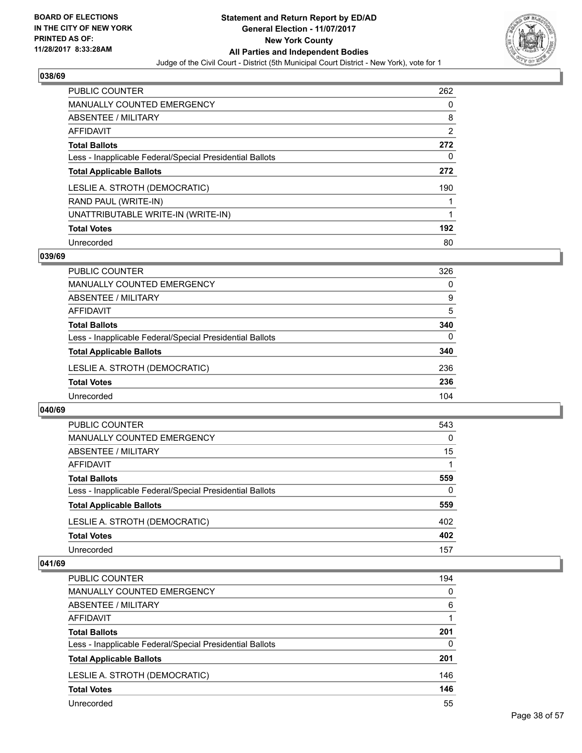## 038/69

| | |
|---|---|
| PUBLIC COUNTER | 262 |
| MANUALLY COUNTED EMERGENCY | 0 |
| ABSENTEE / MILITARY | 8 |
| AFFIDAVIT | 2 |
| **Total Ballots** | **272** |
| Less - Inapplicable Federal/Special Presidential Ballots | 0 |
| **Total Applicable Ballots** | **272** |
| LESLIE A. STROTH (DEMOCRATIC) | 190 |
| RAND PAUL (WRITE-IN) | 1 |
| UNATTRIBUTABLE WRITE-IN (WRITE-IN) | 1 |
| **Total Votes** | **192** |
| Unrecorded | 80 |

## 039/69

| | |
|---|---|
| PUBLIC COUNTER | 326 |
| MANUALLY COUNTED EMERGENCY | 0 |
| ABSENTEE / MILITARY | 9 |
| AFFIDAVIT | 5 |
| **Total Ballots** | **340** |
| Less - Inapplicable Federal/Special Presidential Ballots | 0 |
| **Total Applicable Ballots** | **340** |
| LESLIE A. STROTH (DEMOCRATIC) | 236 |
| **Total Votes** | **236** |
| Unrecorded | 104 |

## 040/69

| | |
|---|---|
| PUBLIC COUNTER | 543 |
| MANUALLY COUNTED EMERGENCY | 0 |
| ABSENTEE / MILITARY | 15 |
| AFFIDAVIT | 1 |
| **Total Ballots** | **559** |
| Less - Inapplicable Federal/Special Presidential Ballots | 0 |
| **Total Applicable Ballots** | **559** |
| LESLIE A. STROTH (DEMOCRATIC) | 402 |
| **Total Votes** | **402** |
| Unrecorded | 157 |

## 041/69

| | |
|---|---|
| PUBLIC COUNTER | 194 |
| MANUALLY COUNTED EMERGENCY | 0 |
| ABSENTEE / MILITARY | 6 |
| AFFIDAVIT | 1 |
| **Total Ballots** | **201** |
| Less - Inapplicable Federal/Special Presidential Ballots | 0 |
| **Total Applicable Ballots** | **201** |
| LESLIE A. STROTH (DEMOCRATIC) | 146 |
| **Total Votes** | **146** |
| Unrecorded | 55 |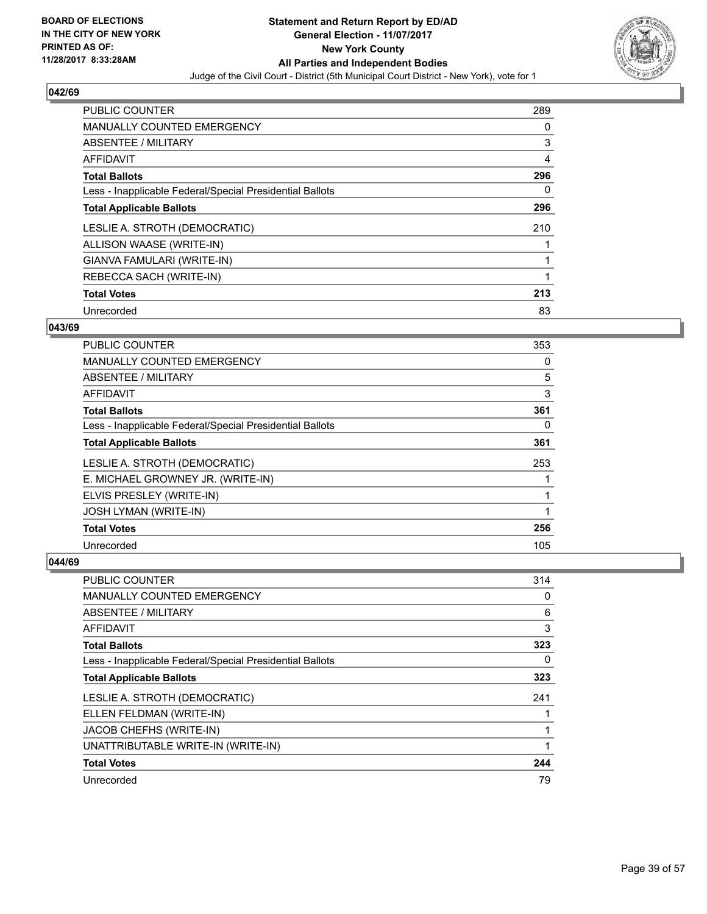BOARD OF ELECTIONS
IN THE CITY OF NEW YORK
PRINTED AS OF:
11/28/2017 8:33:28AM

**Statement and Return Report by ED/AD**
**General Election - 11/07/2017**
**New York County**
**All Parties and Independent Bodies**
Judge of the Civil Court - District (5th Municipal Court District - New York), vote for 1

### 042/69

| | |
|---|---|
| PUBLIC COUNTER | 289 |
| MANUALLY COUNTED EMERGENCY | 0 |
| ABSENTEE / MILITARY | 3 |
| AFFIDAVIT | 4 |
| **Total Ballots** | **296** |
| Less - Inapplicable Federal/Special Presidential Ballots | 0 |
| **Total Applicable Ballots** | **296** |
| LESLIE A. STROTH (DEMOCRATIC) | 210 |
| ALLISON WAASE (WRITE-IN) | 1 |
| GIANVA FAMULARI (WRITE-IN) | 1 |
| REBECCA SACH (WRITE-IN) | 1 |
| **Total Votes** | **213** |
| Unrecorded | 83 |

### 043/69

| | |
|---|---|
| PUBLIC COUNTER | 353 |
| MANUALLY COUNTED EMERGENCY | 0 |
| ABSENTEE / MILITARY | 5 |
| AFFIDAVIT | 3 |
| **Total Ballots** | **361** |
| Less - Inapplicable Federal/Special Presidential Ballots | 0 |
| **Total Applicable Ballots** | **361** |
| LESLIE A. STROTH (DEMOCRATIC) | 253 |
| E. MICHAEL GROWNEY JR. (WRITE-IN) | 1 |
| ELVIS PRESLEY (WRITE-IN) | 1 |
| JOSH LYMAN (WRITE-IN) | 1 |
| **Total Votes** | **256** |
| Unrecorded | 105 |

### 044/69

| | |
|---|---|
| PUBLIC COUNTER | 314 |
| MANUALLY COUNTED EMERGENCY | 0 |
| ABSENTEE / MILITARY | 6 |
| AFFIDAVIT | 3 |
| **Total Ballots** | **323** |
| Less - Inapplicable Federal/Special Presidential Ballots | 0 |
| **Total Applicable Ballots** | **323** |
| LESLIE A. STROTH (DEMOCRATIC) | 241 |
| ELLEN FELDMAN (WRITE-IN) | 1 |
| JACOB CHEFHS (WRITE-IN) | 1 |
| UNATTRIBUTABLE WRITE-IN (WRITE-IN) | 1 |
| **Total Votes** | **244** |
| Unrecorded | 79 |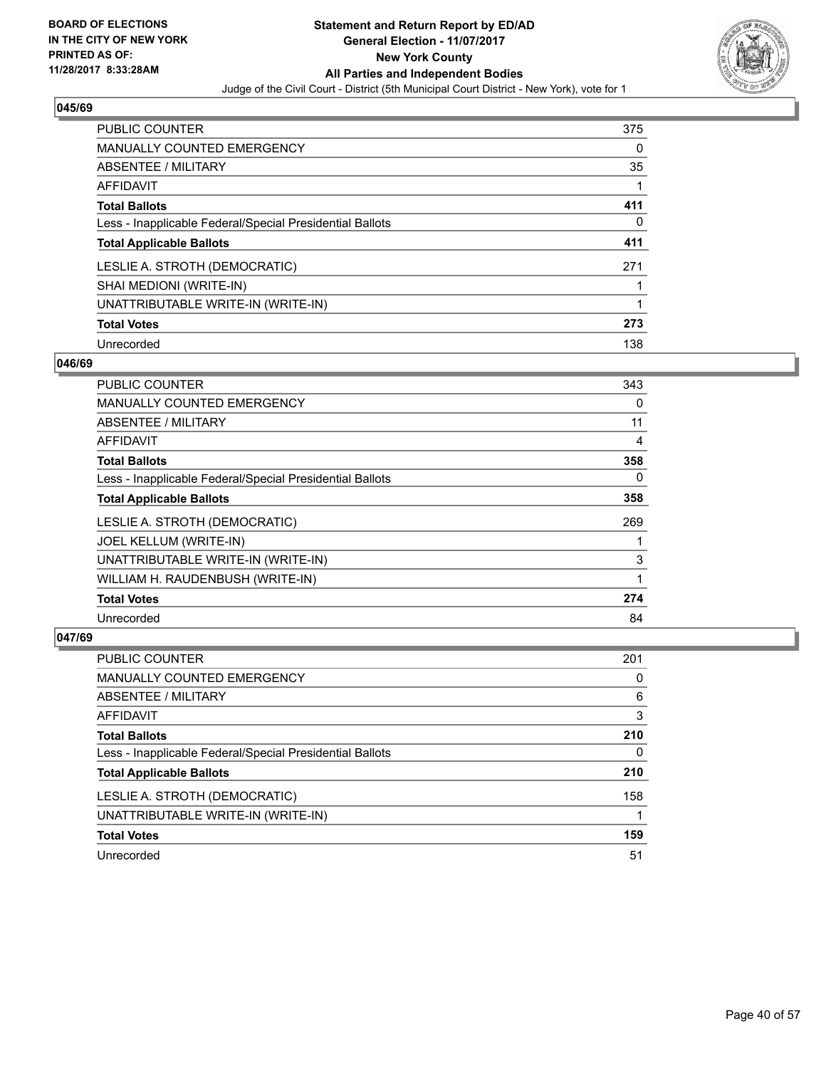**BOARD OF ELECTIONS IN THE CITY OF NEW YORK PRINTED AS OF: 11/28/2017 8:33:28AM**

# Statement and Return Report by ED/AD
## General Election - 11/07/2017
## New York County
## All Parties and Independent Bodies
### Judge of the Civil Court - District (5th Municipal Court District - New York), vote for 1

### 045/69

| | |
|---|---|
| PUBLIC COUNTER | 375 |
| MANUALLY COUNTED EMERGENCY | 0 |
| ABSENTEE / MILITARY | 35 |
| AFFIDAVIT | 1 |
| **Total Ballots** | **411** |
| Less - Inapplicable Federal/Special Presidential Ballots | 0 |
| **Total Applicable Ballots** | **411** |
| LESLIE A. STROTH (DEMOCRATIC) | 271 |
| SHAI MEDIONI (WRITE-IN) | 1 |
| UNATTRIBUTABLE WRITE-IN (WRITE-IN) | 1 |
| **Total Votes** | **273** |
| Unrecorded | 138 |

### 046/69

| | |
|---|---|
| PUBLIC COUNTER | 343 |
| MANUALLY COUNTED EMERGENCY | 0 |
| ABSENTEE / MILITARY | 11 |
| AFFIDAVIT | 4 |
| **Total Ballots** | **358** |
| Less - Inapplicable Federal/Special Presidential Ballots | 0 |
| **Total Applicable Ballots** | **358** |
| LESLIE A. STROTH (DEMOCRATIC) | 269 |
| JOEL KELLUM (WRITE-IN) | 1 |
| UNATTRIBUTABLE WRITE-IN (WRITE-IN) | 3 |
| WILLIAM H. RAUDENBUSH (WRITE-IN) | 1 |
| **Total Votes** | **274** |
| Unrecorded | 84 |

### 047/69

| | |
|---|---|
| PUBLIC COUNTER | 201 |
| MANUALLY COUNTED EMERGENCY | 0 |
| ABSENTEE / MILITARY | 6 |
| AFFIDAVIT | 3 |
| **Total Ballots** | **210** |
| Less - Inapplicable Federal/Special Presidential Ballots | 0 |
| **Total Applicable Ballots** | **210** |
| LESLIE A. STROTH (DEMOCRATIC) | 158 |
| UNATTRIBUTABLE WRITE-IN (WRITE-IN) | 1 |
| **Total Votes** | **159** |
| Unrecorded | 51 |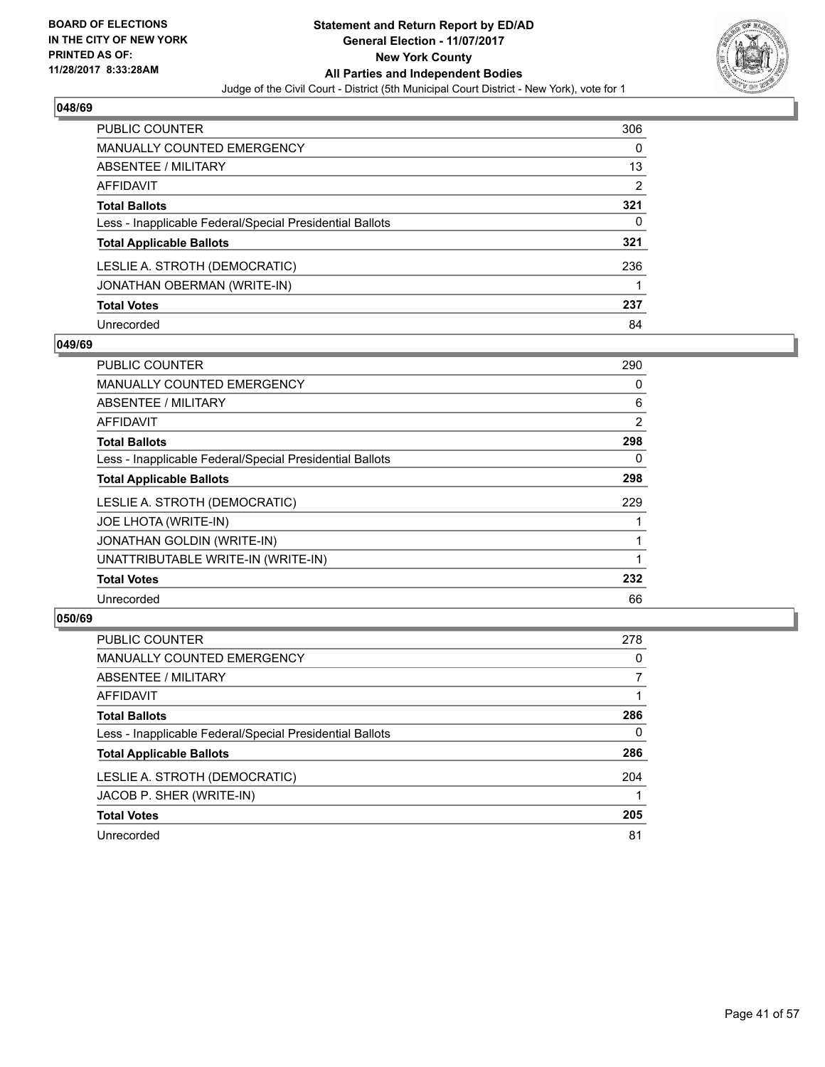BOARD OF ELECTIONS
IN THE CITY OF NEW YORK
PRINTED AS OF:
11/28/2017 8:33:28AM

# Statement and Return Report by ED/AD
## General Election - 11/07/2017
## New York County
## All Parties and Independent Bodies
Judge of the Civil Court - District (5th Municipal Court District - New York), vote for 1

### 048/69

| | |
|---|---|
| PUBLIC COUNTER | 306 |
| MANUALLY COUNTED EMERGENCY | 0 |
| ABSENTEE / MILITARY | 13 |
| AFFIDAVIT | 2 |
| **Total Ballots** | **321** |
| Less - Inapplicable Federal/Special Presidential Ballots | 0 |
| **Total Applicable Ballots** | **321** |
| LESLIE A. STROTH (DEMOCRATIC) | 236 |
| JONATHAN OBERMAN (WRITE-IN) | 1 |
| **Total Votes** | **237** |
| Unrecorded | 84 |

### 049/69

| | |
|---|---|
| PUBLIC COUNTER | 290 |
| MANUALLY COUNTED EMERGENCY | 0 |
| ABSENTEE / MILITARY | 6 |
| AFFIDAVIT | 2 |
| **Total Ballots** | **298** |
| Less - Inapplicable Federal/Special Presidential Ballots | 0 |
| **Total Applicable Ballots** | **298** |
| LESLIE A. STROTH (DEMOCRATIC) | 229 |
| JOE LHOTA (WRITE-IN) | 1 |
| JONATHAN GOLDIN (WRITE-IN) | 1 |
| UNATTRIBUTABLE WRITE-IN (WRITE-IN) | 1 |
| **Total Votes** | **232** |
| Unrecorded | 66 |

### 050/69

| | |
|---|---|
| PUBLIC COUNTER | 278 |
| MANUALLY COUNTED EMERGENCY | 0 |
| ABSENTEE / MILITARY | 7 |
| AFFIDAVIT | 1 |
| **Total Ballots** | **286** |
| Less - Inapplicable Federal/Special Presidential Ballots | 0 |
| **Total Applicable Ballots** | **286** |
| LESLIE A. STROTH (DEMOCRATIC) | 204 |
| JACOB P. SHER (WRITE-IN) | 1 |
| **Total Votes** | **205** |
| Unrecorded | 81 |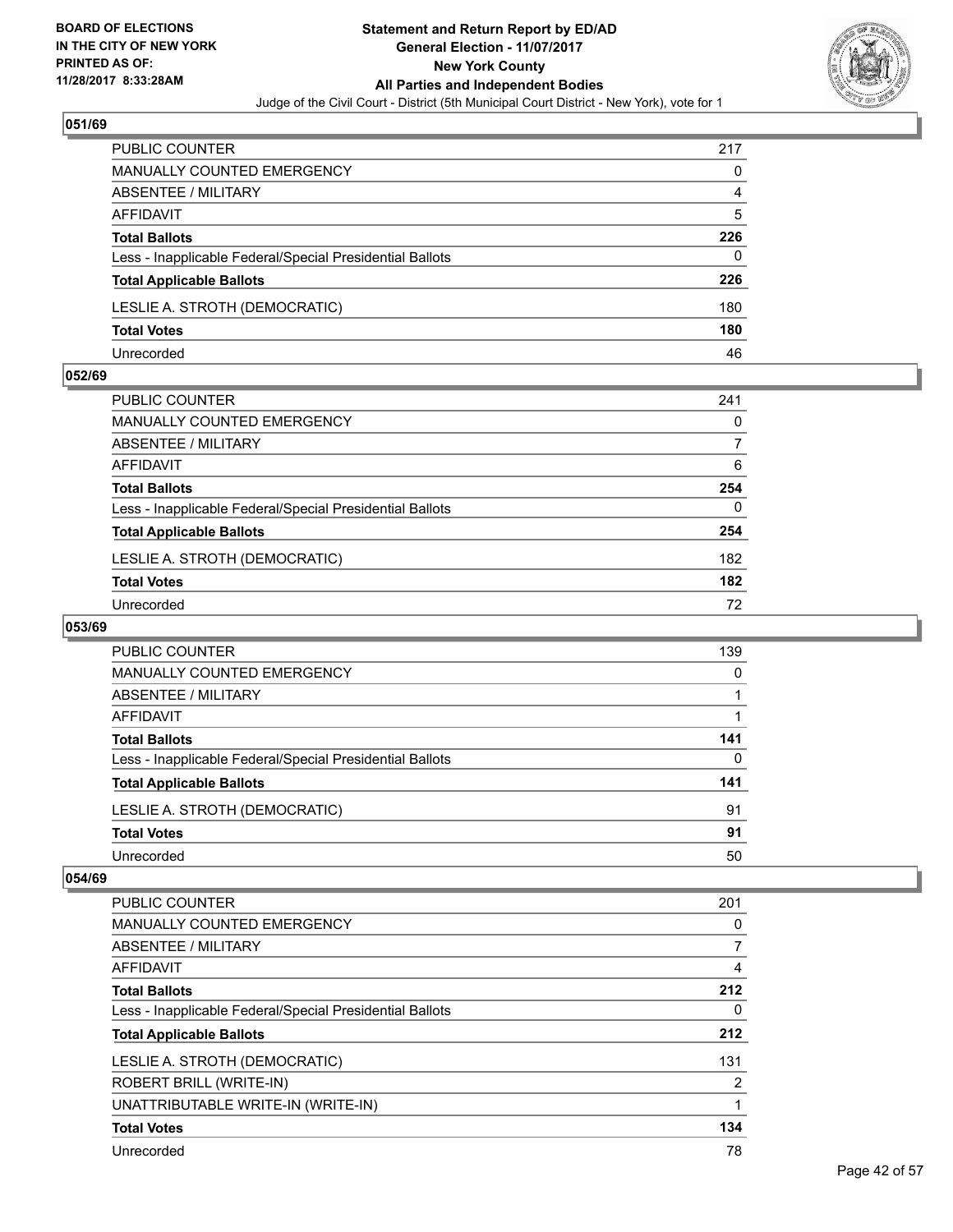**BOARD OF ELECTIONS IN THE CITY OF NEW YORK PRINTED AS OF: 11/28/2017 8:33:28AM**

**Statement and Return Report by ED/AD General Election - 11/07/2017 New York County All Parties and Independent Bodies**

Judge of the Civil Court - District (5th Municipal Court District - New York), vote for 1

### 051/69

| | |
|---|---|
| PUBLIC COUNTER | 217 |
| MANUALLY COUNTED EMERGENCY | 0 |
| ABSENTEE / MILITARY | 4 |
| AFFIDAVIT | 5 |
| **Total Ballots** | **226** |
| Less - Inapplicable Federal/Special Presidential Ballots | 0 |
| **Total Applicable Ballots** | **226** |
| LESLIE A. STROTH (DEMOCRATIC) | 180 |
| **Total Votes** | **180** |
| Unrecorded | 46 |

### 052/69

| | |
|---|---|
| PUBLIC COUNTER | 241 |
| MANUALLY COUNTED EMERGENCY | 0 |
| ABSENTEE / MILITARY | 7 |
| AFFIDAVIT | 6 |
| **Total Ballots** | **254** |
| Less - Inapplicable Federal/Special Presidential Ballots | 0 |
| **Total Applicable Ballots** | **254** |
| LESLIE A. STROTH (DEMOCRATIC) | 182 |
| **Total Votes** | **182** |
| Unrecorded | 72 |

### 053/69

| | |
|---|---|
| PUBLIC COUNTER | 139 |
| MANUALLY COUNTED EMERGENCY | 0 |
| ABSENTEE / MILITARY | 1 |
| AFFIDAVIT | 1 |
| **Total Ballots** | **141** |
| Less - Inapplicable Federal/Special Presidential Ballots | 0 |
| **Total Applicable Ballots** | **141** |
| LESLIE A. STROTH (DEMOCRATIC) | 91 |
| **Total Votes** | **91** |
| Unrecorded | 50 |

### 054/69

| | |
|---|---|
| PUBLIC COUNTER | 201 |
| MANUALLY COUNTED EMERGENCY | 0 |
| ABSENTEE / MILITARY | 7 |
| AFFIDAVIT | 4 |
| **Total Ballots** | **212** |
| Less - Inapplicable Federal/Special Presidential Ballots | 0 |
| **Total Applicable Ballots** | **212** |
| LESLIE A. STROTH (DEMOCRATIC) | 131 |
| ROBERT BRILL (WRITE-IN) | 2 |
| UNATTRIBUTABLE WRITE-IN (WRITE-IN) | 1 |
| **Total Votes** | **134** |
| Unrecorded | 78 |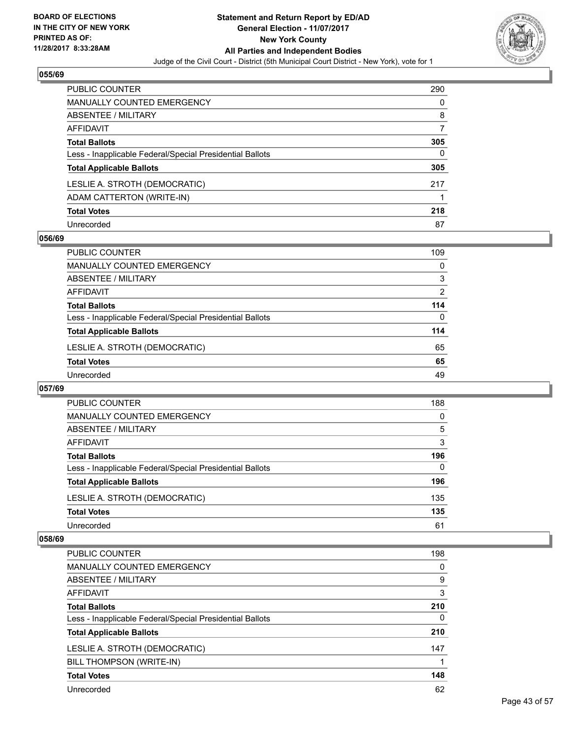## 055/69

| | |
|---|---|
| PUBLIC COUNTER | 290 |
| MANUALLY COUNTED EMERGENCY | 0 |
| ABSENTEE / MILITARY | 8 |
| AFFIDAVIT | 7 |
| **Total Ballots** | **305** |
| Less - Inapplicable Federal/Special Presidential Ballots | 0 |
| **Total Applicable Ballots** | **305** |
| LESLIE A. STROTH (DEMOCRATIC) | 217 |
| ADAM CATTERTON (WRITE-IN) | 1 |
| **Total Votes** | **218** |
| Unrecorded | 87 |

## 056/69

| | |
|---|---|
| PUBLIC COUNTER | 109 |
| MANUALLY COUNTED EMERGENCY | 0 |
| ABSENTEE / MILITARY | 3 |
| AFFIDAVIT | 2 |
| **Total Ballots** | **114** |
| Less - Inapplicable Federal/Special Presidential Ballots | 0 |
| **Total Applicable Ballots** | **114** |
| LESLIE A. STROTH (DEMOCRATIC) | 65 |
| **Total Votes** | **65** |
| Unrecorded | 49 |

## 057/69

| | |
|---|---|
| PUBLIC COUNTER | 188 |
| MANUALLY COUNTED EMERGENCY | 0 |
| ABSENTEE / MILITARY | 5 |
| AFFIDAVIT | 3 |
| **Total Ballots** | **196** |
| Less - Inapplicable Federal/Special Presidential Ballots | 0 |
| **Total Applicable Ballots** | **196** |
| LESLIE A. STROTH (DEMOCRATIC) | 135 |
| **Total Votes** | **135** |
| Unrecorded | 61 |

## 058/69

| | |
|---|---|
| PUBLIC COUNTER | 198 |
| MANUALLY COUNTED EMERGENCY | 0 |
| ABSENTEE / MILITARY | 9 |
| AFFIDAVIT | 3 |
| **Total Ballots** | **210** |
| Less - Inapplicable Federal/Special Presidential Ballots | 0 |
| **Total Applicable Ballots** | **210** |
| LESLIE A. STROTH (DEMOCRATIC) | 147 |
| BILL THOMPSON (WRITE-IN) | 1 |
| **Total Votes** | **148** |
| Unrecorded | 62 |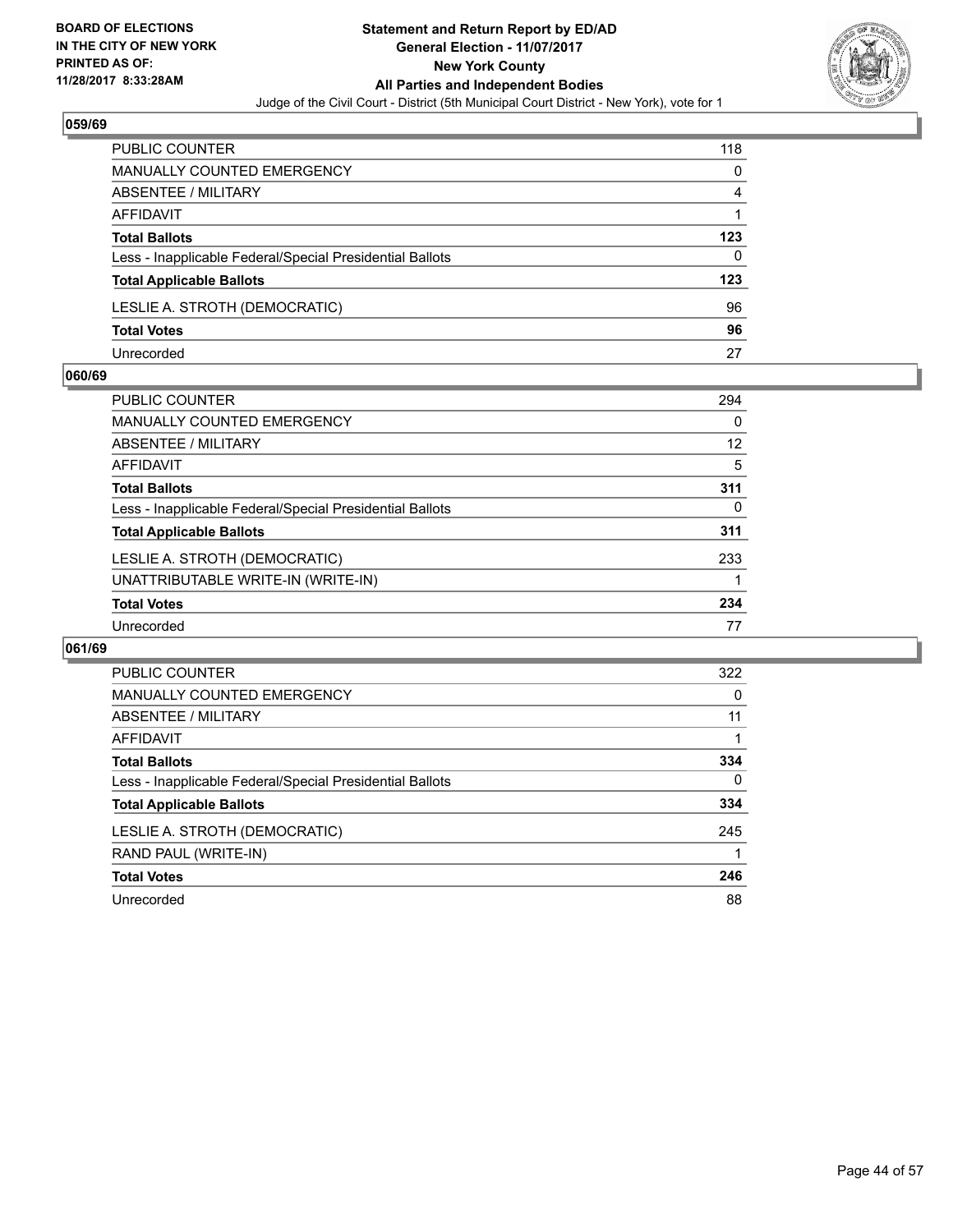**BOARD OF ELECTIONS IN THE CITY OF NEW YORK PRINTED AS OF: 11/28/2017 8:33:28AM**

# Statement and Return Report by ED/AD
## General Election - 11/07/2017
## New York County
## All Parties and Independent Bodies
### Judge of the Civil Court - District (5th Municipal Court District - New York), vote for 1

### 059/69

| | |
|---|---|
| PUBLIC COUNTER | 118 |
| MANUALLY COUNTED EMERGENCY | 0 |
| ABSENTEE / MILITARY | 4 |
| AFFIDAVIT | 1 |
| **Total Ballots** | **123** |
| Less - Inapplicable Federal/Special Presidential Ballots | 0 |
| **Total Applicable Ballots** | **123** |
| LESLIE A. STROTH (DEMOCRATIC) | 96 |
| **Total Votes** | **96** |
| Unrecorded | 27 |

### 060/69

| | |
|---|---|
| PUBLIC COUNTER | 294 |
| MANUALLY COUNTED EMERGENCY | 0 |
| ABSENTEE / MILITARY | 12 |
| AFFIDAVIT | 5 |
| **Total Ballots** | **311** |
| Less - Inapplicable Federal/Special Presidential Ballots | 0 |
| **Total Applicable Ballots** | **311** |
| LESLIE A. STROTH (DEMOCRATIC) | 233 |
| UNATTRIBUTABLE WRITE-IN (WRITE-IN) | 1 |
| **Total Votes** | **234** |
| Unrecorded | 77 |

### 061/69

| | |
|---|---|
| PUBLIC COUNTER | 322 |
| MANUALLY COUNTED EMERGENCY | 0 |
| ABSENTEE / MILITARY | 11 |
| AFFIDAVIT | 1 |
| **Total Ballots** | **334** |
| Less - Inapplicable Federal/Special Presidential Ballots | 0 |
| **Total Applicable Ballots** | **334** |
| LESLIE A. STROTH (DEMOCRATIC) | 245 |
| RAND PAUL (WRITE-IN) | 1 |
| **Total Votes** | **246** |
| Unrecorded | 88 |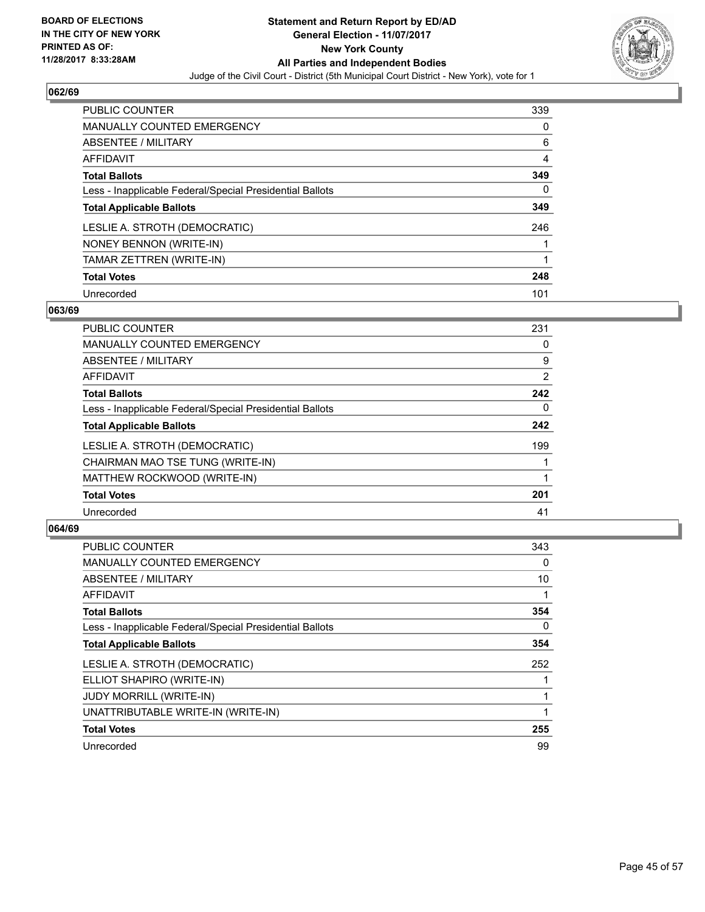**BOARD OF ELECTIONS IN THE CITY OF NEW YORK PRINTED AS OF: 11/28/2017 8:33:28AM**

# Statement and Return Report by ED/AD
## General Election - 11/07/2017
## New York County
## All Parties and Independent Bodies
### Judge of the Civil Court - District (5th Municipal Court District - New York), vote for 1

### 062/69

| | |
|---|---|
| PUBLIC COUNTER | 339 |
| MANUALLY COUNTED EMERGENCY | 0 |
| ABSENTEE / MILITARY | 6 |
| AFFIDAVIT | 4 |
| **Total Ballots** | **349** |
| Less - Inapplicable Federal/Special Presidential Ballots | 0 |
| **Total Applicable Ballots** | **349** |
| LESLIE A. STROTH (DEMOCRATIC) | 246 |
| NONEY BENNON (WRITE-IN) | 1 |
| TAMAR ZETTREN (WRITE-IN) | 1 |
| **Total Votes** | **248** |
| Unrecorded | 101 |

### 063/69

| | |
|---|---|
| PUBLIC COUNTER | 231 |
| MANUALLY COUNTED EMERGENCY | 0 |
| ABSENTEE / MILITARY | 9 |
| AFFIDAVIT | 2 |
| **Total Ballots** | **242** |
| Less - Inapplicable Federal/Special Presidential Ballots | 0 |
| **Total Applicable Ballots** | **242** |
| LESLIE A. STROTH (DEMOCRATIC) | 199 |
| CHAIRMAN MAO TSE TUNG (WRITE-IN) | 1 |
| MATTHEW ROCKWOOD (WRITE-IN) | 1 |
| **Total Votes** | **201** |
| Unrecorded | 41 |

### 064/69

| | |
|---|---|
| PUBLIC COUNTER | 343 |
| MANUALLY COUNTED EMERGENCY | 0 |
| ABSENTEE / MILITARY | 10 |
| AFFIDAVIT | 1 |
| **Total Ballots** | **354** |
| Less - Inapplicable Federal/Special Presidential Ballots | 0 |
| **Total Applicable Ballots** | **354** |
| LESLIE A. STROTH (DEMOCRATIC) | 252 |
| ELLIOT SHAPIRO (WRITE-IN) | 1 |
| JUDY MORRILL (WRITE-IN) | 1 |
| UNATTRIBUTABLE WRITE-IN (WRITE-IN) | 1 |
| **Total Votes** | **255** |
| Unrecorded | 99 |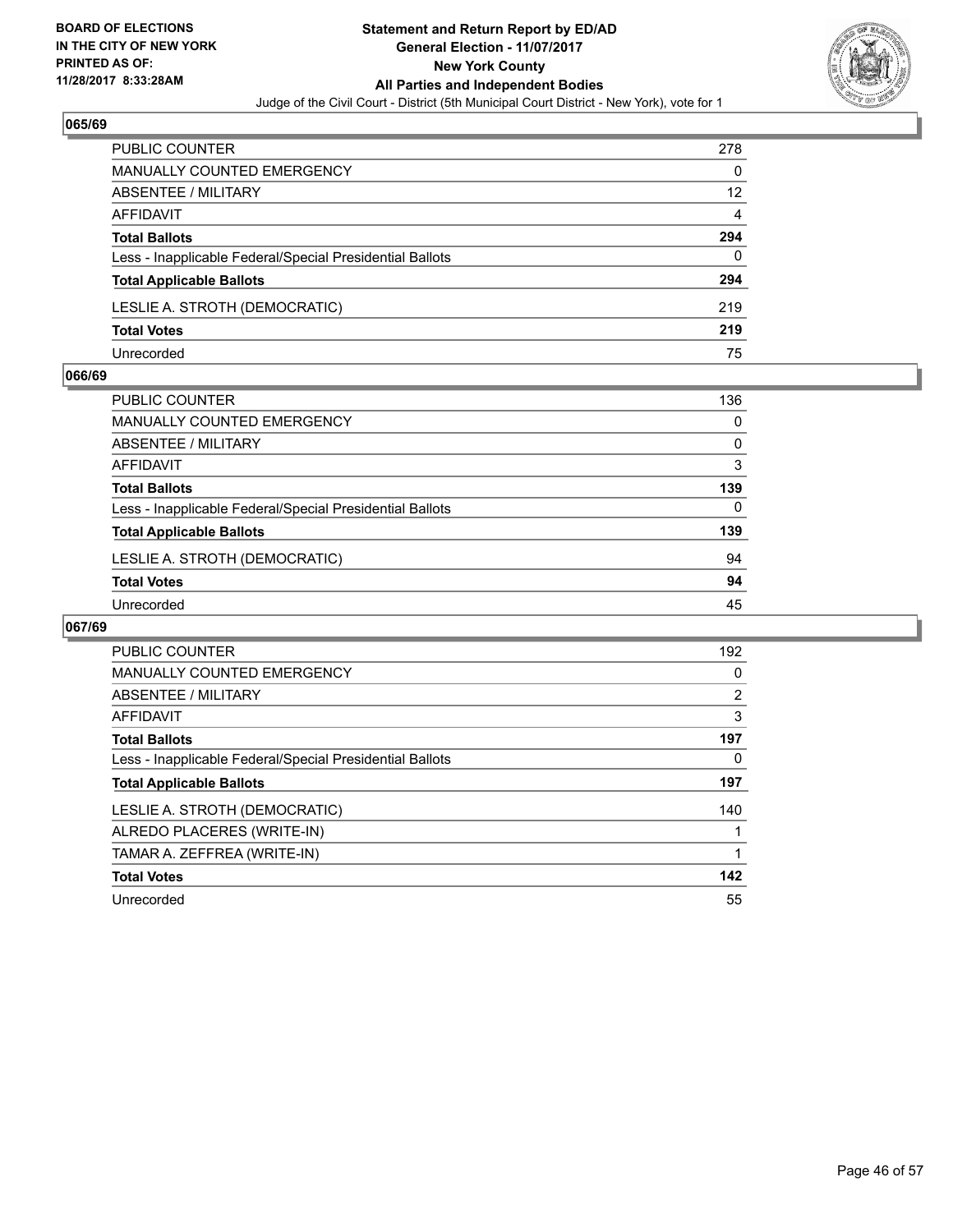**BOARD OF ELECTIONS IN THE CITY OF NEW YORK PRINTED AS OF: 11/28/2017 8:33:28AM**

**Statement and Return Report by ED/AD**
**General Election - 11/07/2017**
**New York County**
**All Parties and Independent Bodies**
Judge of the Civil Court - District (5th Municipal Court District - New York), vote for 1

### 065/69

| | |
|---|---|
| PUBLIC COUNTER | 278 |
| MANUALLY COUNTED EMERGENCY | 0 |
| ABSENTEE / MILITARY | 12 |
| AFFIDAVIT | 4 |
| **Total Ballots** | **294** |
| Less - Inapplicable Federal/Special Presidential Ballots | 0 |
| **Total Applicable Ballots** | **294** |
| LESLIE A. STROTH (DEMOCRATIC) | 219 |
| **Total Votes** | **219** |
| Unrecorded | 75 |

### 066/69

| | |
|---|---|
| PUBLIC COUNTER | 136 |
| MANUALLY COUNTED EMERGENCY | 0 |
| ABSENTEE / MILITARY | 0 |
| AFFIDAVIT | 3 |
| **Total Ballots** | **139** |
| Less - Inapplicable Federal/Special Presidential Ballots | 0 |
| **Total Applicable Ballots** | **139** |
| LESLIE A. STROTH (DEMOCRATIC) | 94 |
| **Total Votes** | **94** |
| Unrecorded | 45 |

### 067/69

| | |
|---|---|
| PUBLIC COUNTER | 192 |
| MANUALLY COUNTED EMERGENCY | 0 |
| ABSENTEE / MILITARY | 2 |
| AFFIDAVIT | 3 |
| **Total Ballots** | **197** |
| Less - Inapplicable Federal/Special Presidential Ballots | 0 |
| **Total Applicable Ballots** | **197** |
| LESLIE A. STROTH (DEMOCRATIC) | 140 |
| ALREDO PLACERES (WRITE-IN) | 1 |
| TAMAR A. ZEFFREA (WRITE-IN) | 1 |
| **Total Votes** | **142** |
| Unrecorded | 55 |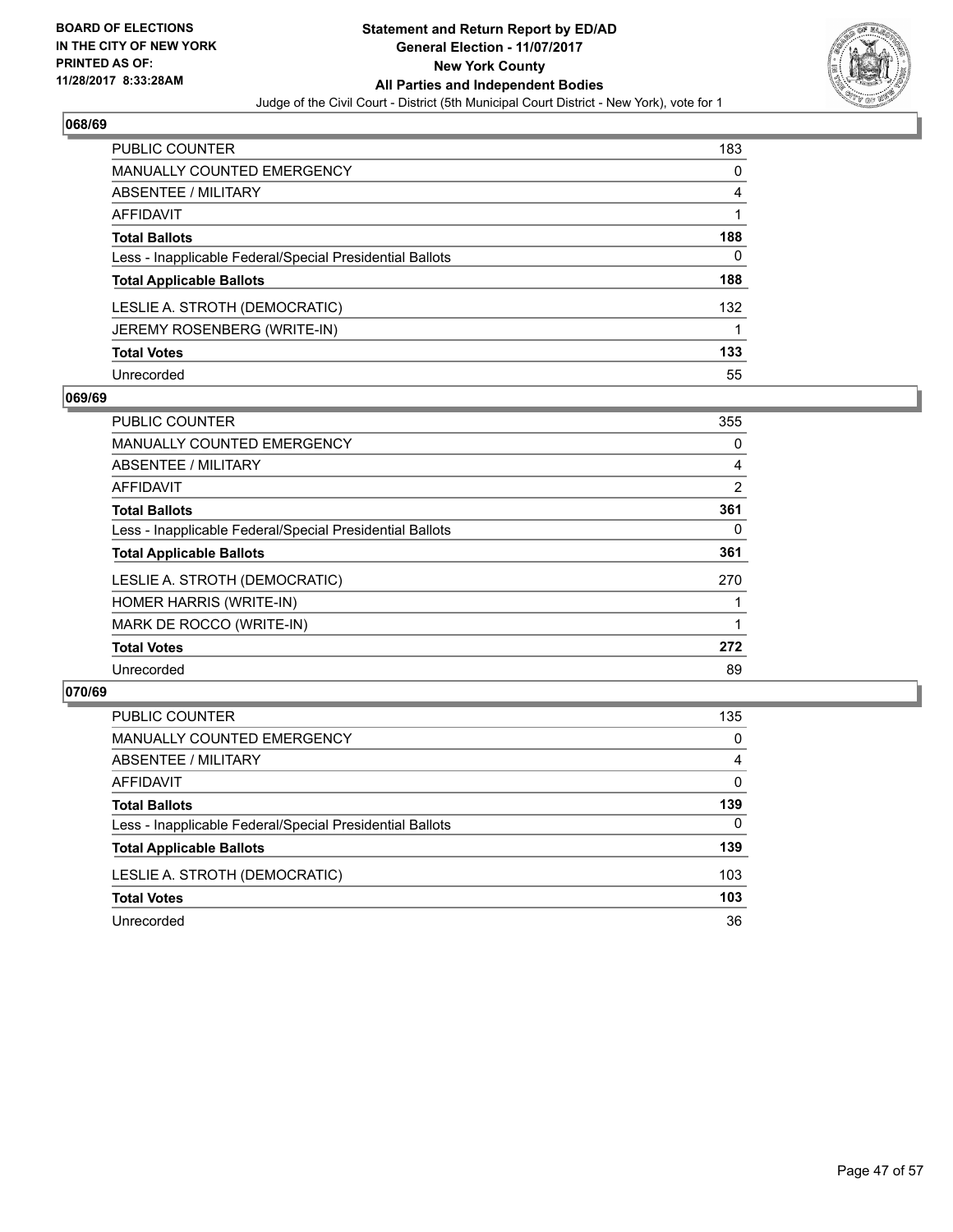# Statement and Return Report by ED/AD
## General Election - 11/07/2017
## New York County
## All Parties and Independent Bodies

BOARD OF ELECTIONS IN THE CITY OF NEW YORK PRINTED AS OF: 11/28/2017 8:33:28AM

Judge of the Civil Court - District (5th Municipal Court District - New York), vote for 1

### 068/69

| | |
|---|---|
| PUBLIC COUNTER | 183 |
| MANUALLY COUNTED EMERGENCY | 0 |
| ABSENTEE / MILITARY | 4 |
| AFFIDAVIT | 1 |
| **Total Ballots** | **188** |
| Less - Inapplicable Federal/Special Presidential Ballots | 0 |
| **Total Applicable Ballots** | **188** |
| LESLIE A. STROTH (DEMOCRATIC) | 132 |
| JEREMY ROSENBERG (WRITE-IN) | 1 |
| **Total Votes** | **133** |
| Unrecorded | 55 |

### 069/69

| | |
|---|---|
| PUBLIC COUNTER | 355 |
| MANUALLY COUNTED EMERGENCY | 0 |
| ABSENTEE / MILITARY | 4 |
| AFFIDAVIT | 2 |
| **Total Ballots** | **361** |
| Less - Inapplicable Federal/Special Presidential Ballots | 0 |
| **Total Applicable Ballots** | **361** |
| LESLIE A. STROTH (DEMOCRATIC) | 270 |
| HOMER HARRIS (WRITE-IN) | 1 |
| MARK DE ROCCO (WRITE-IN) | 1 |
| **Total Votes** | **272** |
| Unrecorded | 89 |

### 070/69

| | |
|---|---|
| PUBLIC COUNTER | 135 |
| MANUALLY COUNTED EMERGENCY | 0 |
| ABSENTEE / MILITARY | 4 |
| AFFIDAVIT | 0 |
| **Total Ballots** | **139** |
| Less - Inapplicable Federal/Special Presidential Ballots | 0 |
| **Total Applicable Ballots** | **139** |
| LESLIE A. STROTH (DEMOCRATIC) | 103 |
| **Total Votes** | **103** |
| Unrecorded | 36 |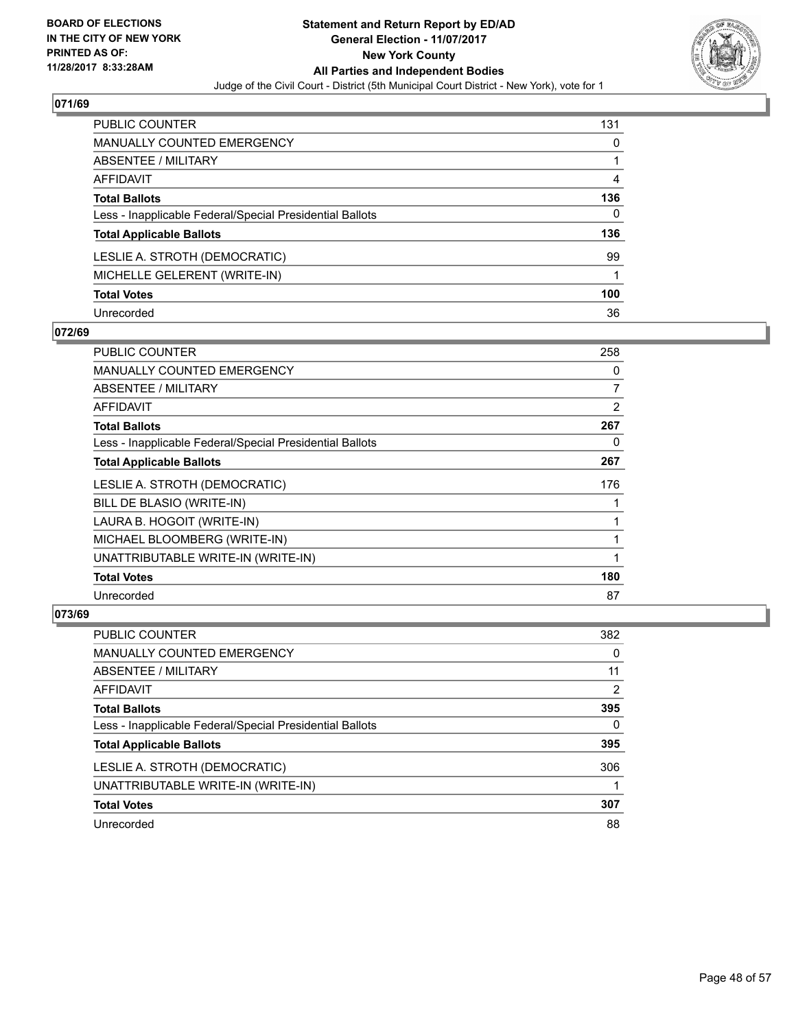BOARD OF ELECTIONS
IN THE CITY OF NEW YORK
PRINTED AS OF:
11/28/2017 8:33:28AM

**Statement and Return Report by ED/AD**
**General Election - 11/07/2017**
**New York County**
**All Parties and Independent Bodies**
Judge of the Civil Court - District (5th Municipal Court District - New York), vote for 1

### 071/69

| | |
|---|---|
| PUBLIC COUNTER | 131 |
| MANUALLY COUNTED EMERGENCY | 0 |
| ABSENTEE / MILITARY | 1 |
| AFFIDAVIT | 4 |
| **Total Ballots** | **136** |
| Less - Inapplicable Federal/Special Presidential Ballots | 0 |
| **Total Applicable Ballots** | **136** |
| LESLIE A. STROTH (DEMOCRATIC) | 99 |
| MICHELLE GELERENT (WRITE-IN) | 1 |
| **Total Votes** | **100** |
| Unrecorded | 36 |

### 072/69

| | |
|---|---|
| PUBLIC COUNTER | 258 |
| MANUALLY COUNTED EMERGENCY | 0 |
| ABSENTEE / MILITARY | 7 |
| AFFIDAVIT | 2 |
| **Total Ballots** | **267** |
| Less - Inapplicable Federal/Special Presidential Ballots | 0 |
| **Total Applicable Ballots** | **267** |
| LESLIE A. STROTH (DEMOCRATIC) | 176 |
| BILL DE BLASIO (WRITE-IN) | 1 |
| LAURA B. HOGOIT (WRITE-IN) | 1 |
| MICHAEL BLOOMBERG (WRITE-IN) | 1 |
| UNATTRIBUTABLE WRITE-IN (WRITE-IN) | 1 |
| **Total Votes** | **180** |
| Unrecorded | 87 |

### 073/69

| | |
|---|---|
| PUBLIC COUNTER | 382 |
| MANUALLY COUNTED EMERGENCY | 0 |
| ABSENTEE / MILITARY | 11 |
| AFFIDAVIT | 2 |
| **Total Ballots** | **395** |
| Less - Inapplicable Federal/Special Presidential Ballots | 0 |
| **Total Applicable Ballots** | **395** |
| LESLIE A. STROTH (DEMOCRATIC) | 306 |
| UNATTRIBUTABLE WRITE-IN (WRITE-IN) | 1 |
| **Total Votes** | **307** |
| Unrecorded | 88 |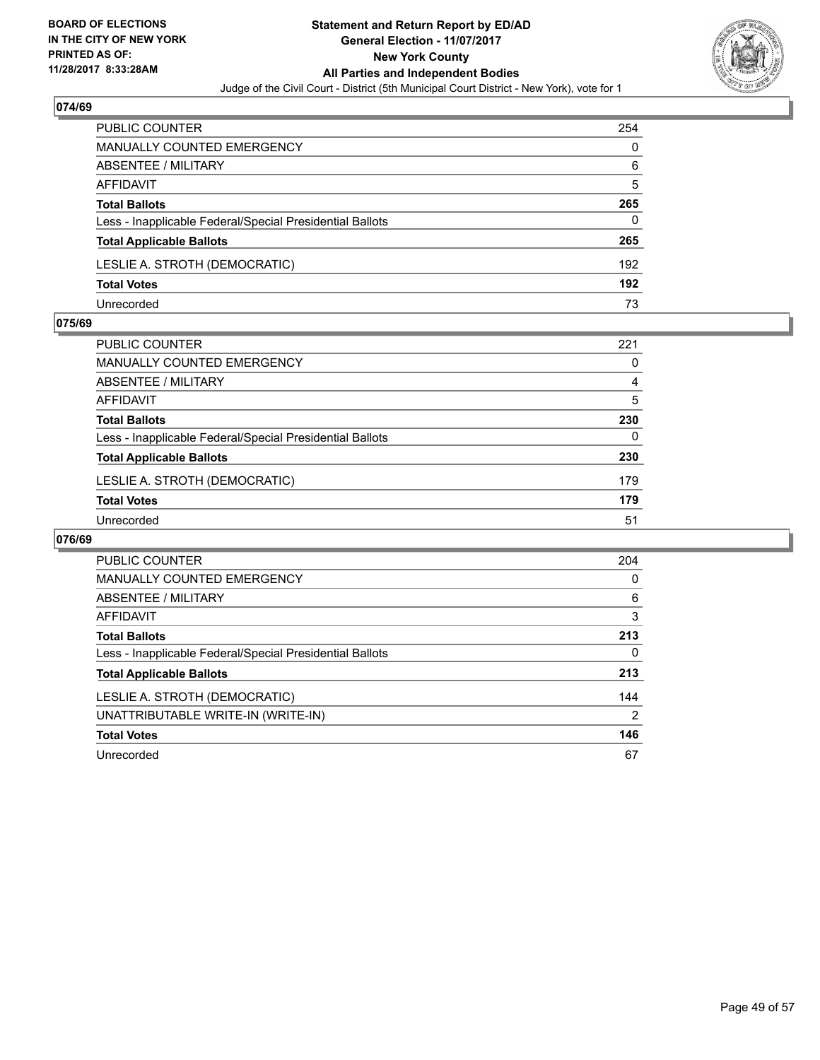**BOARD OF ELECTIONS IN THE CITY OF NEW YORK PRINTED AS OF: 11/28/2017 8:33:28AM**

**Statement and Return Report by ED/AD**
**General Election - 11/07/2017**
**New York County**
**All Parties and Independent Bodies**
Judge of the Civil Court - District (5th Municipal Court District - New York), vote for 1

### 074/69

| | |
|---|---|
| PUBLIC COUNTER | 254 |
| MANUALLY COUNTED EMERGENCY | 0 |
| ABSENTEE / MILITARY | 6 |
| AFFIDAVIT | 5 |
| **Total Ballots** | **265** |
| Less - Inapplicable Federal/Special Presidential Ballots | 0 |
| **Total Applicable Ballots** | **265** |
| LESLIE A. STROTH (DEMOCRATIC) | 192 |
| **Total Votes** | **192** |
| Unrecorded | 73 |

### 075/69

| | |
|---|---|
| PUBLIC COUNTER | 221 |
| MANUALLY COUNTED EMERGENCY | 0 |
| ABSENTEE / MILITARY | 4 |
| AFFIDAVIT | 5 |
| **Total Ballots** | **230** |
| Less - Inapplicable Federal/Special Presidential Ballots | 0 |
| **Total Applicable Ballots** | **230** |
| LESLIE A. STROTH (DEMOCRATIC) | 179 |
| **Total Votes** | **179** |
| Unrecorded | 51 |

### 076/69

| | |
|---|---|
| PUBLIC COUNTER | 204 |
| MANUALLY COUNTED EMERGENCY | 0 |
| ABSENTEE / MILITARY | 6 |
| AFFIDAVIT | 3 |
| **Total Ballots** | **213** |
| Less - Inapplicable Federal/Special Presidential Ballots | 0 |
| **Total Applicable Ballots** | **213** |
| LESLIE A. STROTH (DEMOCRATIC) | 144 |
| UNATTRIBUTABLE WRITE-IN (WRITE-IN) | 2 |
| **Total Votes** | **146** |
| Unrecorded | 67 |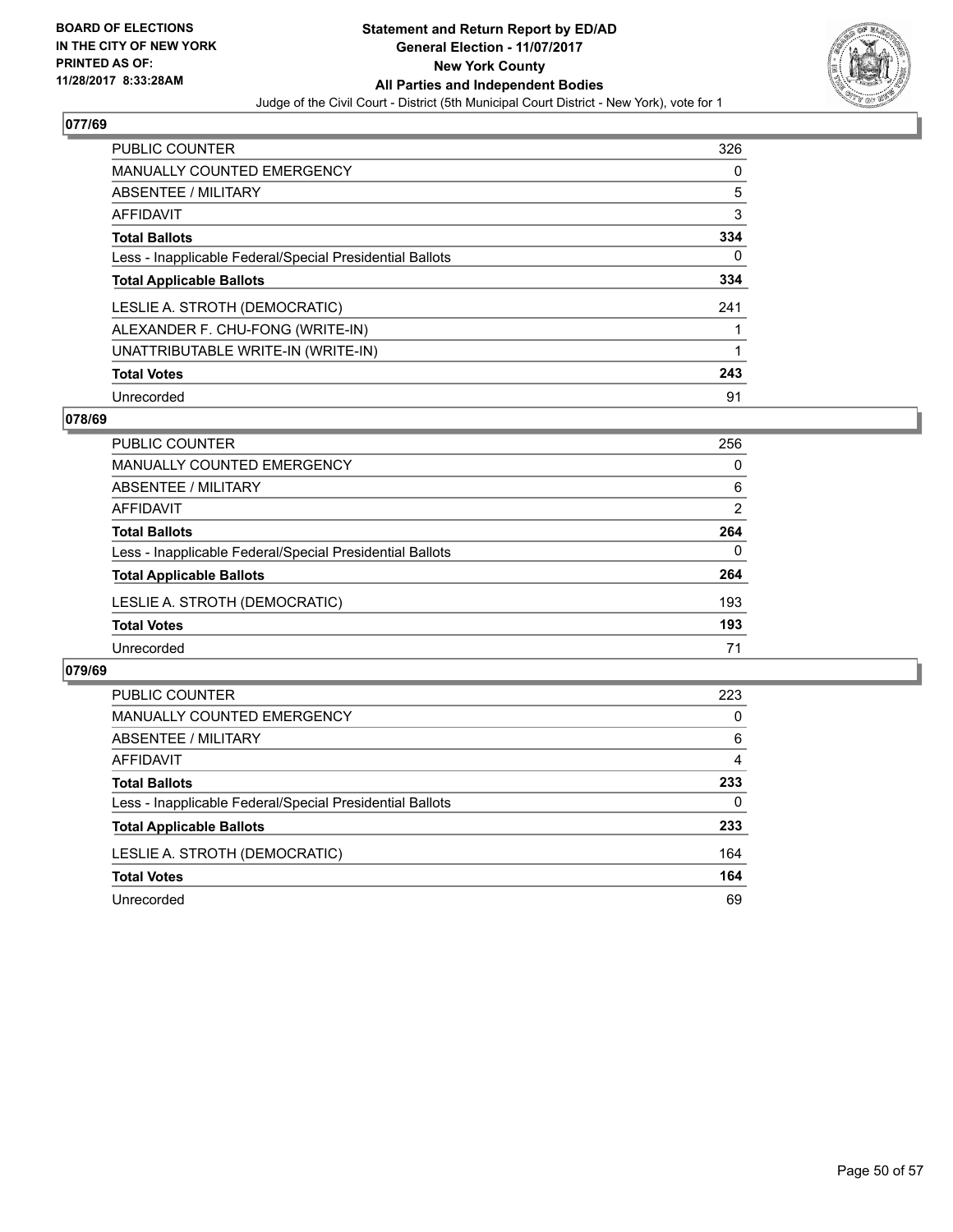BOARD OF ELECTIONS
IN THE CITY OF NEW YORK
PRINTED AS OF:
11/28/2017 8:33:28AM

**Statement and Return Report by ED/AD**
**General Election - 11/07/2017**
**New York County**
**All Parties and Independent Bodies**
Judge of the Civil Court - District (5th Municipal Court District - New York), vote for 1

### 077/69

| | |
|---|---|
| PUBLIC COUNTER | 326 |
| MANUALLY COUNTED EMERGENCY | 0 |
| ABSENTEE / MILITARY | 5 |
| AFFIDAVIT | 3 |
| **Total Ballots** | **334** |
| Less - Inapplicable Federal/Special Presidential Ballots | 0 |
| **Total Applicable Ballots** | **334** |
| LESLIE A. STROTH (DEMOCRATIC) | 241 |
| ALEXANDER F. CHU-FONG (WRITE-IN) | 1 |
| UNATTRIBUTABLE WRITE-IN (WRITE-IN) | 1 |
| **Total Votes** | **243** |
| Unrecorded | 91 |

### 078/69

| | |
|---|---|
| PUBLIC COUNTER | 256 |
| MANUALLY COUNTED EMERGENCY | 0 |
| ABSENTEE / MILITARY | 6 |
| AFFIDAVIT | 2 |
| **Total Ballots** | **264** |
| Less - Inapplicable Federal/Special Presidential Ballots | 0 |
| **Total Applicable Ballots** | **264** |
| LESLIE A. STROTH (DEMOCRATIC) | 193 |
| **Total Votes** | **193** |
| Unrecorded | 71 |

### 079/69

| | |
|---|---|
| PUBLIC COUNTER | 223 |
| MANUALLY COUNTED EMERGENCY | 0 |
| ABSENTEE / MILITARY | 6 |
| AFFIDAVIT | 4 |
| **Total Ballots** | **233** |
| Less - Inapplicable Federal/Special Presidential Ballots | 0 |
| **Total Applicable Ballots** | **233** |
| LESLIE A. STROTH (DEMOCRATIC) | 164 |
| **Total Votes** | **164** |
| Unrecorded | 69 |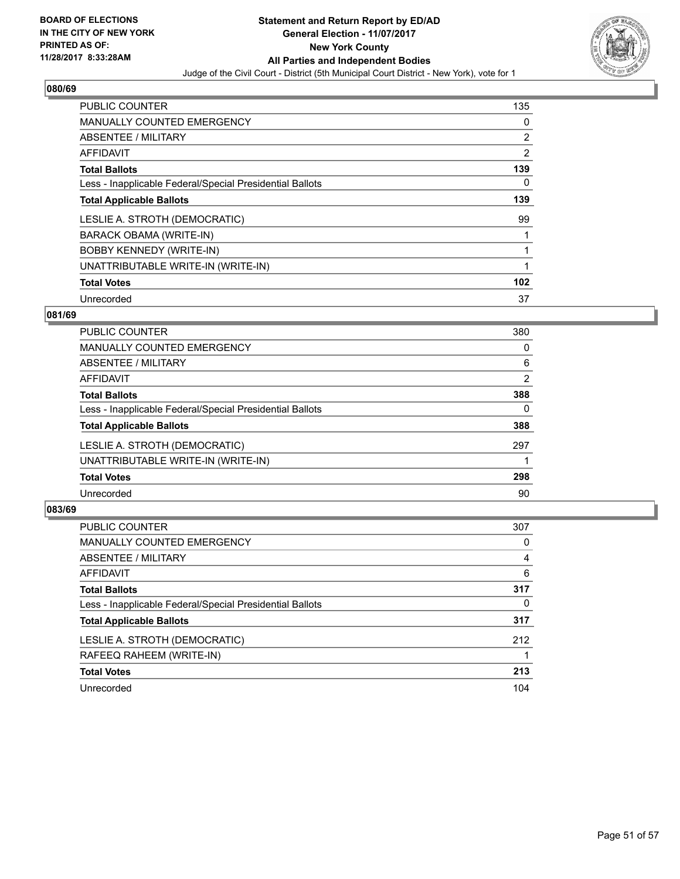BOARD OF ELECTIONS
IN THE CITY OF NEW YORK
PRINTED AS OF:
11/28/2017 8:33:28AM

**Statement and Return Report by ED/AD**
**General Election - 11/07/2017**
**New York County**
**All Parties and Independent Bodies**
Judge of the Civil Court - District (5th Municipal Court District - New York), vote for 1

## 080/69

| | |
|---|---|
| PUBLIC COUNTER | 135 |
| MANUALLY COUNTED EMERGENCY | 0 |
| ABSENTEE / MILITARY | 2 |
| AFFIDAVIT | 2 |
| **Total Ballots** | **139** |
| Less - Inapplicable Federal/Special Presidential Ballots | 0 |
| **Total Applicable Ballots** | **139** |
| LESLIE A. STROTH (DEMOCRATIC) | 99 |
| BARACK OBAMA (WRITE-IN) | 1 |
| BOBBY KENNEDY (WRITE-IN) | 1 |
| UNATTRIBUTABLE WRITE-IN (WRITE-IN) | 1 |
| **Total Votes** | **102** |
| Unrecorded | 37 |

## 081/69

| | |
|---|---|
| PUBLIC COUNTER | 380 |
| MANUALLY COUNTED EMERGENCY | 0 |
| ABSENTEE / MILITARY | 6 |
| AFFIDAVIT | 2 |
| **Total Ballots** | **388** |
| Less - Inapplicable Federal/Special Presidential Ballots | 0 |
| **Total Applicable Ballots** | **388** |
| LESLIE A. STROTH (DEMOCRATIC) | 297 |
| UNATTRIBUTABLE WRITE-IN (WRITE-IN) | 1 |
| **Total Votes** | **298** |
| Unrecorded | 90 |

## 083/69

| | |
|---|---|
| PUBLIC COUNTER | 307 |
| MANUALLY COUNTED EMERGENCY | 0 |
| ABSENTEE / MILITARY | 4 |
| AFFIDAVIT | 6 |
| **Total Ballots** | **317** |
| Less - Inapplicable Federal/Special Presidential Ballots | 0 |
| **Total Applicable Ballots** | **317** |
| LESLIE A. STROTH (DEMOCRATIC) | 212 |
| RAFEEQ RAHEEM (WRITE-IN) | 1 |
| **Total Votes** | **213** |
| Unrecorded | 104 |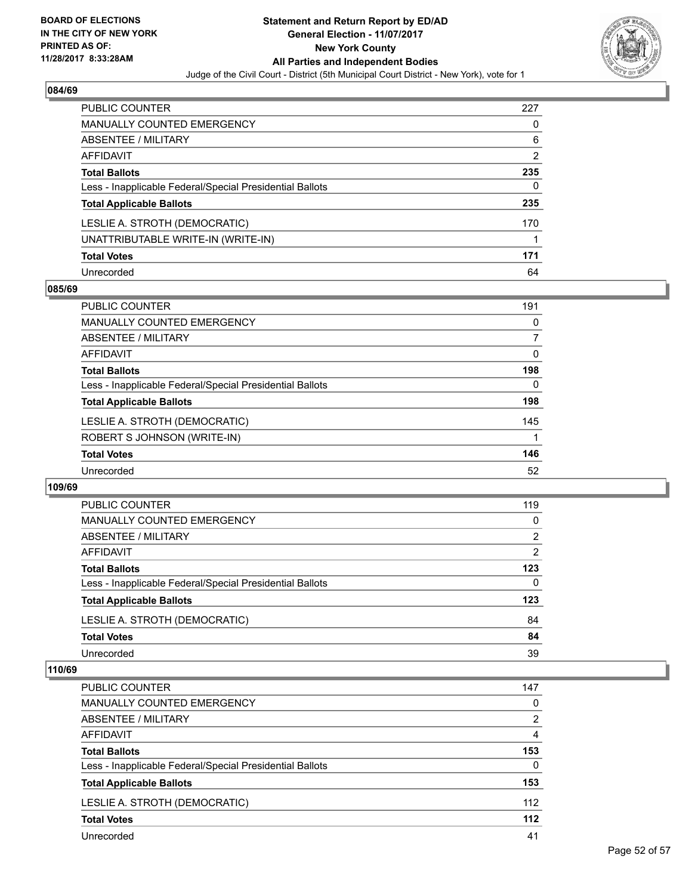BOARD OF ELECTIONS
IN THE CITY OF NEW YORK
PRINTED AS OF:
11/28/2017 8:33:28AM

# Statement and Return Report by ED/AD
## General Election - 11/07/2017
## New York County
## All Parties and Independent Bodies

Judge of the Civil Court - District (5th Municipal Court District - New York), vote for 1

### 084/69

| | |
|---|---|
| PUBLIC COUNTER | 227 |
| MANUALLY COUNTED EMERGENCY | 0 |
| ABSENTEE / MILITARY | 6 |
| AFFIDAVIT | 2 |
| **Total Ballots** | **235** |
| Less - Inapplicable Federal/Special Presidential Ballots | 0 |
| **Total Applicable Ballots** | **235** |
| LESLIE A. STROTH (DEMOCRATIC) | 170 |
| UNATTRIBUTABLE WRITE-IN (WRITE-IN) | 1 |
| **Total Votes** | **171** |
| Unrecorded | 64 |

### 085/69

| | |
|---|---|
| PUBLIC COUNTER | 191 |
| MANUALLY COUNTED EMERGENCY | 0 |
| ABSENTEE / MILITARY | 7 |
| AFFIDAVIT | 0 |
| **Total Ballots** | **198** |
| Less - Inapplicable Federal/Special Presidential Ballots | 0 |
| **Total Applicable Ballots** | **198** |
| LESLIE A. STROTH (DEMOCRATIC) | 145 |
| ROBERT S JOHNSON (WRITE-IN) | 1 |
| **Total Votes** | **146** |
| Unrecorded | 52 |

### 109/69

| | |
|---|---|
| PUBLIC COUNTER | 119 |
| MANUALLY COUNTED EMERGENCY | 0 |
| ABSENTEE / MILITARY | 2 |
| AFFIDAVIT | 2 |
| **Total Ballots** | **123** |
| Less - Inapplicable Federal/Special Presidential Ballots | 0 |
| **Total Applicable Ballots** | **123** |
| LESLIE A. STROTH (DEMOCRATIC) | 84 |
| **Total Votes** | **84** |
| Unrecorded | 39 |

### 110/69

| | |
|---|---|
| PUBLIC COUNTER | 147 |
| MANUALLY COUNTED EMERGENCY | 0 |
| ABSENTEE / MILITARY | 2 |
| AFFIDAVIT | 4 |
| **Total Ballots** | **153** |
| Less - Inapplicable Federal/Special Presidential Ballots | 0 |
| **Total Applicable Ballots** | **153** |
| LESLIE A. STROTH (DEMOCRATIC) | 112 |
| **Total Votes** | **112** |
| Unrecorded | 41 |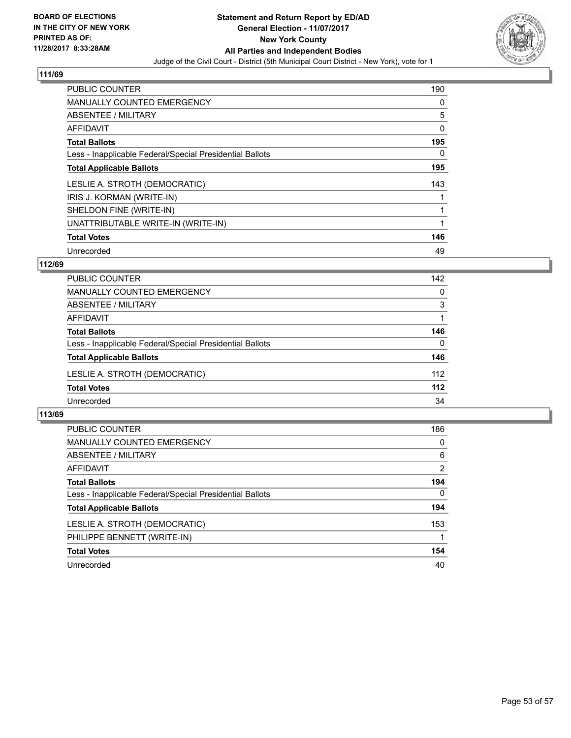**BOARD OF ELECTIONS IN THE CITY OF NEW YORK PRINTED AS OF: 11/28/2017 8:33:28AM**

# Statement and Return Report by ED/AD
## General Election - 11/07/2017
## New York County
## All Parties and Independent Bodies
Judge of the Civil Court - District (5th Municipal Court District - New York), vote for 1

### 111/69

| | |
|---|---|
| PUBLIC COUNTER | 190 |
| MANUALLY COUNTED EMERGENCY | 0 |
| ABSENTEE / MILITARY | 5 |
| AFFIDAVIT | 0 |
| **Total Ballots** | **195** |
| Less - Inapplicable Federal/Special Presidential Ballots | 0 |
| **Total Applicable Ballots** | **195** |
| LESLIE A. STROTH (DEMOCRATIC) | 143 |
| IRIS J. KORMAN (WRITE-IN) | 1 |
| SHELDON FINE (WRITE-IN) | 1 |
| UNATTRIBUTABLE WRITE-IN (WRITE-IN) | 1 |
| **Total Votes** | **146** |
| Unrecorded | 49 |

### 112/69

| | |
|---|---|
| PUBLIC COUNTER | 142 |
| MANUALLY COUNTED EMERGENCY | 0 |
| ABSENTEE / MILITARY | 3 |
| AFFIDAVIT | 1 |
| **Total Ballots** | **146** |
| Less - Inapplicable Federal/Special Presidential Ballots | 0 |
| **Total Applicable Ballots** | **146** |
| LESLIE A. STROTH (DEMOCRATIC) | 112 |
| **Total Votes** | **112** |
| Unrecorded | 34 |

### 113/69

| | |
|---|---|
| PUBLIC COUNTER | 186 |
| MANUALLY COUNTED EMERGENCY | 0 |
| ABSENTEE / MILITARY | 6 |
| AFFIDAVIT | 2 |
| **Total Ballots** | **194** |
| Less - Inapplicable Federal/Special Presidential Ballots | 0 |
| **Total Applicable Ballots** | **194** |
| LESLIE A. STROTH (DEMOCRATIC) | 153 |
| PHILIPPE BENNETT (WRITE-IN) | 1 |
| **Total Votes** | **154** |
| Unrecorded | 40 |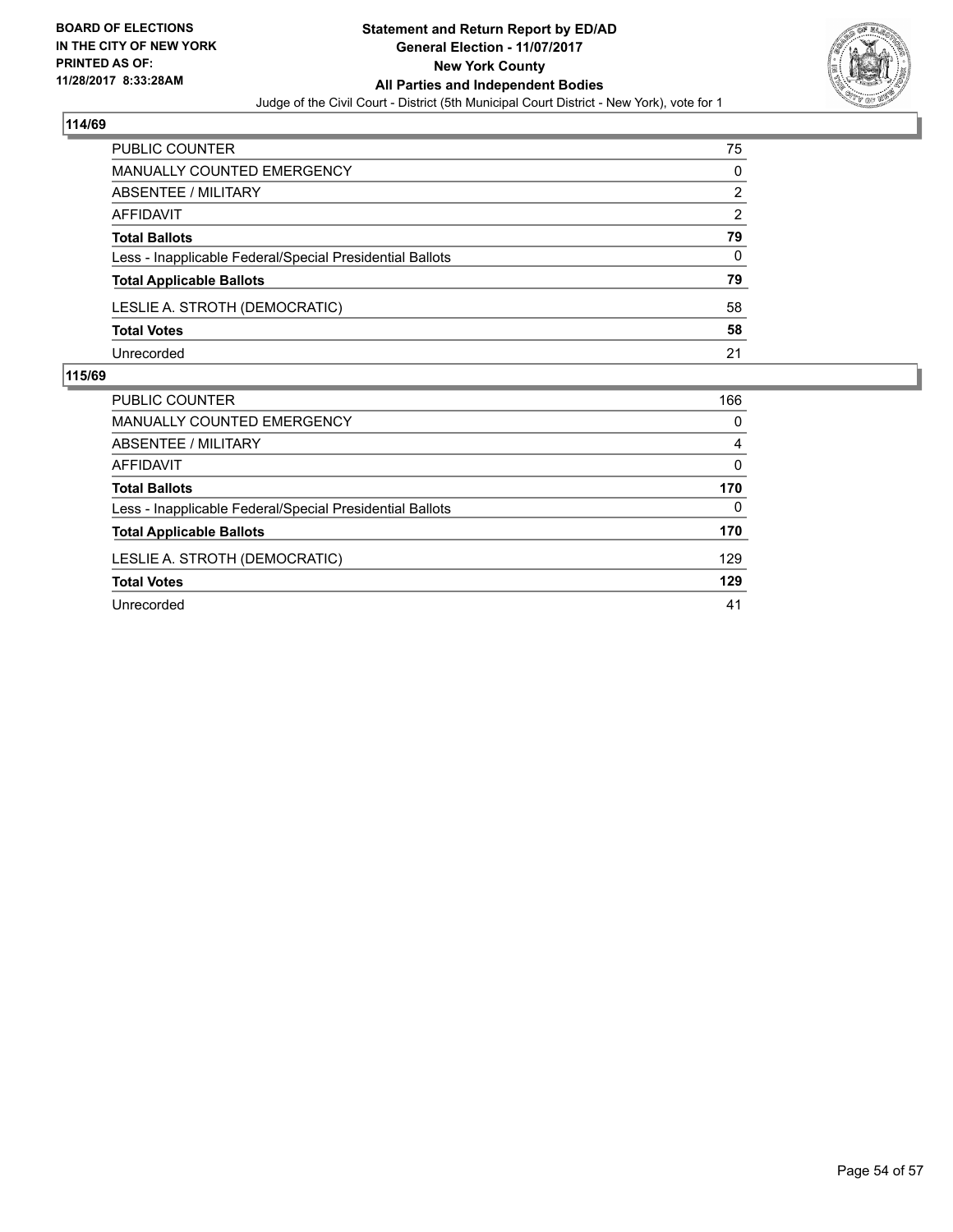**BOARD OF ELECTIONS IN THE CITY OF NEW YORK PRINTED AS OF: 11/28/2017 8:33:28AM**

**Statement and Return Report by ED/AD General Election - 11/07/2017 New York County All Parties and Independent Bodies**

Judge of the Civil Court - District (5th Municipal Court District - New York), vote for 1

## 114/69

| | |
|---|---|
| PUBLIC COUNTER | 75 |
| MANUALLY COUNTED EMERGENCY | 0 |
| ABSENTEE / MILITARY | 2 |
| AFFIDAVIT | 2 |
| **Total Ballots** | **79** |
| Less - Inapplicable Federal/Special Presidential Ballots | 0 |
| **Total Applicable Ballots** | **79** |
| LESLIE A. STROTH (DEMOCRATIC) | 58 |
| **Total Votes** | **58** |
| Unrecorded | 21 |

## 115/69

| | |
|---|---|
| PUBLIC COUNTER | 166 |
| MANUALLY COUNTED EMERGENCY | 0 |
| ABSENTEE / MILITARY | 4 |
| AFFIDAVIT | 0 |
| **Total Ballots** | **170** |
| Less - Inapplicable Federal/Special Presidential Ballots | 0 |
| **Total Applicable Ballots** | **170** |
| LESLIE A. STROTH (DEMOCRATIC) | 129 |
| **Total Votes** | **129** |
| Unrecorded | 41 |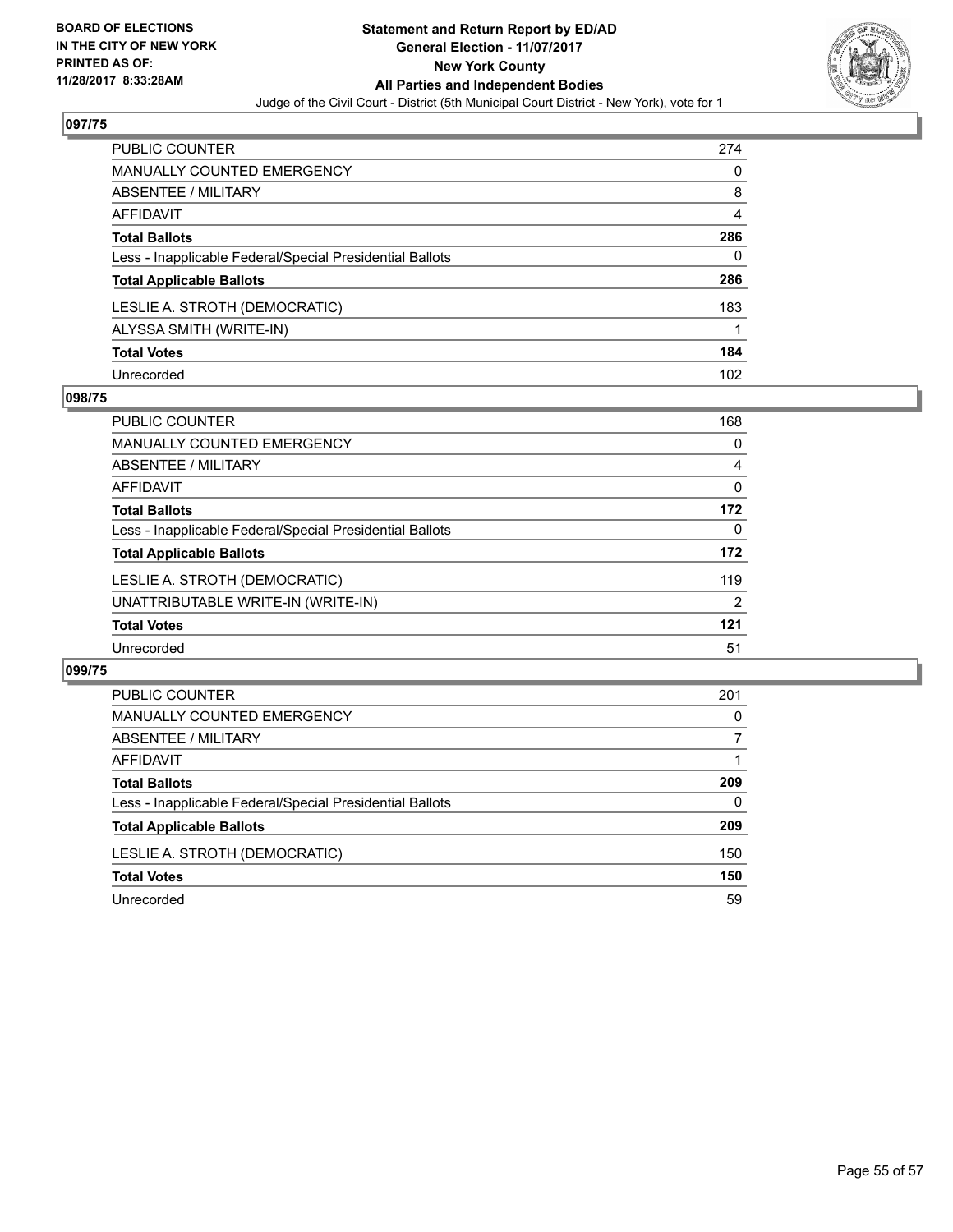BOARD OF ELECTIONS
IN THE CITY OF NEW YORK
PRINTED AS OF:
11/28/2017 8:33:28AM

# Statement and Return Report by ED/AD
## General Election - 11/07/2017
## New York County
## All Parties and Independent Bodies
Judge of the Civil Court - District (5th Municipal Court District - New York), vote for 1

### 097/75

| | |
|---|---|
| PUBLIC COUNTER | 274 |
| MANUALLY COUNTED EMERGENCY | 0 |
| ABSENTEE / MILITARY | 8 |
| AFFIDAVIT | 4 |
| **Total Ballots** | **286** |
| Less - Inapplicable Federal/Special Presidential Ballots | 0 |
| **Total Applicable Ballots** | **286** |
| LESLIE A. STROTH (DEMOCRATIC) | 183 |
| ALYSSA SMITH (WRITE-IN) | 1 |
| **Total Votes** | **184** |
| Unrecorded | 102 |

### 098/75

| | |
|---|---|
| PUBLIC COUNTER | 168 |
| MANUALLY COUNTED EMERGENCY | 0 |
| ABSENTEE / MILITARY | 4 |
| AFFIDAVIT | 0 |
| **Total Ballots** | **172** |
| Less - Inapplicable Federal/Special Presidential Ballots | 0 |
| **Total Applicable Ballots** | **172** |
| LESLIE A. STROTH (DEMOCRATIC) | 119 |
| UNATTRIBUTABLE WRITE-IN (WRITE-IN) | 2 |
| **Total Votes** | **121** |
| Unrecorded | 51 |

### 099/75

| | |
|---|---|
| PUBLIC COUNTER | 201 |
| MANUALLY COUNTED EMERGENCY | 0 |
| ABSENTEE / MILITARY | 7 |
| AFFIDAVIT | 1 |
| **Total Ballots** | **209** |
| Less - Inapplicable Federal/Special Presidential Ballots | 0 |
| **Total Applicable Ballots** | **209** |
| LESLIE A. STROTH (DEMOCRATIC) | 150 |
| **Total Votes** | **150** |
| Unrecorded | 59 |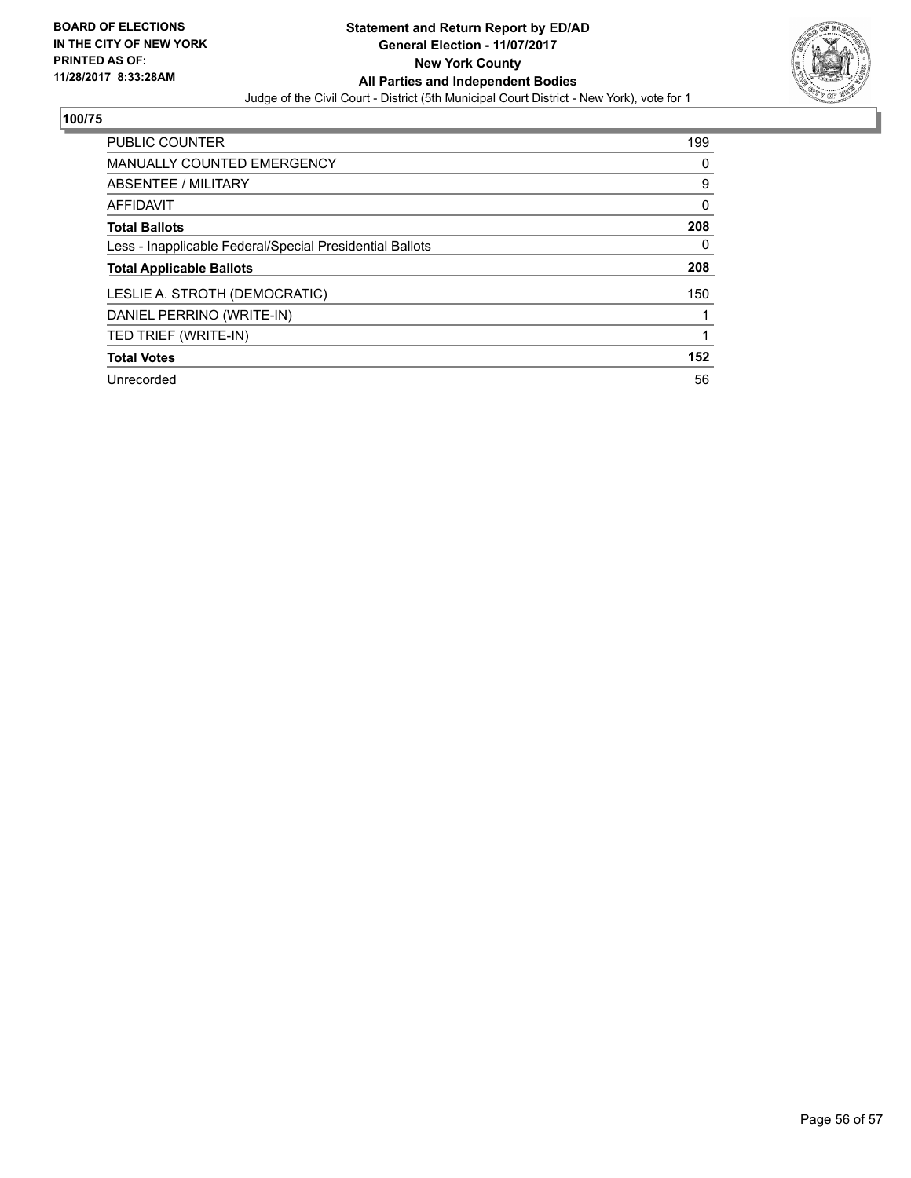BOARD OF ELECTIONS
IN THE CITY OF NEW YORK
PRINTED AS OF:
11/28/2017 8:33:28AM

**Statement and Return Report by ED/AD**
**General Election - 11/07/2017**
**New York County**
**All Parties and Independent Bodies**
Judge of the Civil Court - District (5th Municipal Court District - New York), vote for 1

**100/75**

| | |
|---|---|
| PUBLIC COUNTER | 199 |
| MANUALLY COUNTED EMERGENCY | 0 |
| ABSENTEE / MILITARY | 9 |
| AFFIDAVIT | 0 |
| **Total Ballots** | **208** |
| Less - Inapplicable Federal/Special Presidential Ballots | 0 |
| **Total Applicable Ballots** | **208** |
| LESLIE A. STROTH (DEMOCRATIC) | 150 |
| DANIEL PERRINO (WRITE-IN) | 1 |
| TED TRIEF (WRITE-IN) | 1 |
| **Total Votes** | **152** |
| Unrecorded | 56 |